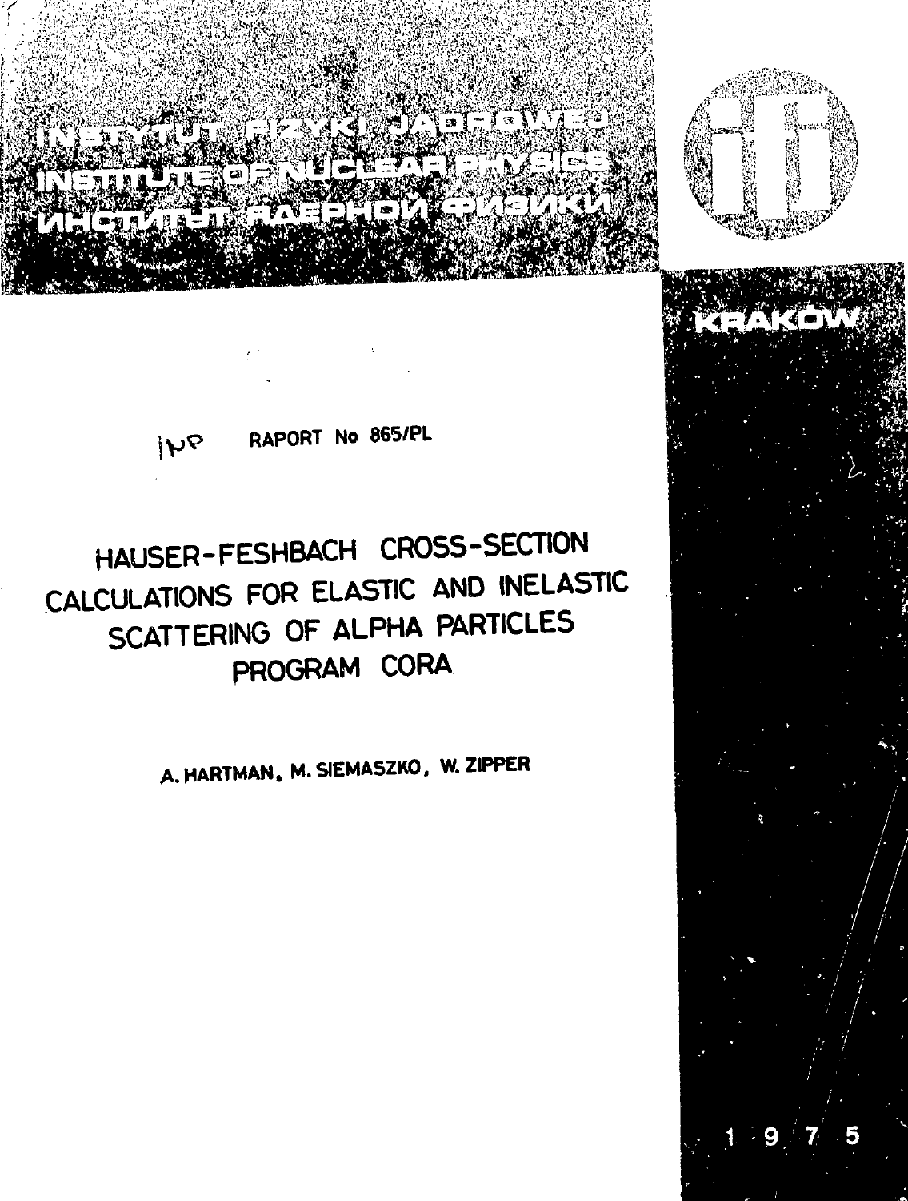INSTYTUT FIZYKI JADROWEJ
INSTITUTE OF NUCLEAR PHYSICS
ИНСТИТУТ ЯДЕРНОЙ ФИЗИКИ

ifj

KRAKÓW

INP RAPORT No 865/PL

# HAUSER-FESHBACH CROSS-SECTION CALCULATIONS FOR ELASTIC AND INELASTIC SCATTERING OF ALPHA PARTICLES PROGRAM CORA

A. HARTMAN, M. SIEMASZKO, W. ZIPPER

1975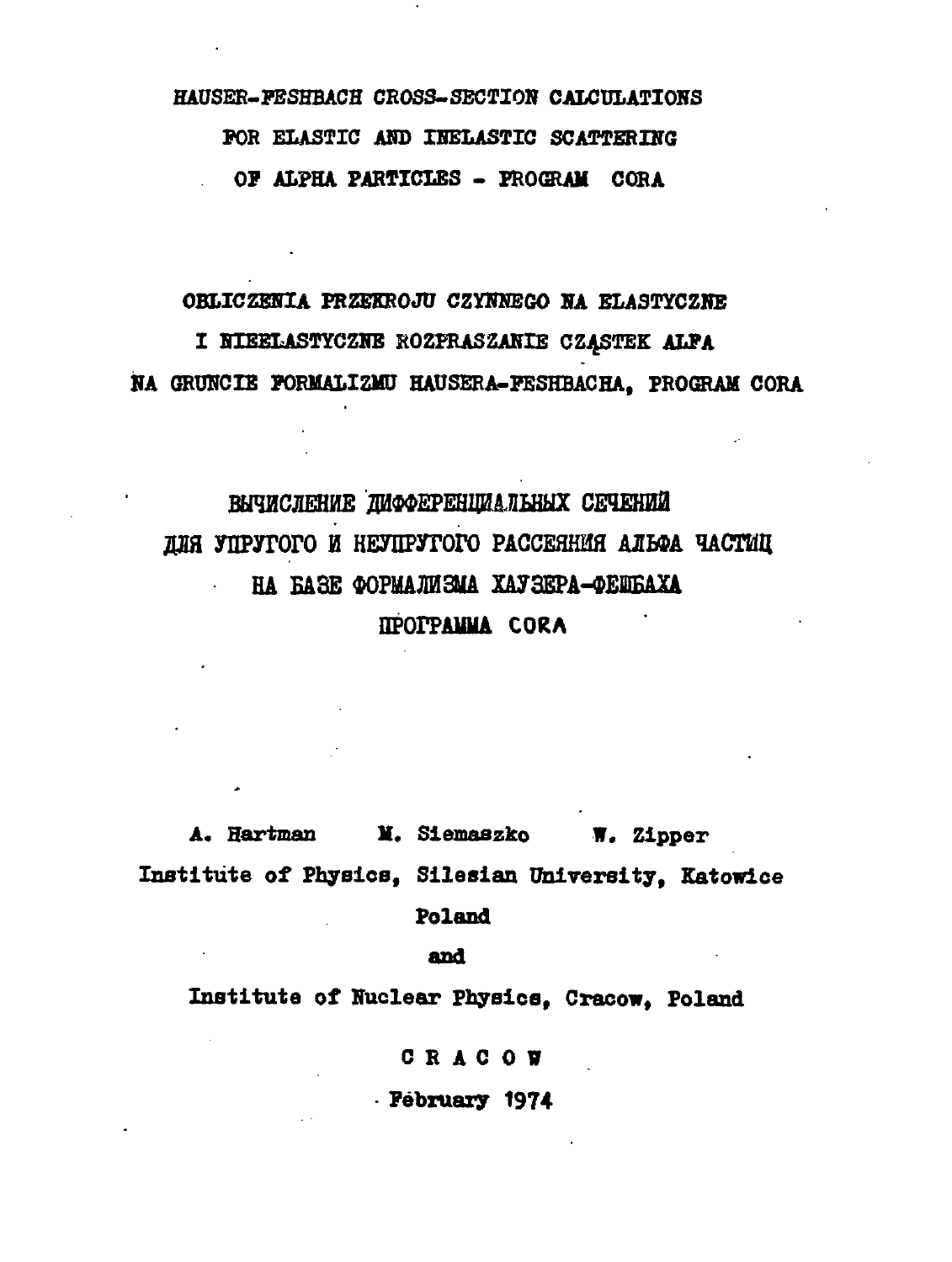# HAUSER-FESHBACH CROSS-SECTION CALCULATIONS FOR ELASTIC AND INELASTIC SCATTERING OF ALPHA PARTICLES - PROGRAM CORA

# OBLICZENIA PRZEKROJU CZYNNEGO NA ELASTYCZNE I NIEELASTYCZNE ROZPRASZANIE CZĄSTEK ALFA NA GRUNCIE FORMALIZMU HAUSERA-FESHBACHA, PROGRAM CORA

# ВЫЧИСЛЕНИЕ ДИФФЕРЕНЦИАЛЬНЫХ СЕЧЕНИЙ ДЛЯ УПРУГОГО И НЕУПРУГОГО РАССЕЯНИЯ АЛЬФА ЧАСТИЦ НА БАЗЕ ФОРМАЛИЗМА ХАУЗЕРА-ФЕШБАХА ПРОГРАММА CORA

A. Hartman M. Siemaszko W. Zipper

Institute of Physics, Silesian University, Katowice

Poland

and

Institute of Nuclear Physics, Cracow, Poland

C R A C O W

February 1974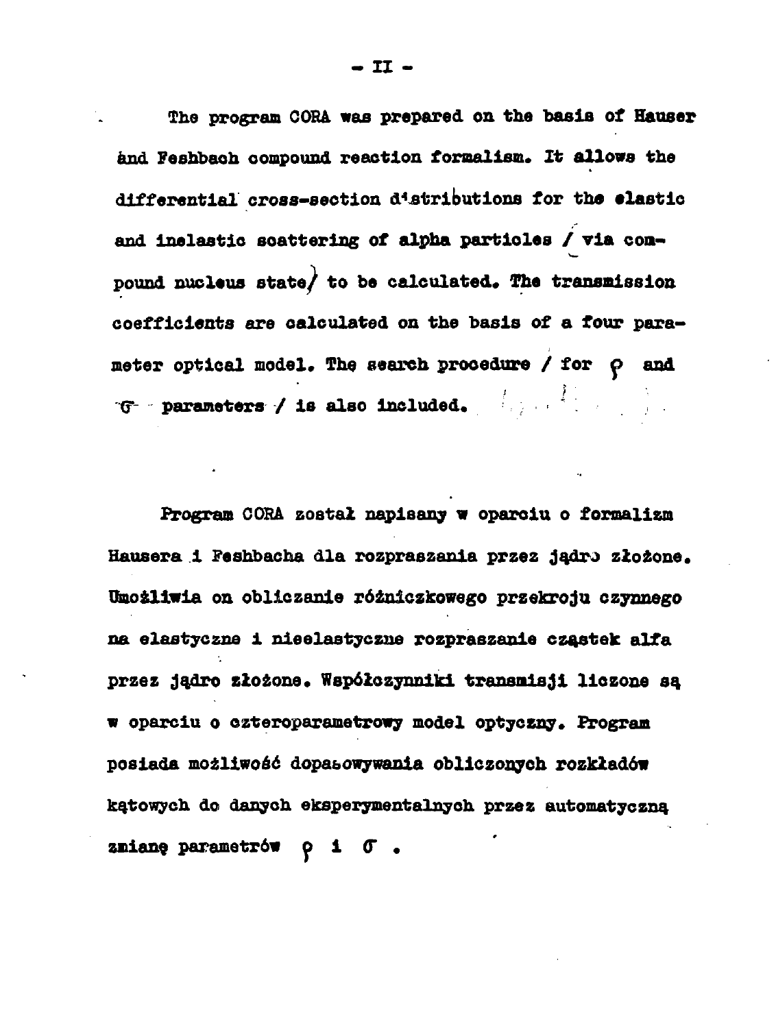The program CORA was prepared on the basis of Hauser and Feshbach compound reaction formalism. It allows the differential cross-section distributions for the elastic and inelastic scattering of alpha particles / via compound nucleus state / to be calculated. The transmission coefficients are calculated on the basis of a four parameter optical model. The search procedure / for $\rho$ and $\sigma$ parameters / is also included.

Program CORA został napisany w oparciu o formalizm Hausera i Feshbacha dla rozpraszania przez jądro złożone. Umożliwia on obliczanie różniczkowego przekroju czynnego na elastyczne i nieelastyczne rozpraszanie cząstek alfa przez jądro złożone. Współczynniki transmisji liczone są w oparciu o czteroparametrowy model optyczny. Program posiada możliwość dopasowywania obliczonych rozkładów kątowych do danych eksperymentalnych przez automatyczną zmianę parametrów $\rho$ i $\sigma$.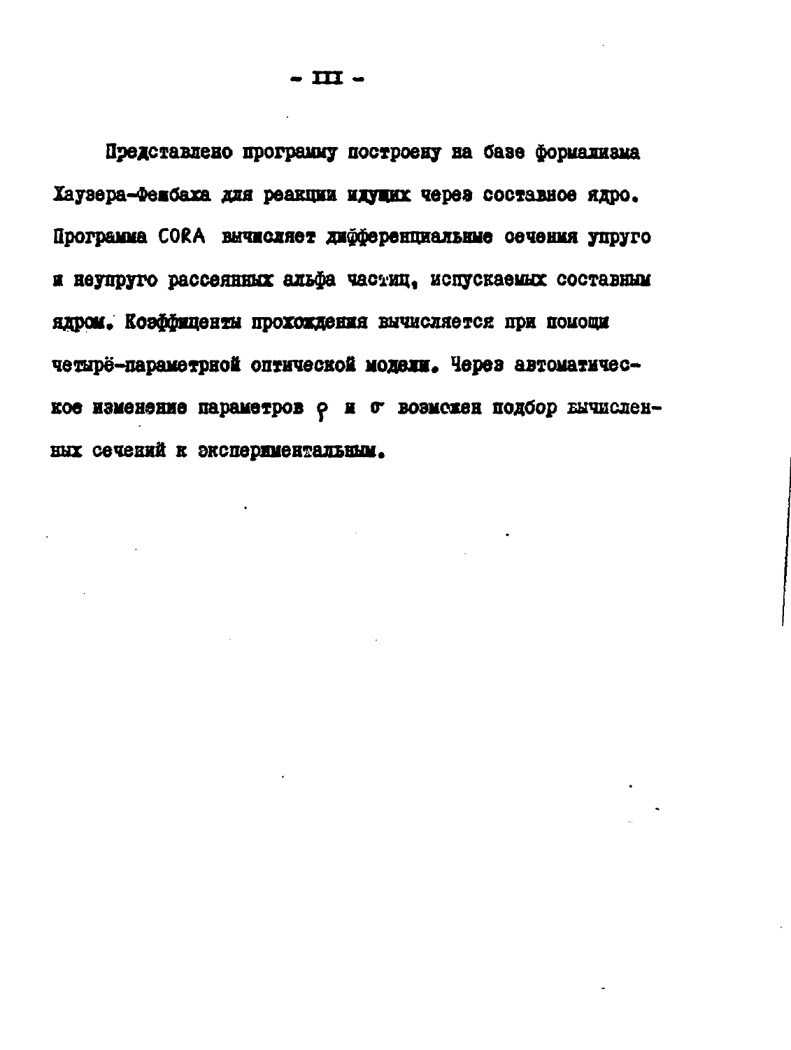Представлено программу построену на базе формализма Хаузера-Фешбаха для реакции идущих через составное ядро. Программа CORA вычисляет дифференциальные сечения упруго и неупруго рассеянных альфа частиц, испускаемых составным ядром. Коэффиценты прохождения вычисляется при помощи четырё-параметрной оптической модели. Через автоматическое изменение параметров $\rho$ и $\sigma$ возмсжен подбор вычисленных сечений к экспериментальным.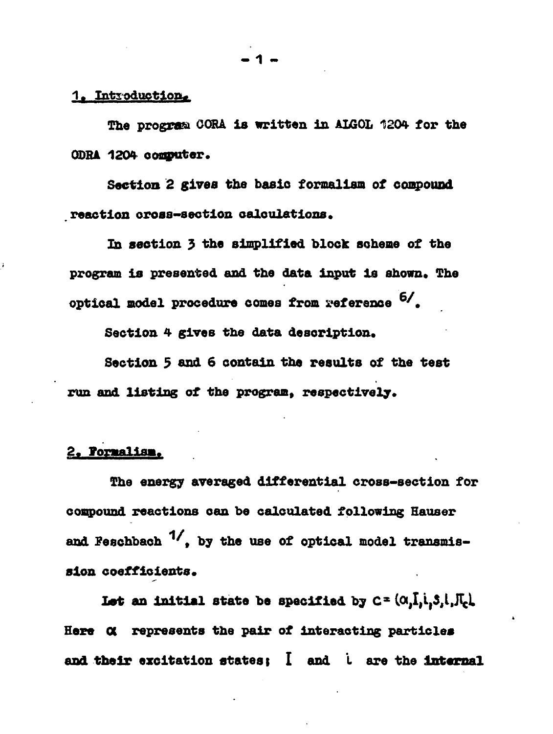## 1. Introduction.

The program CORA is written in ALGOL 1204 for the ODRA 1204 computer.

Section 2 gives the basic formalism of compound reaction cross-section calculations.

In section 3 the simplified block scheme of the program is presented and the data input is shown. The optical model procedure comes from reference [6].

Section 4 gives the data description.

Section 5 and 6 contain the results of the test run and listing of the program, respectively.

## 2. Formalism.

The energy averaged differential cross-section for compound reactions can be calculated following Hauser and Feschbach [1], by the use of optical model transmission coefficients.

Let an initial state be specified by $c = (\alpha, I, i, s, l, J_c)$. Here $\alpha$ represents the pair of interacting particles and their excitation states; $I$ and $i$ are the internal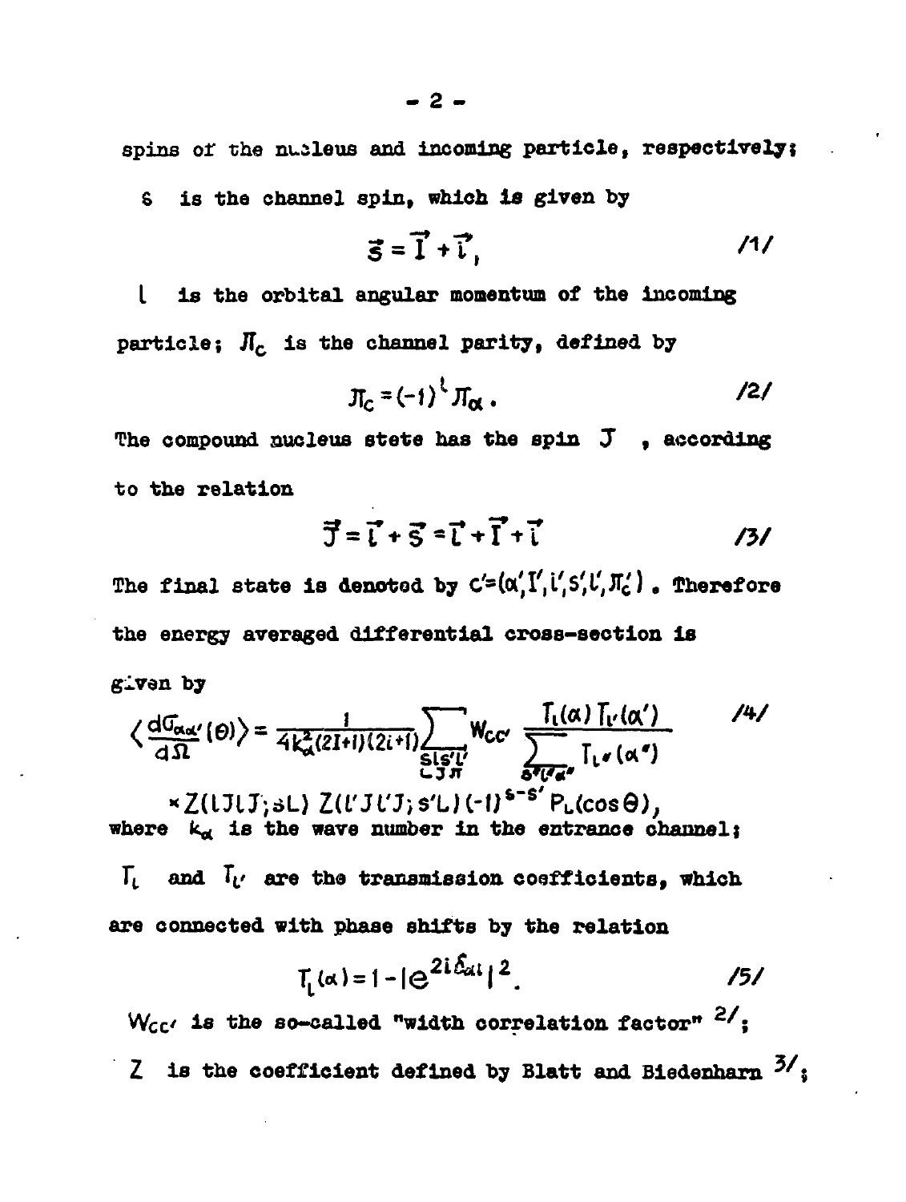spins of the nucleus and incoming particle, respectively;

$s$ is the channel spin, which is given by

$$\vec{s} = \vec{I} + \vec{i}, \qquad /1/$$

$l$ is the orbital angular momentum of the incoming particle; $\pi_c$ is the channel parity, defined by

$$\pi_c = (-1)^l \pi_\alpha . \qquad /2/$$

The compound nucleus state has the spin $J$ , according to the relation

$$\vec{J} = \vec{l} + \vec{s} = \vec{l} + \vec{I} + \vec{i} \qquad /3/$$

The final state is denoted by $c' = (\alpha', I', i', s', l', \pi_c')$ . Therefore the energy averaged differential cross-section is given by

$$\left\langle \frac{d\sigma_{\alpha\alpha'}}{d\Omega}(\theta) \right\rangle = \frac{1}{4k_\alpha^2(2I+1)(2i+1)} \sum_{\substack{sls'l' \\ LJ\pi}} W_{cc'} \frac{T_l(\alpha)\, T_{l'}(\alpha')}{\sum_{s''l''\alpha''} T_{l''}(\alpha'')} \qquad /4/$$

$$\times Z(lJlJ; sL)\, Z(l'Jl'J; s'L)\, (-1)^{s-s'} P_L(\cos\theta),$$

where $k_\alpha$ is the wave number in the entrance channel;

$T_l$ and $T_{l'}$ are the transmission coefficients, which are connected with phase shifts by the relation

$$T_l(\alpha) = 1 - |e^{2i\delta_{\alpha l}}|^2 . \qquad /5/$$

$W_{cc'}$ is the so-called "width correlation factor" [2];

$Z$ is the coefficient defined by Blatt and Biedenharn [3];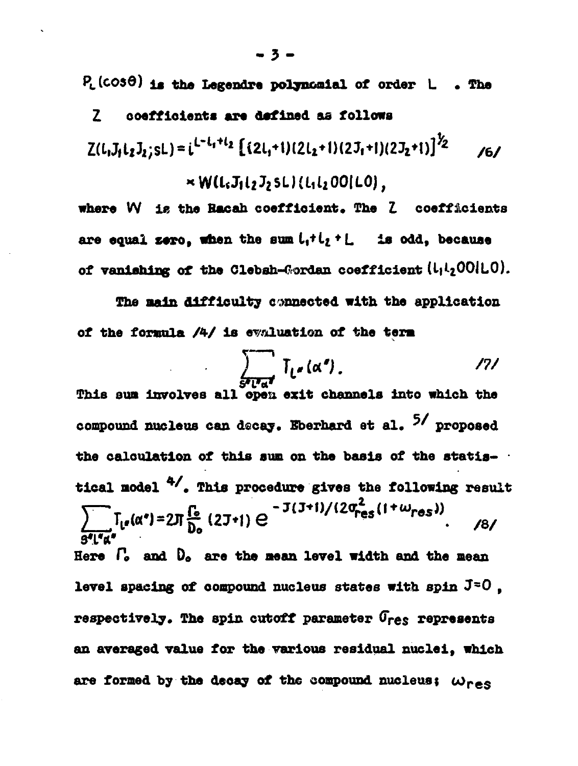$P_L(\cos\theta)$ is the Legendre polynomial of order $L$. The $Z$ coefficients are defined as follows

$$Z(l_1J_1l_2J_2;sL) = i^{L-l_1+l_2}\left[(2l_1+1)(2l_2+1)(2J_1+1)(2J_2+1)\right]^{1/2} \qquad /6/$$

$$\times W(l_1J_1l_2J_2sL)(l_1l_200|L0),$$

where $W$ is the Racah coefficient. The $Z$ coefficients are equal zero, when the sum $l_1+l_2+L$ is odd, because of vanishing of the Clebsh-Gordan coefficient $(l_1l_200|L0)$.

The main difficulty connected with the application of the formula /4/ is evaluation of the term

$$\sum_{s''l''\alpha''} T_{l''}(\alpha''). \qquad /7/$$

This sum involves all open exit channels into which the compound nucleus can decay. Eberhard et al. [5] proposed the calculation of this sum on the basis of the statistical model [4]. This procedure gives the following result

$$\sum_{s''l''\alpha''} T_{l''}(\alpha'') = 2\pi\frac{\Gamma_0}{D_0}(2J+1)\, e^{-J(J+1)/(2\sigma_{res}^2(1+\omega_{res}))}. \qquad /8/$$

Here $\Gamma_0$ and $D_0$ are the mean level width and the mean level spacing of compound nucleus states with spin $J=0$, respectively. The spin cutoff parameter $\sigma_{res}$ represents an averaged value for the various residual nuclei, which are formed by the decay of the compound nucleus; $\omega_{res}$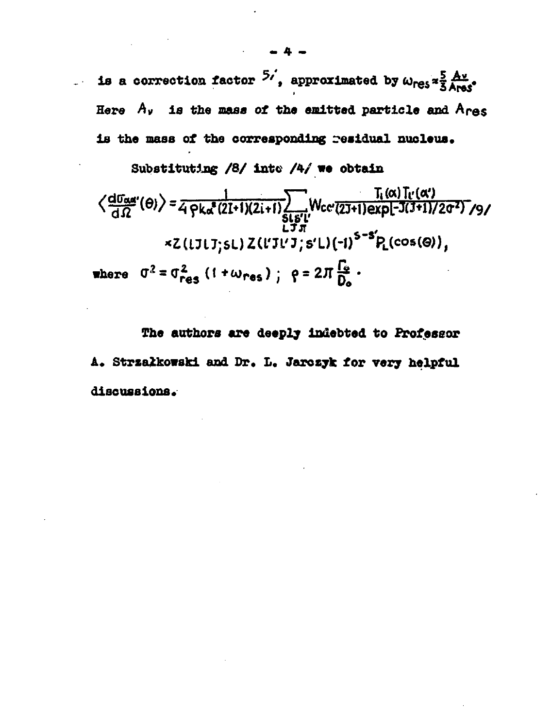is a correction factor [5], approximated by $\omega_{res} \approx \frac{5}{3}\frac{A_\nu}{A_{res}}$. Here $A_\nu$ is the mass of the emitted particle and $A_{res}$ is the mass of the corresponding residual nucleus.

Substituting /8/ into /4/ we obtain

$$\left\langle \frac{d\sigma_{\alpha\alpha'}}{d\Omega}(\theta) \right\rangle = \frac{1}{4\rho k_\alpha^2 (2I+1)(2i+1)} \sum_{\substack{s l s' l' \\ L J \pi}} W_{cc'} \frac{T_l(\alpha) T_{l'}(\alpha')}{(2J+1)\exp[-J(J+1)/2\sigma^2]} \times Z(lJlJ;sL)\, Z(l'Jl'J;s'L)(-1)^{s-s'} P_L(\cos(\theta)), \qquad /9/$$

where $\sigma^2 = \sigma_{res}^2 (1+\omega_{res})$; $\rho = 2\pi \frac{\Gamma_0}{D_0}$.

The authors are deeply indebted to Professor A. Strzałkowski and Dr. L. Jarczyk for very helpful discussions.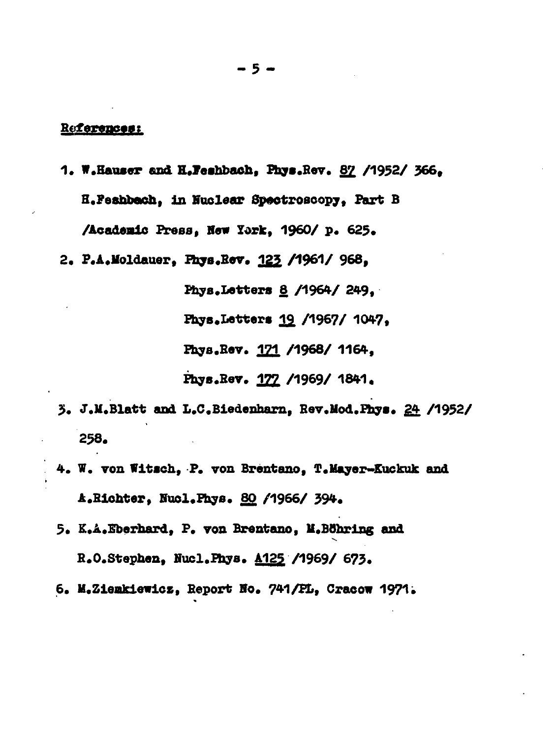**References:**

1. W.Hauser and H.Feshbach, Phys.Rev. 87 /1952/ 366,
   H.Feshbach, in Nuclear Spectroscopy, Part B
   /Academic Press, New York, 1960/ p. 625.
2. P.A.Moldauer, Phys.Rev. 123 /1961/ 968,
   Phys.Letters 8 /1964/ 249,
   Phys.Letters 19 /1967/ 1047,
   Phys.Rev. 171 /1968/ 1164,
   Phys.Rev. 177 /1969/ 1841.
3. J.M.Blatt and L.C.Biedenharn, Rev.Mod.Phys. 24 /1952/ 258.
4. W. von Witsch, P. von Brentano, T.Mayer-Kuckuk and A.Richter, Nucl.Phys. 80 /1966/ 394.
5. K.A.Eberhard, P. von Brentano, M.Böhring and R.O.Stephen, Nucl.Phys. A125 /1969/ 673.
6. M.Ziemkiewicz, Report No. 741/PL, Cracow 1971.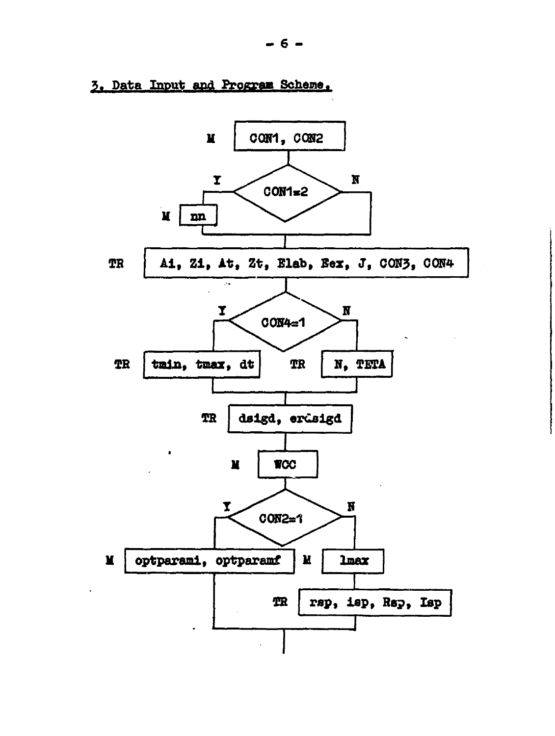## 3. Data Input and Program Scheme.

```
M   [ CON1, CON2 ]
          |
    Y  < CON1=2 >  N
    |              |
M [ nn ]           |
    |______________|
          |
TR  [ Ai, Zi, At, Zt, Elab, Eex, J, CON3, CON4 ]
          |
    Y  < CON4=1 >  N
    |              |
TR [ tmin, tmax, dt ]   TR [ N, TETA ]
    |______________|
          |
TR  [ dsigd, erdsigd ]
          |
M   [ WCC ]
          |
    Y  < CON2=1 >  N
    |              |
M [ optparami, optparamf ]   M [ lmax ]
    |                          |
    |                     TR [ rsp, isp, Rsp, Isp ]
    |__________________________|
          |
```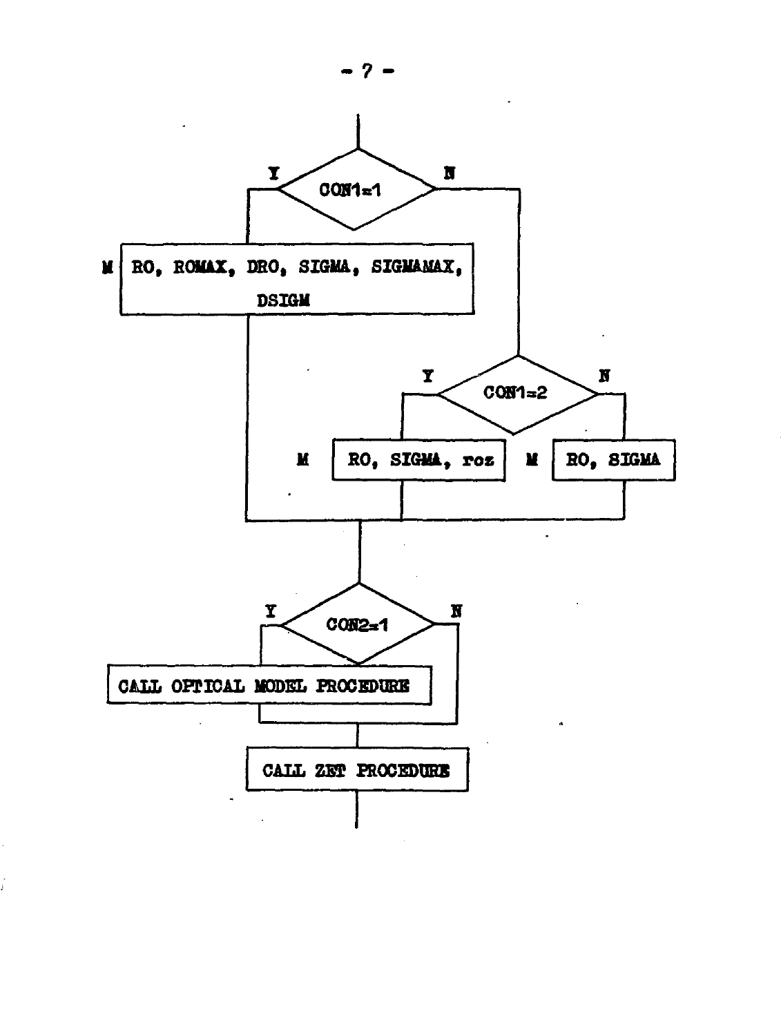CON1=1

Y: M RO, ROMAX, DRO, SIGMA, SIGMAMAX, DSIGM

N: CON1=2

Y: M RO, SIGMA, roz

N: M RO, SIGMA

CON2=1

Y: CALL OPTICAL MODEL PROCEDURE

N:

CALL ZET PROCEDURE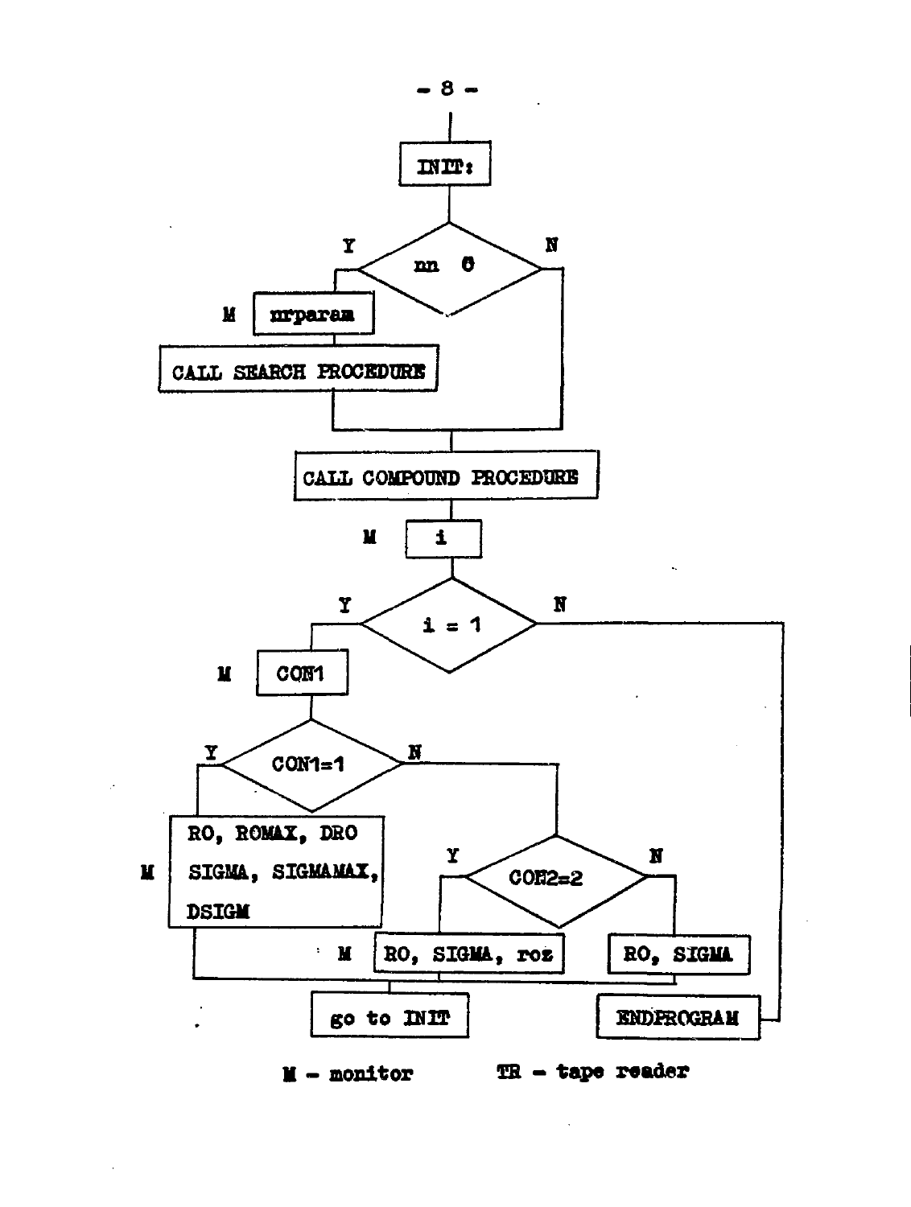INIT:

nn 6 — Y / N

Y: M nrparam → CALL SEARCH PROCEDURE

CALL COMPOUND PROCEDURE

M i

i = 1 — Y / N

N: ENDPROGRAM

Y: M CON1

CON1=1 — Y / N

Y: M RO, ROMAX, DRO SIGMA, SIGMAMAX, DSIGM

N: CON2=2 — Y / N

Y: M RO, SIGMA, roz

N: RO, SIGMA

go to INIT

M - monitor TR - tape reader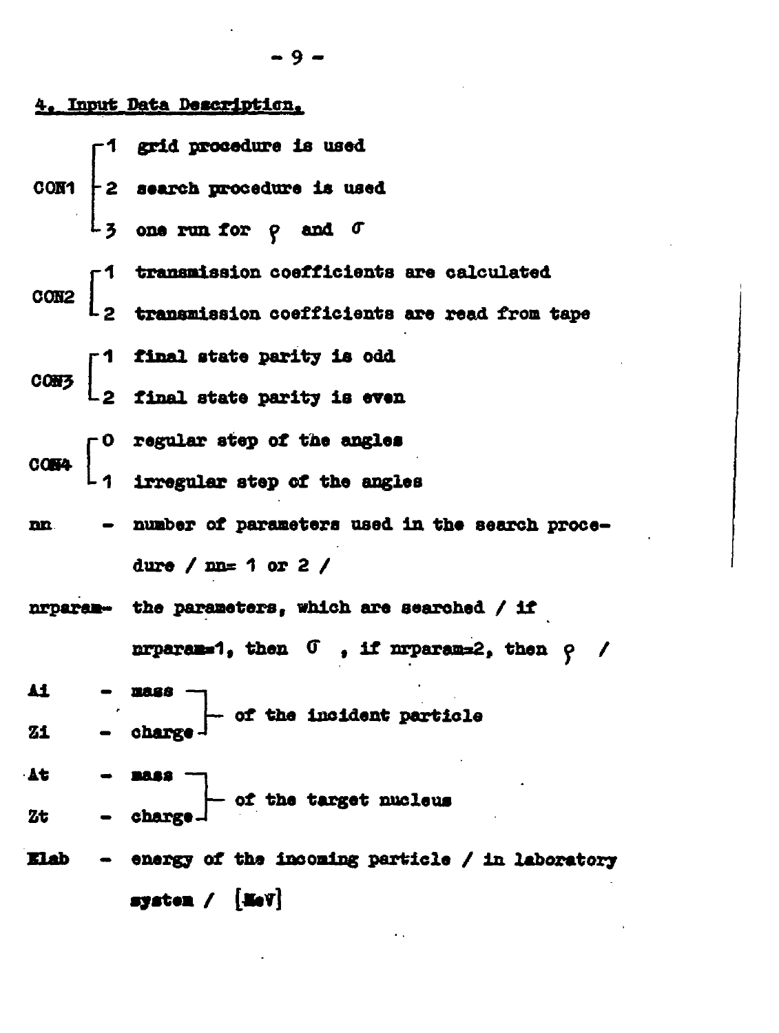## 4. Input Data Description.

CON1
- 1 grid procedure is used
- 2 search procedure is used
- 3 one run for $\rho$ and $\sigma$

CON2
- 1 transmission coefficients are calculated
- 2 transmission coefficients are read from tape

CON3
- 1 final state parity is odd
- 2 final state parity is even

CON4
- 0 regular step of the angles
- 1 irregular step of the angles

nn - number of parameters used in the search procedure / nn= 1 or 2 /

nrparam- the parameters, which are searched / if nrparam=1, then $\sigma$ , if nrparam=2, then $\rho$ /

Ai - mass, Zi - charge — of the incident particle

At - mass, Zt - charge — of the target nucleus

Elab - energy of the incoming particle / in laboratory system / [MeV]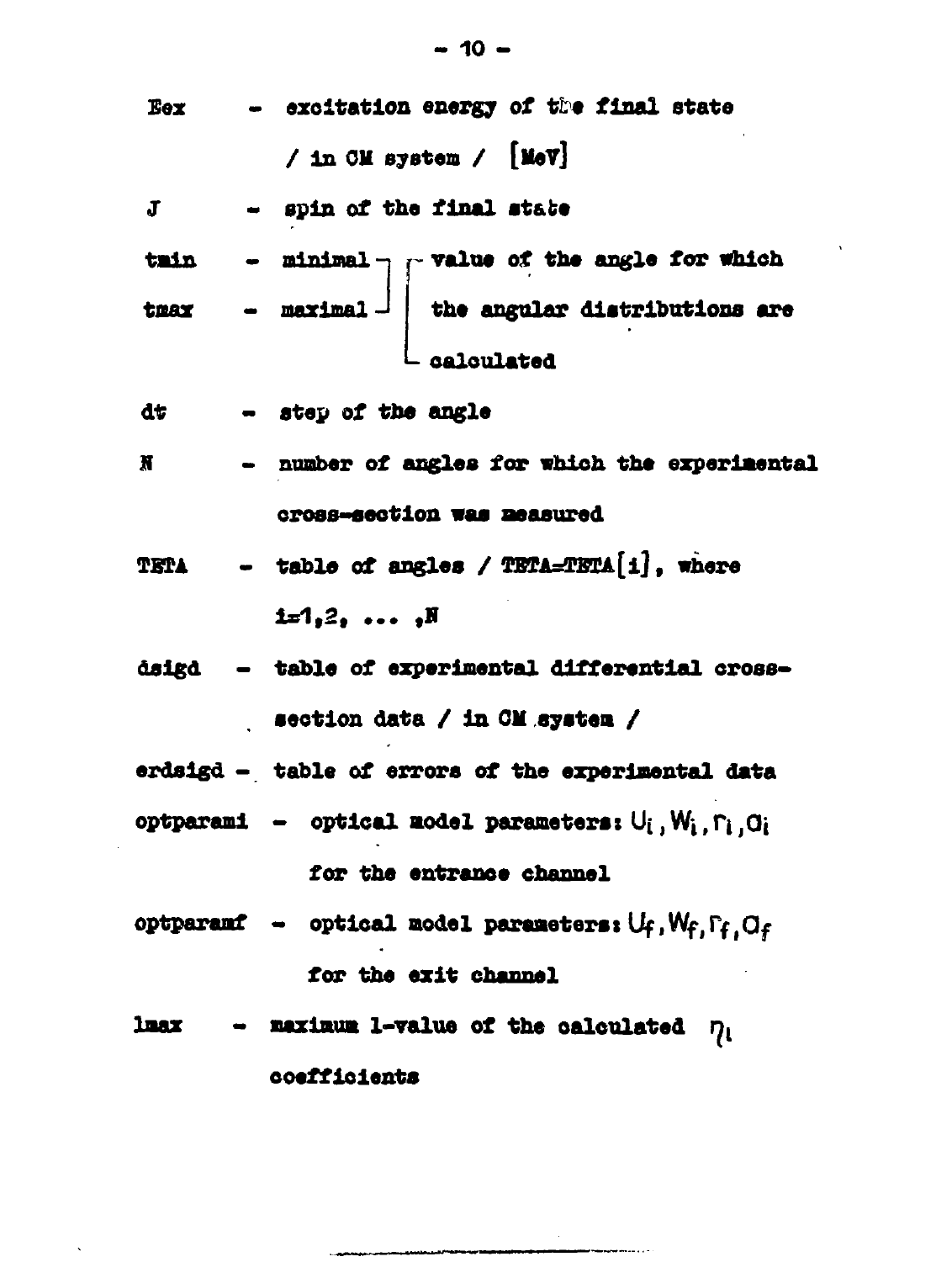Eex - excitation energy of the final state / in CM system / [MeV]

J - spin of the final state

tmin - minimal ⎤ value of the angle for which

tmax - maximal ⎦ the angular distributions are calculated

dt - step of the angle

N - number of angles for which the experimental cross-section was measured

TETA - table of angles / TETA=TETA[i], where $i=1,2, \ldots ,N$

dsigd - table of experimental differential cross-section data / in CM system /

erdsigd - table of errors of the experimental data

optparami - optical model parameters: $U_i, W_i, r_i, a_i$ for the entrance channel

optparamf - optical model parameters: $U_f, W_f, r_f, a_f$ for the exit channel

lmax - maximum l-value of the calculated $\eta_l$ coefficients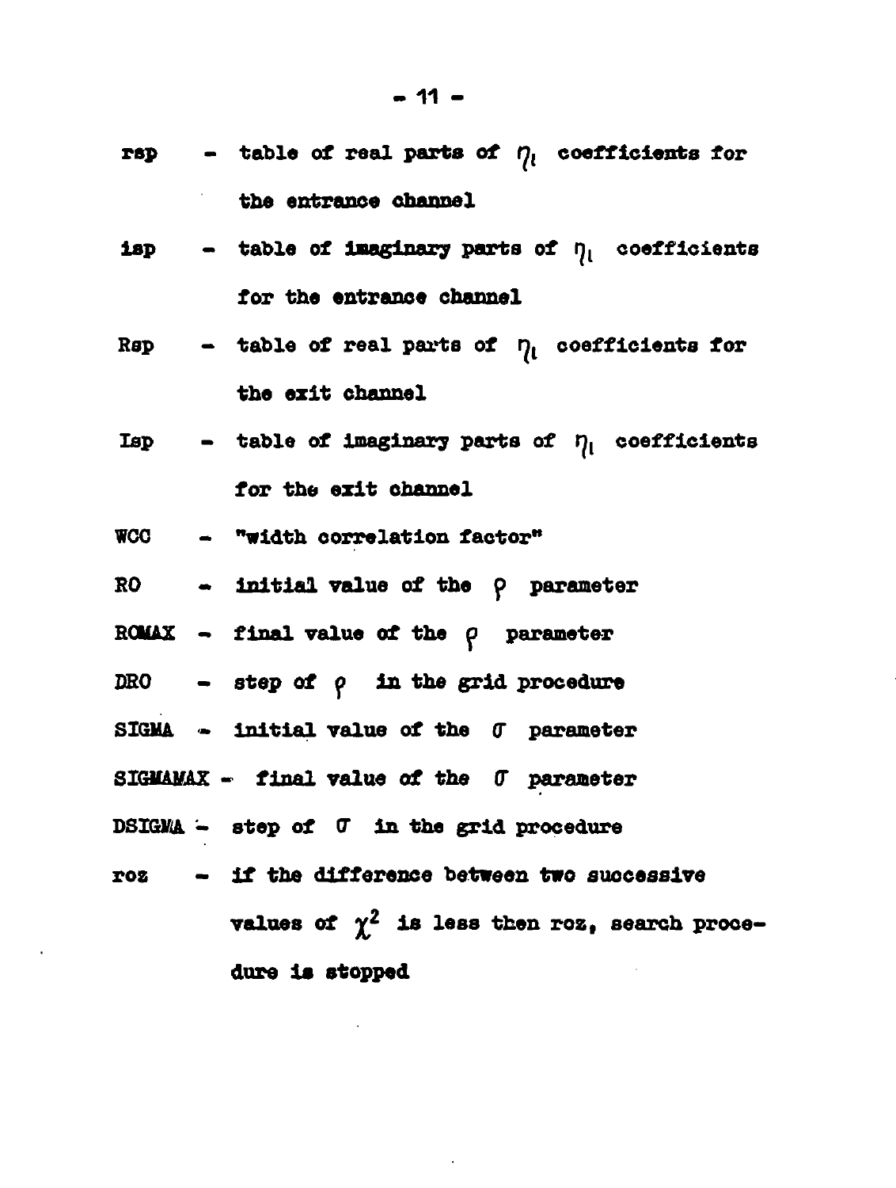rsp - table of real parts of $\eta_l$ coefficients for the entrance channel

isp - table of imaginary parts of $\eta_l$ coefficients for the entrance channel

Rsp - table of real parts of $\eta_l$ coefficients for the exit channel

Isp - table of imaginary parts of $\eta_l$ coefficients for the exit channel

WCC - "width correlation factor"

RO - initial value of the $\rho$ parameter

ROMAX - final value of the $\rho$ parameter

DRO - step of $\rho$ in the grid procedure

SIGMA - initial value of the $\sigma$ parameter

SIGMAMAX - final value of the $\sigma$ parameter

DSIGMA - step of $\sigma$ in the grid procedure

roz - if the difference between two successive values of $\chi^2$ is less then roz, search procedure is stopped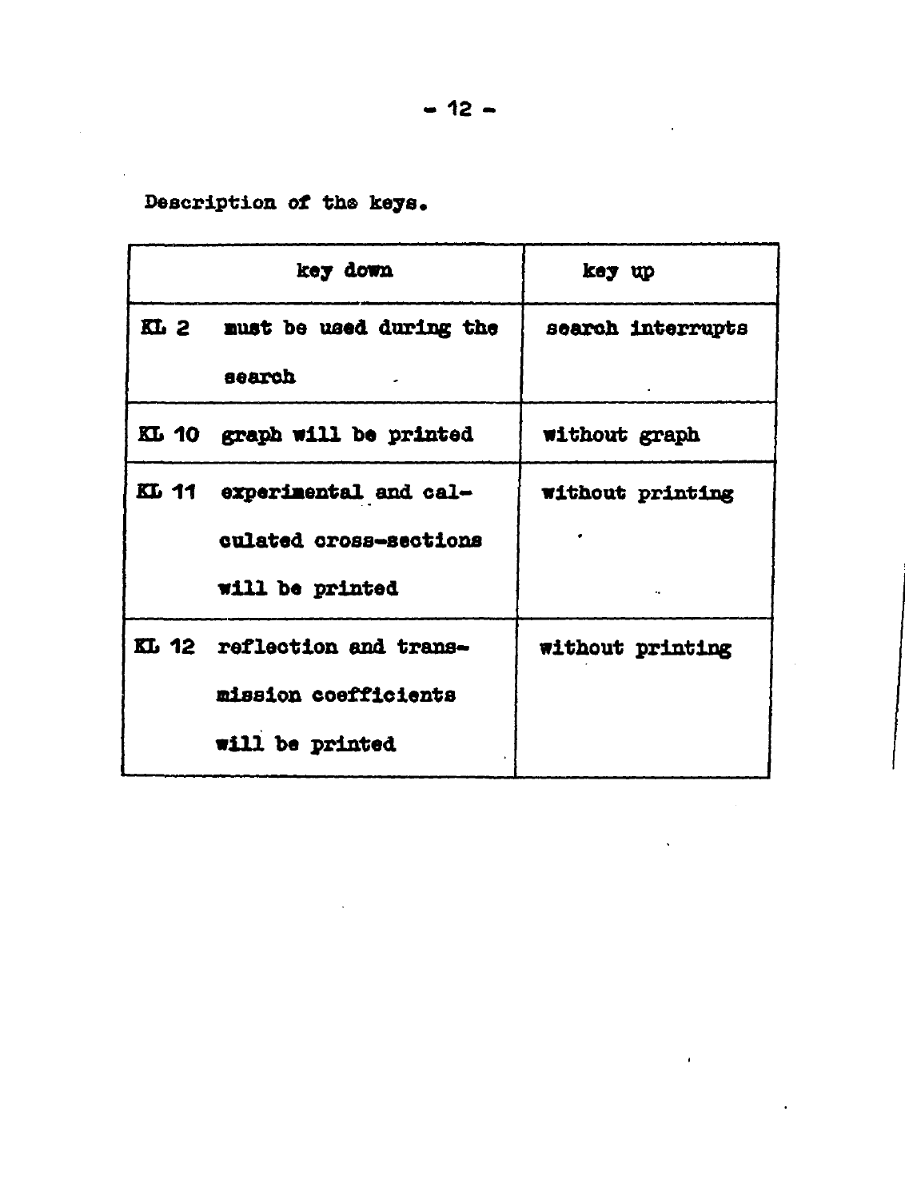Description of the keys.

| key down | | key up |
|---|---|---|
| KL 2 | must be used during the search | search interrupts |
| KL 10 | graph will be printed | without graph |
| KL 11 | experimental and calculated cross-sections will be printed | without printing |
| KL 12 | reflection and transmission coefficients will be printed | without printing |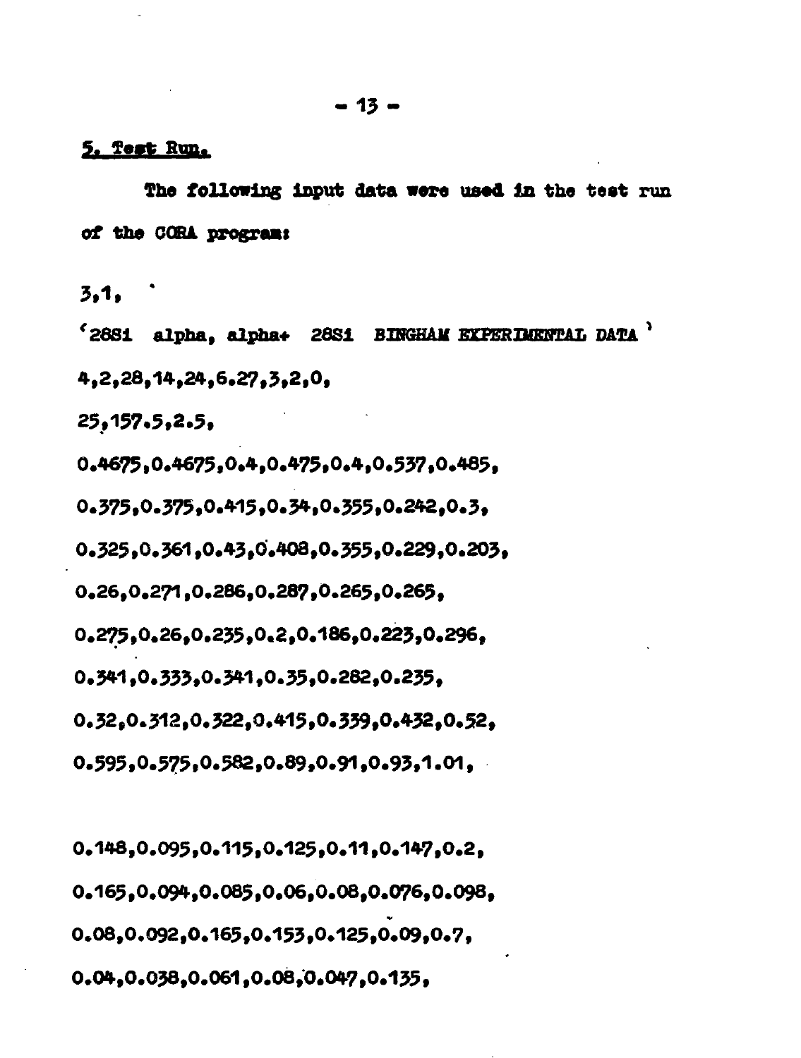## 5. Test Run.

The following input data were used in the test run of the CORA program:

```
3,1,
'28Si  alpha, alpha+  28Si  BINGHAM EXPERIMENTAL DATA'
4,2,28,14,24,6.27,3,2,0,
25,157.5,2.5,
0.4675,0.4675,0.4,0.475,0.4,0.537,0.485,
0.375,0.375,0.415,0.34,0.355,0.242,0.3,
0.325,0.361,0.43,0.408,0.355,0.229,0.203,
0.26,0.271,0.286,0.287,0.265,0.265,
0.275,0.26,0.235,0.2,0.186,0.223,0.296,
0.341,0.333,0.341,0.35,0.282,0.235,
0.32,0.312,0.322,0.415,0.339,0.432,0.52,
0.595,0.575,0.582,0.89,0.91,0.93,1.01,

0.148,0.095,0.115,0.125,0.11,0.147,0.2,
0.165,0.094,0.085,0.06,0.08,0.076,0.098,
0.08,0.092,0.165,0.153,0.125,0.09,0.7,
0.04,0.038,0.061,0.08,0.047,0.135,
```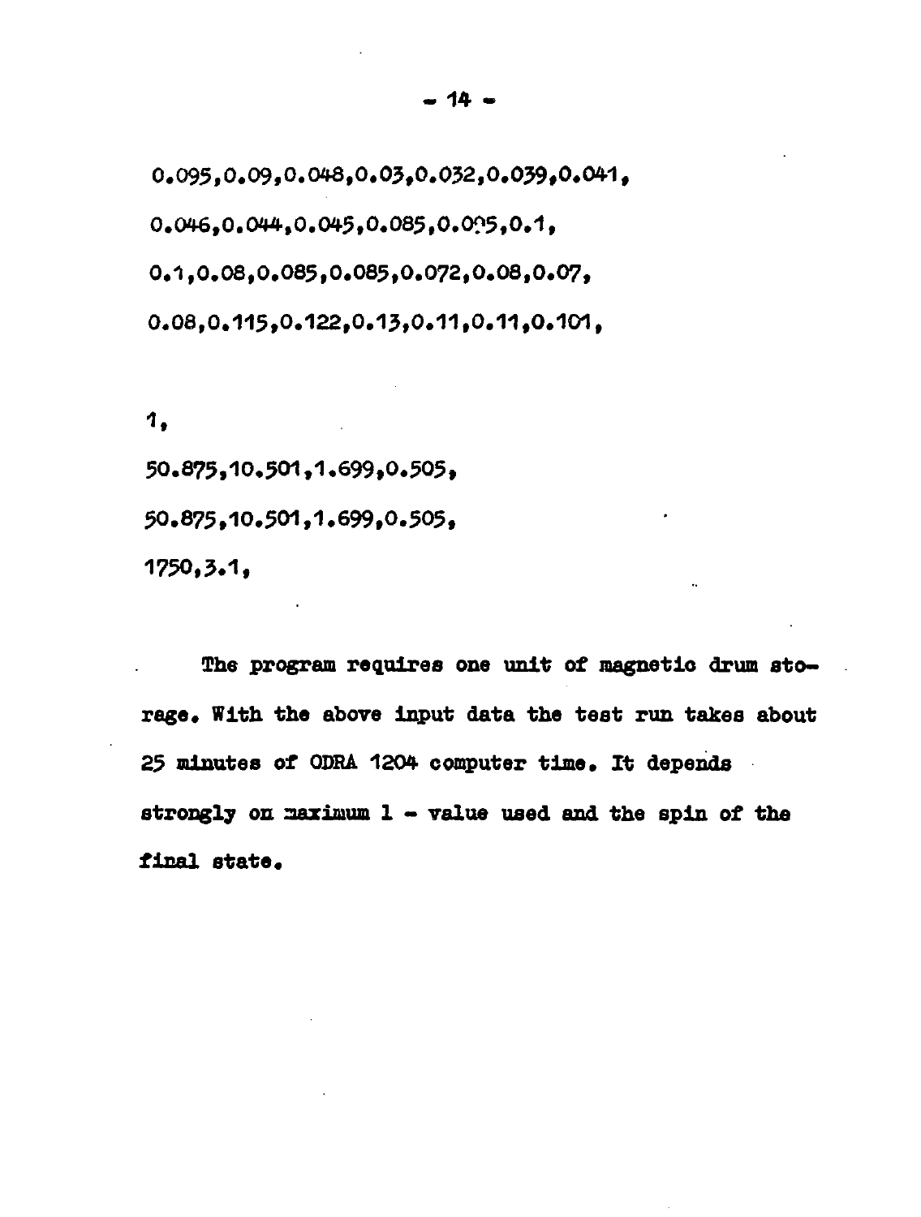```
0.095,0.09,0.048,0.03,0.032,0.039,0.041,
0.046,0.044,0.045,0.085,0.095,0.1,
0.1,0.08,0.085,0.085,0.072,0.08,0.07,
0.08,0.115,0.122,0.13,0.11,0.11,0.101,

1,
50.875,10.501,1.699,0.505,
50.875,10.501,1.699,0.505,
1750,3.1,
```

The program requires one unit of magnetic drum storage. With the above input data the test run takes about 25 minutes of ODRA 1204 computer time. It depends strongly on maximum l - value used and the spin of the final state.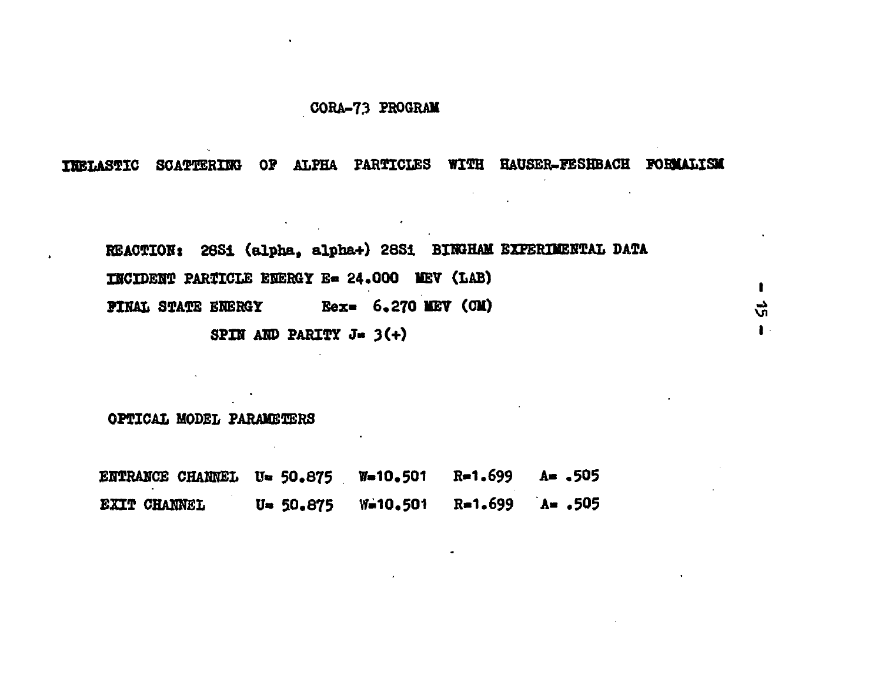# CORA-73 PROGRAM

## INELASTIC SCATTERING OF ALPHA PARTICLES WITH HAUSER-FESHBACH FORMALISM

REACTION: 28Si (alpha, alpha+) 28Si BINGHAM EXPERIMENTAL DATA

INCIDENT PARTICLE ENERGY E= 24.000 MEV (LAB)

FINAL STATE ENERGY Eex= 6.270 MEV (CM)

SPIN AND PARITY J= 3(+)

OPTICAL MODEL PARAMETERS

| | | | | |
|---|---|---|---|---|
| ENTRANCE CHANNEL | U= 50.875 | W=10.501 | R=1.699 | A= .505 |
| EXIT CHANNEL | U= 50.875 | W=10.501 | R=1.699 | A= .505 |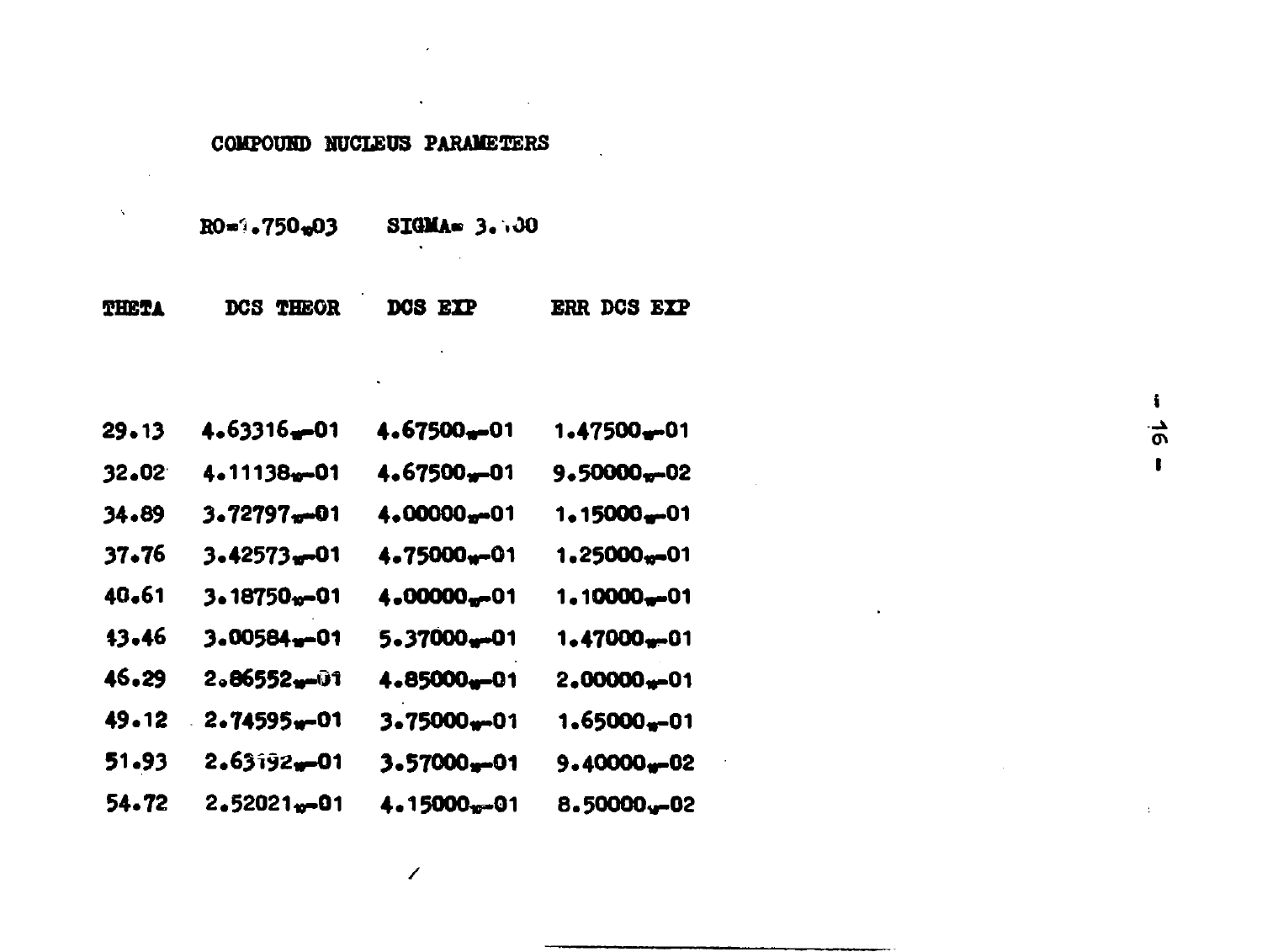COMPOUND NUCLEUS PARAMETERS

RO= 1.750₁₀03     SIGMA= 3.000

| THETA | DCS THEOR | DCS EXP | ERR DCS EXP |
|---|---|---|---|
| 29.13 | 4.63316₁₀-01 | 4.67500₁₀-01 | 1.47500₁₀-01 |
| 32.02 | 4.11138₁₀-01 | 4.67500₁₀-01 | 9.50000₁₀-02 |
| 34.89 | 3.72797₁₀-01 | 4.00000₁₀-01 | 1.15000₁₀-01 |
| 37.76 | 3.42573₁₀-01 | 4.75000₁₀-01 | 1.25000₁₀-01 |
| 40.61 | 3.18750₁₀-01 | 4.00000₁₀-01 | 1.10000₁₀-01 |
| 43.46 | 3.00584₁₀-01 | 5.37000₁₀-01 | 1.47000₁₀-01 |
| 46.29 | 2.86552₁₀-01 | 4.85000₁₀-01 | 2.00000₁₀-01 |
| 49.12 | 2.74595₁₀-01 | 3.75000₁₀-01 | 1.65000₁₀-01 |
| 51.93 | 2.63192₁₀-01 | 3.57000₁₀-01 | 9.40000₁₀-02 |
| 54.72 | 2.52021₁₀-01 | 4.15000₁₀-01 | 8.50000₁₀-02 |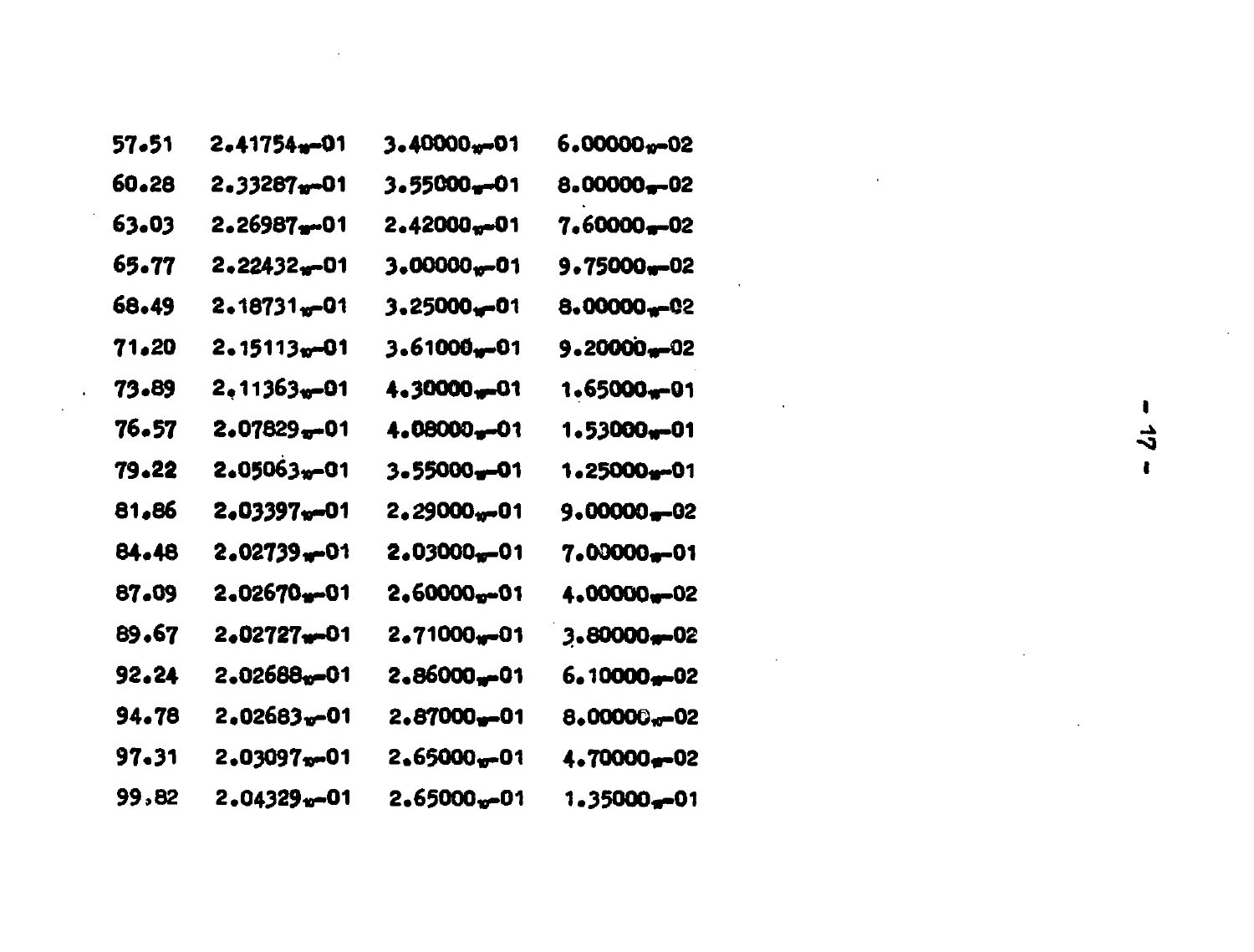| | | | |
|---|---|---|---|
| 57.51 | 2.41754₁₀-01 | 3.40000₁₀-01 | 6.00000₁₀-02 |
| 60.28 | 2.33287₁₀-01 | 3.55000₁₀-01 | 8.00000₁₀-02 |
| 63.03 | 2.26987₁₀-01 | 2.42000₁₀-01 | 7.60000₁₀-02 |
| 65.77 | 2.22432₁₀-01 | 3.00000₁₀-01 | 9.75000₁₀-02 |
| 68.49 | 2.18731₁₀-01 | 3.25000₁₀-01 | 8.00000₁₀-02 |
| 71.20 | 2.15113₁₀-01 | 3.61000₁₀-01 | 9.20000₁₀-02 |
| 73.89 | 2.11363₁₀-01 | 4.30000₁₀-01 | 1.65000₁₀-01 |
| 76.57 | 2.07829₁₀-01 | 4.08000₁₀-01 | 1.53000₁₀-01 |
| 79.22 | 2.05063₁₀-01 | 3.55000₁₀-01 | 1.25000₁₀-01 |
| 81.86 | 2.03397₁₀-01 | 2.29000₁₀-01 | 9.00000₁₀-02 |
| 84.48 | 2.02739₁₀-01 | 2.03000₁₀-01 | 7.00000₁₀-01 |
| 87.09 | 2.02670₁₀-01 | 2.60000₁₀-01 | 4.00000₁₀-02 |
| 89.67 | 2.02727₁₀-01 | 2.71000₁₀-01 | 3.80000₁₀-02 |
| 92.24 | 2.02688₁₀-01 | 2.86000₁₀-01 | 6.10000₁₀-02 |
| 94.78 | 2.02683₁₀-01 | 2.87000₁₀-01 | 8.00000₁₀-02 |
| 97.31 | 2.03097₁₀-01 | 2.65000₁₀-01 | 4.70000₁₀-02 |
| 99.82 | 2.04329₁₀-01 | 2.65000₁₀-01 | 1.35000₁₀-01 |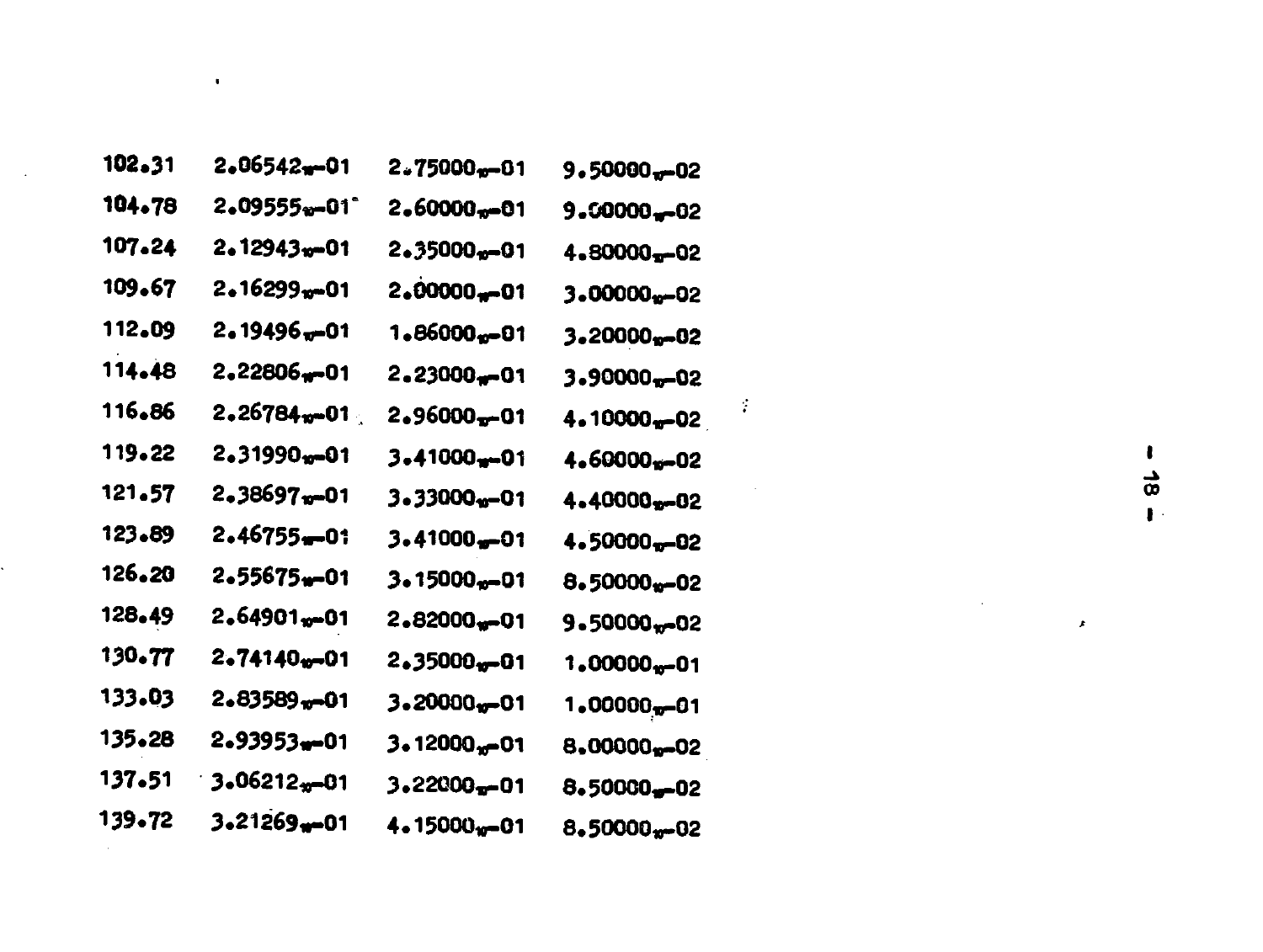| | | | |
|---|---|---|---|
| 102.31 | $2.06542_{10}-01$ | $2.75000_{10}-01$ | $9.50000_{10}-02$ |
| 104.78 | $2.09555_{10}-01$ | $2.60000_{10}-01$ | $9.00000_{10}-02$ |
| 107.24 | $2.12943_{10}-01$ | $2.35000_{10}-01$ | $4.80000_{10}-02$ |
| 109.67 | $2.16299_{10}-01$ | $2.00000_{10}-01$ | $3.00000_{10}-02$ |
| 112.09 | $2.19496_{10}-01$ | $1.86000_{10}-01$ | $3.20000_{10}-02$ |
| 114.48 | $2.22806_{10}-01$ | $2.23000_{10}-01$ | $3.90000_{10}-02$ |
| 116.86 | $2.26784_{10}-01$ | $2.96000_{10}-01$ | $4.10000_{10}-02$ |
| 119.22 | $2.31990_{10}-01$ | $3.41000_{10}-01$ | $4.60000_{10}-02$ |
| 121.57 | $2.38697_{10}-01$ | $3.33000_{10}-01$ | $4.40000_{10}-02$ |
| 123.89 | $2.46755_{10}-01$ | $3.41000_{10}-01$ | $4.50000_{10}-02$ |
| 126.20 | $2.55675_{10}-01$ | $3.15000_{10}-01$ | $8.50000_{10}-02$ |
| 128.49 | $2.64901_{10}-01$ | $2.82000_{10}-01$ | $9.50000_{10}-02$ |
| 130.77 | $2.74140_{10}-01$ | $2.35000_{10}-01$ | $1.00000_{10}-01$ |
| 133.03 | $2.83589_{10}-01$ | $3.20000_{10}-01$ | $1.00000_{10}-01$ |
| 135.28 | $2.93953_{10}-01$ | $3.12000_{10}-01$ | $8.00000_{10}-02$ |
| 137.51 | $3.06212_{10}-01$ | $3.22000_{10}-01$ | $8.50000_{10}-02$ |
| 139.72 | $3.21269_{10}-01$ | $4.15000_{10}-01$ | $8.50000_{10}-02$ |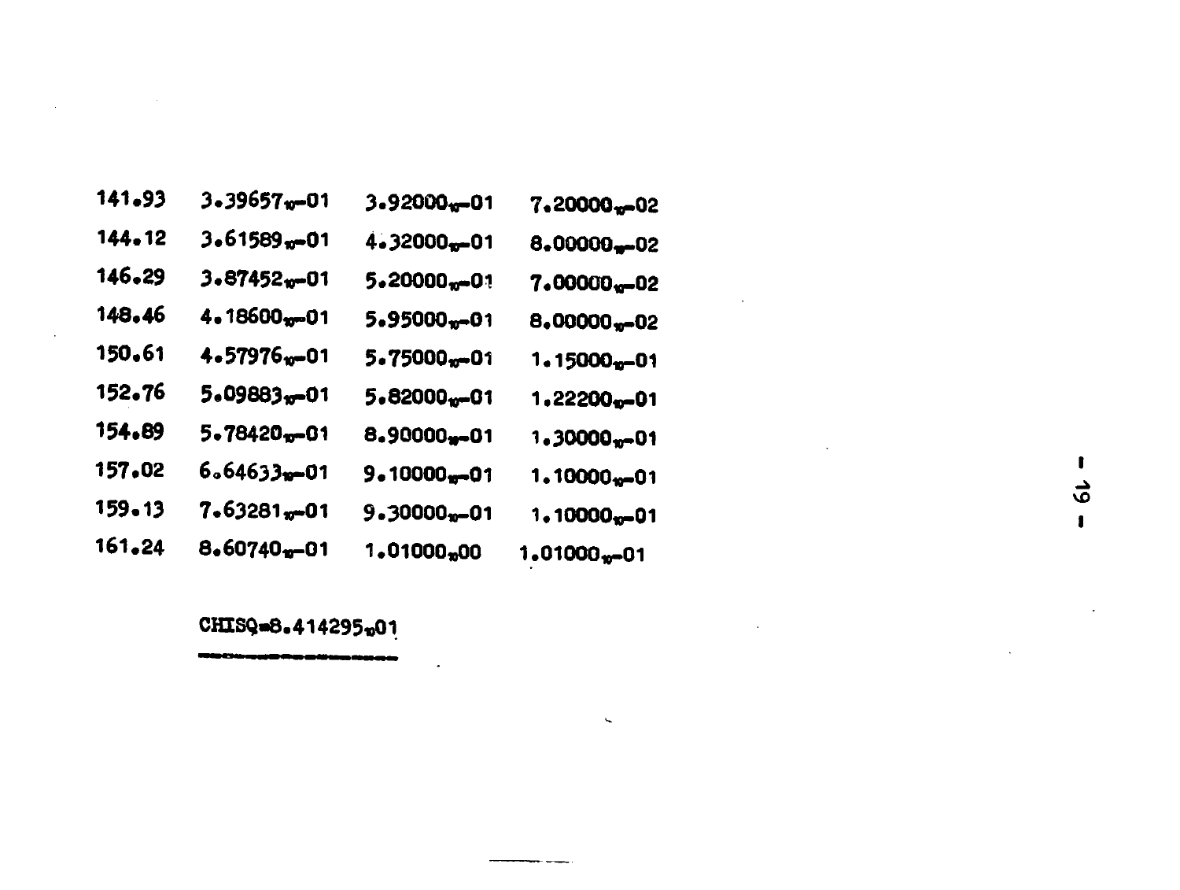| | | | |
|---|---|---|---|
| 141.93 | $3.39657_{10}-01$ | $3.92000_{10}-01$ | $7.20000_{10}-02$ |
| 144.12 | $3.61589_{10}-01$ | $4.32000_{10}-01$ | $8.00000_{10}-02$ |
| 146.29 | $3.87452_{10}-01$ | $5.20000_{10}-01$ | $7.00000_{10}-02$ |
| 148.46 | $4.18600_{10}-01$ | $5.95000_{10}-01$ | $8.00000_{10}-02$ |
| 150.61 | $4.57976_{10}-01$ | $5.75000_{10}-01$ | $1.15000_{10}-01$ |
| 152.76 | $5.09883_{10}-01$ | $5.82000_{10}-01$ | $1.22200_{10}-01$ |
| 154.89 | $5.78420_{10}-01$ | $8.90000_{10}-01$ | $1.30000_{10}-01$ |
| 157.02 | $6.64633_{10}-01$ | $9.10000_{10}-01$ | $1.10000_{10}-01$ |
| 159.13 | $7.63281_{10}-01$ | $9.30000_{10}-01$ | $1.10000_{10}-01$ |
| 161.24 | $8.60740_{10}-01$ | $1.01000_{10}00$ | $1.01000_{10}-01$ |

CHISQ=$8.414295_{10}01$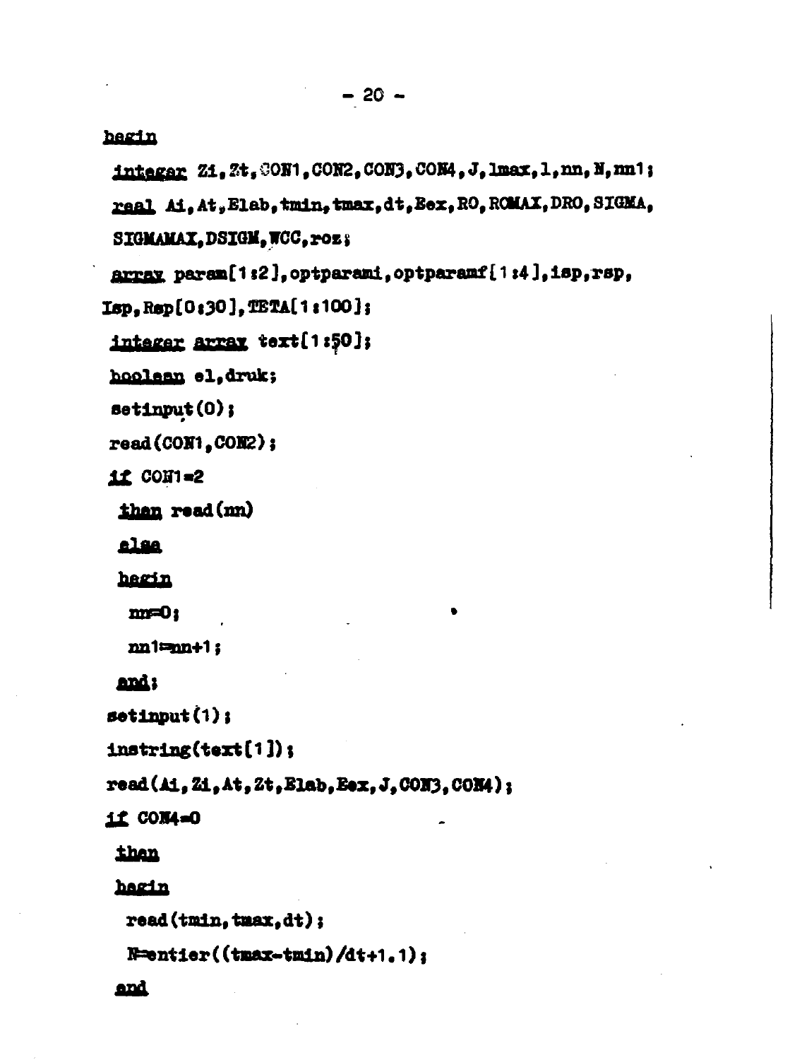```
begin
 integer Zi,Zt,CON1,CON2,CON3,CON4,J,lmax,l,nn,N,nn1;
 real Ai,At,Elab,tmin,tmax,dt,Eex,RO,ROMAX,DRO,SIGMA,
 SIGMAMAX,DSIGM,WCC,roz;
 array param[1:2],optparami,optparamf[1:4],isp,rsp,
Isp,Rsp[0:30],TETA[1:100];
 integer array text[1:50];
 boolean el,druk;
 setinput(0);
 read(CON1,CON2);
 if CON1=2
  then read(nn)
  else
  begin
   nn=0;
   nn1:=nn+1;
  end;
 setinput(1);
 instring(text[1]);
 read(Ai,Zi,At,Zt,Elab,Eex,J,CON3,CON4);
 if CON4=0
  then
  begin
   read(tmin,tmax,dt);
   N=entier((tmax-tmin)/dt+1.1);
  end
```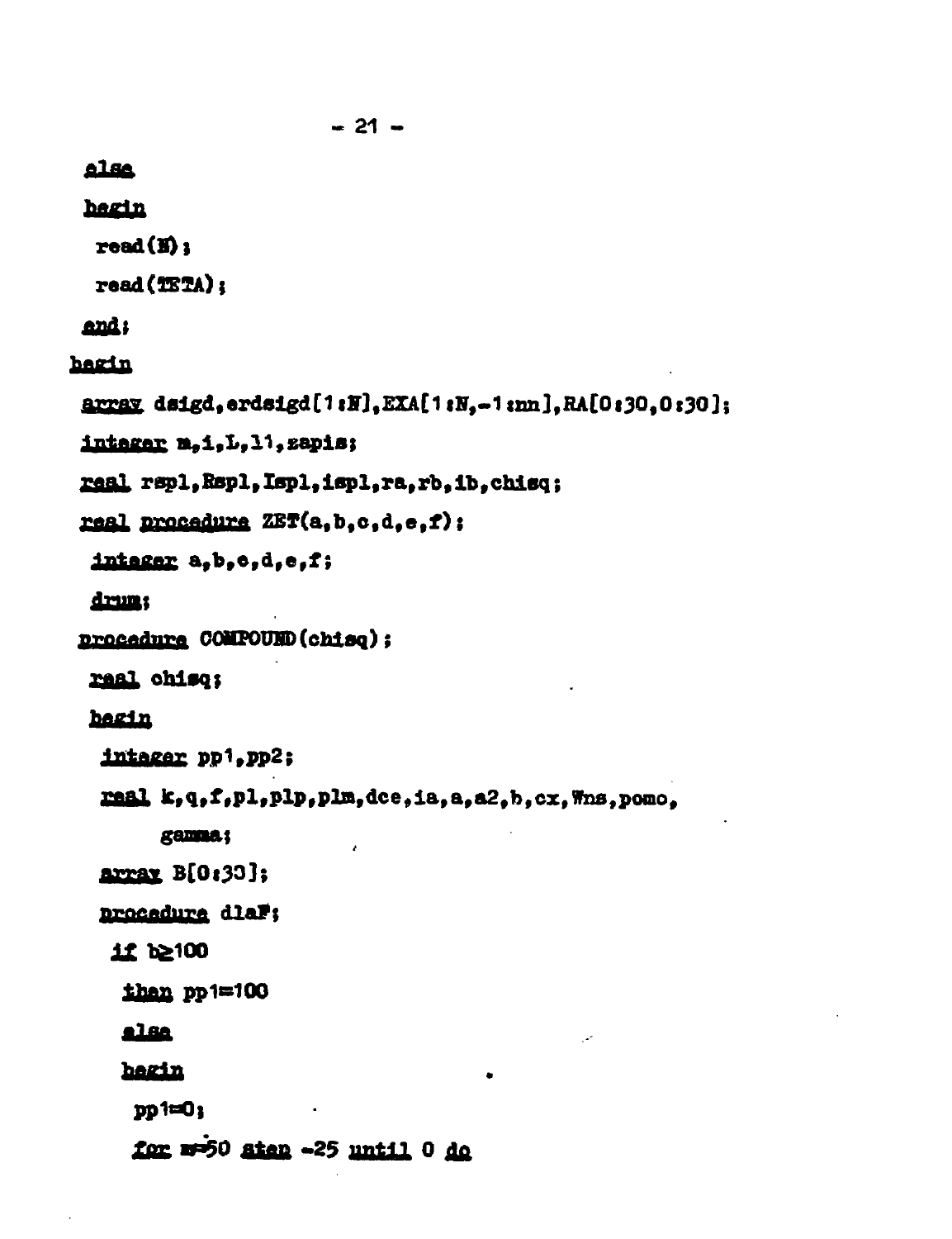```
 else
 begin
  read(N);
  read(TETA);
 end;
begin
 array dsigd,erdsigd[1:N],EXA[1:N,-1:nn],RA[0:30,0:30];
 integer m,i,L,l1,zapis;
 real rspl,Rspl,Ispl,ispl,ra,rb,ib,chisq;
 real procedure ZET(a,b,c,d,e,f);
  integer a,b,c,d,e,f;
  drum;
 procedure COMPOUND(chisq);
  real chisq;
  begin
   integer pp1,pp2;
   real k,q,f,pl,plp,plm,dce,ia,a,a2,b,cx,Wns,pomo,
        gamma;
   array B[0:30];
   procedure dlaF;
    if b≥100
     then pp1=100
     else
     begin
      pp1=0;
      for m=50 step -25 until 0 do
```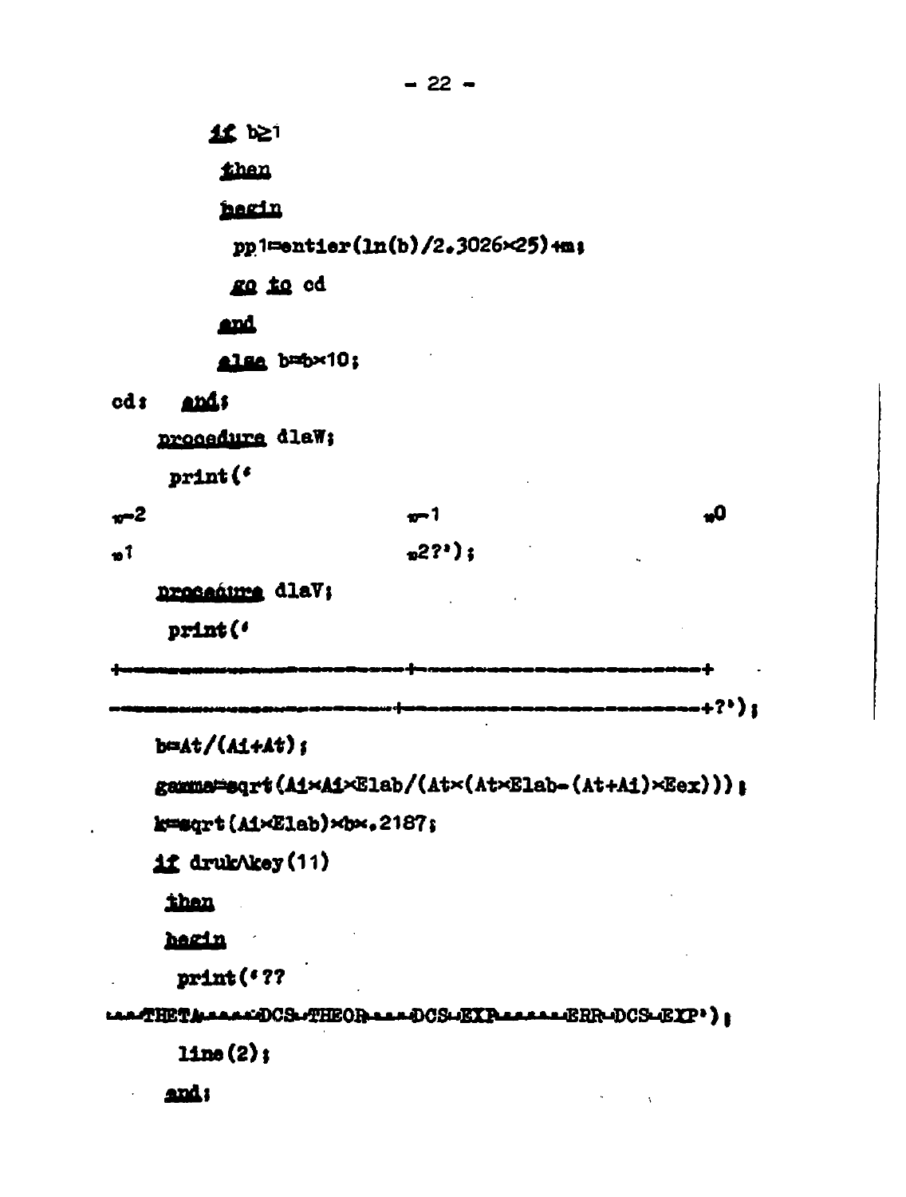```
        if b≥1
         then
         begin
          pp1:=entier(ln(b)/2.3026×25)+m;
          go to cd
         end
         else b:=b×10;
cd:  end;
    procedure dlaW;
     print('
₁₀-2                      ₁₀-1                      ₁₀0
₁₀1                       ₁₀2?');
    procedure dlaV;
     print('
+------------------------+------------------------+
-------------------------+------------------------+?');
    b:=At/(Ai+At);
    gamma:=sqrt(Ai×Ai×Elab/(At×(At×Elab-(At+Ai)×Eex)));
    k:=sqrt(Ai×Elab)×b×.2187;
    if druk∧key(11)
     then
     begin
      print('??
___THETA______DCS_THEOR____DCS_EXP______ERR_DCS_EXP');
      line(2);
     end;
```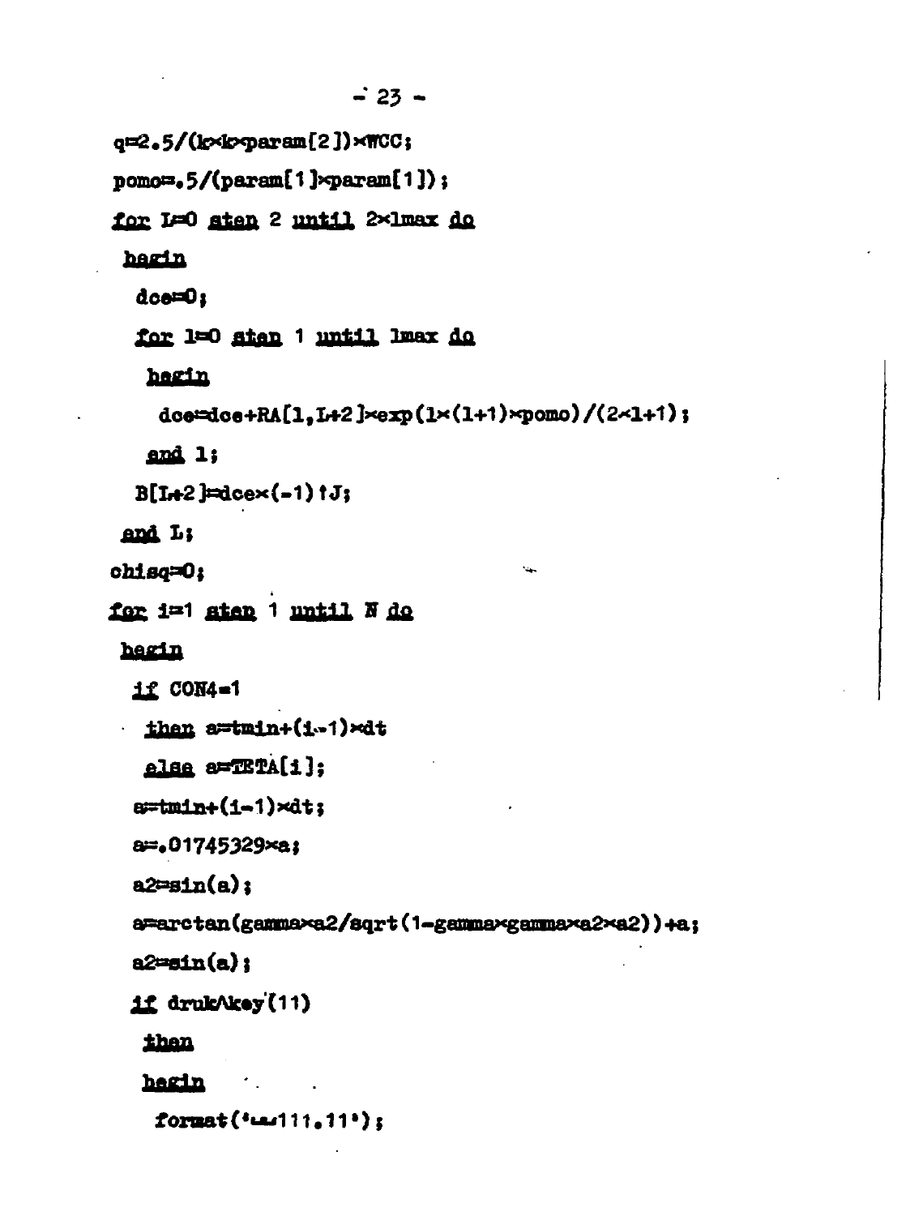```
q:=2.5/(k×k×param[2])×WCC;
pomo:=.5/(param[1]×param[1]);
for L:=0 step 2 until 2×lmax do
 begin
  dce:=0;
  for l:=0 step 1 until lmax do
   begin
    dce:=dce+RA[l,L+2]×exp(l×(l+1)×pomo)/(2×l+1);
   end l;
  B[L+2]:=dce×(-1)↑J;
 end L;
chisq:=0;
for i:=1 step 1 until N do
 begin
  if CON4=1
   then a:=tmin+(i-1)×dt
   else a:=TETA[i];
  a:=tmin+(i-1)×dt;
  a:=.01745329×a;
  a2:=sin(a);
  a:=arctan(gamma×a2/sqrt(1-gamma×gamma×a2×a2))+a;
  a2:=sin(a);
  if druk∧key(11)
   then
   begin
    format('␣␣111.11');
```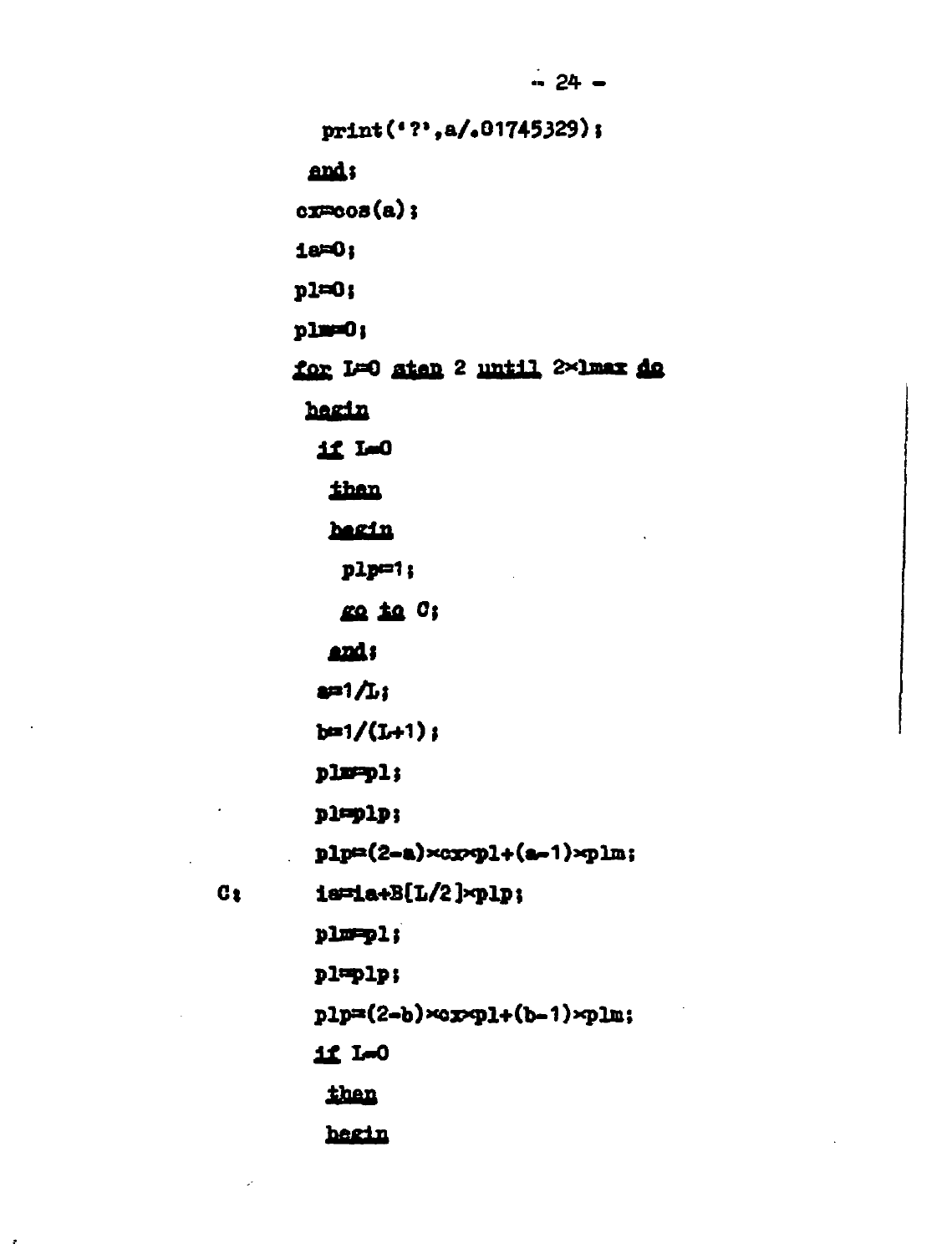```
  print('?',a/.01745329);
 end;
cx=cos(a);
ia=0;
pl=0;
plm=0;
for L=0 step 2 until 2×lmax do
 begin
  if L=0
   then
   begin
    plp=1;
    go to C;
   end;
  a=1/L;
  b=1/(L+1);
  plm=pl;
  pl=plp;
  plp=(2-a)×cx×pl+(a-1)×plm;
C:  ia=ia+B[L/2]×plp;
  plm=pl;
  pl=plp;
  plp=(2-b)×cx×pl+(b-1)×plm;
  if L=0
   then
   begin
```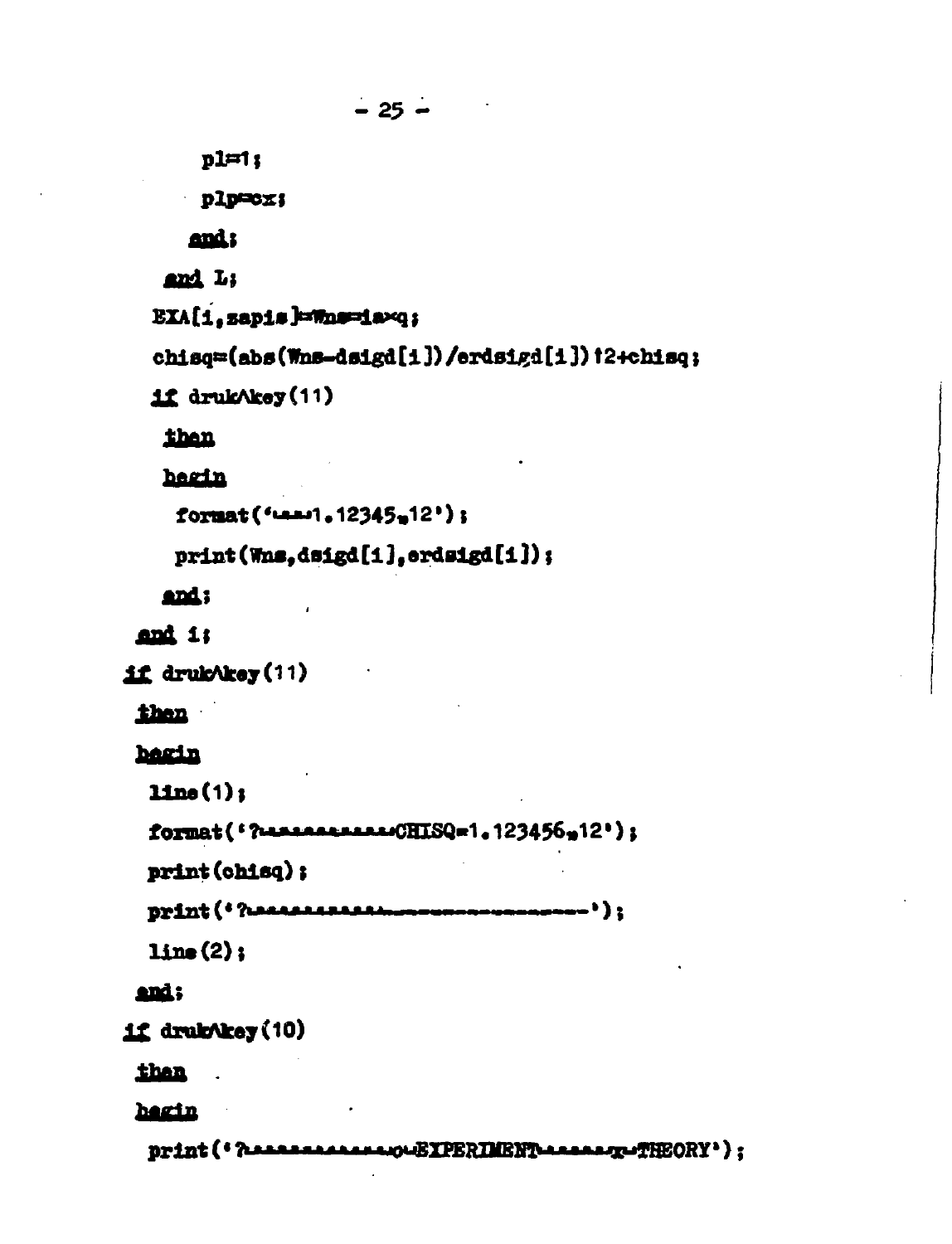```
      pl:=1;
      plp:=cx;
     end;
   end L;
  EXA[i,zapis]:=Wns:=ia×q;
  chisq:=(abs(Wns-dsigd[i])/erdsigd[i])↑2+chisq;
  if druk∧key(11)
   then
   begin
    format('␣␣␣1.12345₁₀12');
    print(Wns,dsigd[i],erdsigd[i]);
   end;
 end i;
if druk∧key(11)
 then
 begin
  line(1);
  format('?␣␣␣␣␣␣␣␣␣␣␣CHISQ=1.123456₁₀12');
  print(chisq);
  print('?␣␣␣␣␣␣␣␣␣␣␣␣-----------------');
  line(2);
 end;
if druk∧key(10)
 then
 begin
  print('?␣␣␣␣␣␣␣␣␣␣␣␣␣␣EXPERIMENT␣␣␣␣␣␣␣THEORY');
```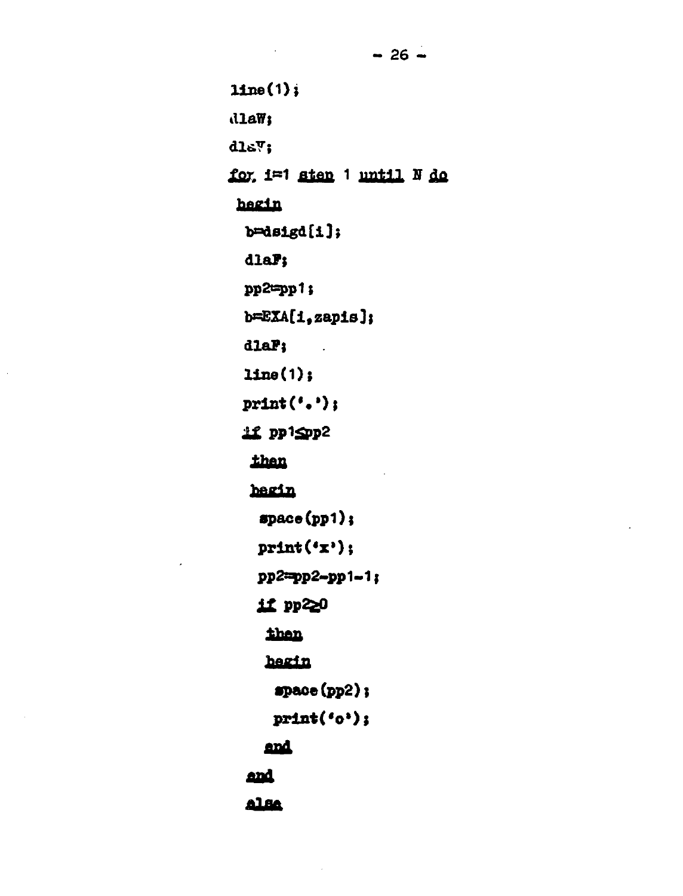```
line(1);
dlaW;
dlaV;
for i=1 step 1 until N do
 begin
  b=dsigd[i];
  dlaF;
  pp2=pp1;
  b=EXA[i,zapis];
  dlaF;
  line(1);
  print('.');
  if pp1≤pp2
   then
   begin
    space(pp1);
    print('x');
    pp2=pp2-pp1-1;
    if pp2≥0
     then
     begin
      space(pp2);
      print('o');
     end
   end
  else
```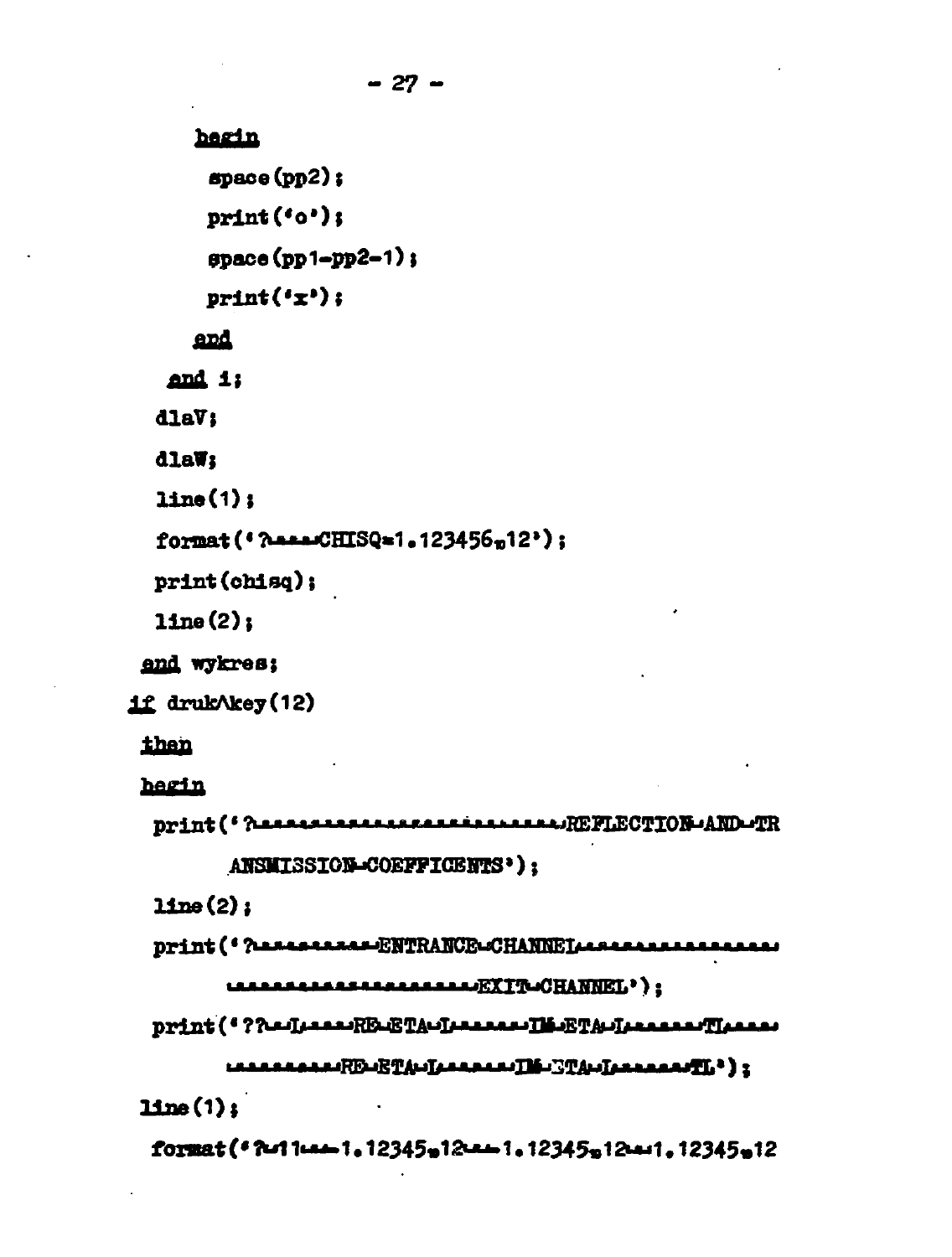```
    begin
      space(pp2);
      print('o');
      space(pp1-pp2-1);
      print('x');
    end
   end i;
  dlaV;
  dlaW;
  line(1);
  format('?␣␣␣␣CHISQ=1.123456₁₀12');
  print(chisq);
  line(2);
 end wykres;
if druk∧key(12)
 then
 begin
  print('?␣␣␣␣␣␣␣␣␣␣␣␣␣␣␣␣␣␣␣␣␣␣␣␣␣REFLECTION␣AND␣TR
       ANSMISSION␣COEFFICENTS');
  line(2);
  print('?␣␣␣␣␣␣␣␣␣␣ENTRANCE␣CHANNEL␣␣␣␣␣␣␣␣␣␣␣␣␣␣␣␣
       ␣␣␣␣␣␣␣␣␣␣␣␣␣␣␣␣␣␣␣␣␣EXIT␣CHANNEL');
  print('??␣␣L␣␣␣␣RE␣ETA␣L␣␣␣␣␣␣IM␣ETA␣L␣␣␣␣␣␣TL␣␣␣␣
       ␣␣␣␣␣␣␣␣␣RE␣ETA␣L␣␣␣␣␣␣IM␣ETA␣L␣␣␣␣␣␣TL');
 line(1);
  format('?␣11␣␣␣1.12345₁₀12␣␣␣1.12345₁₀12␣␣1.12345₁₀12
```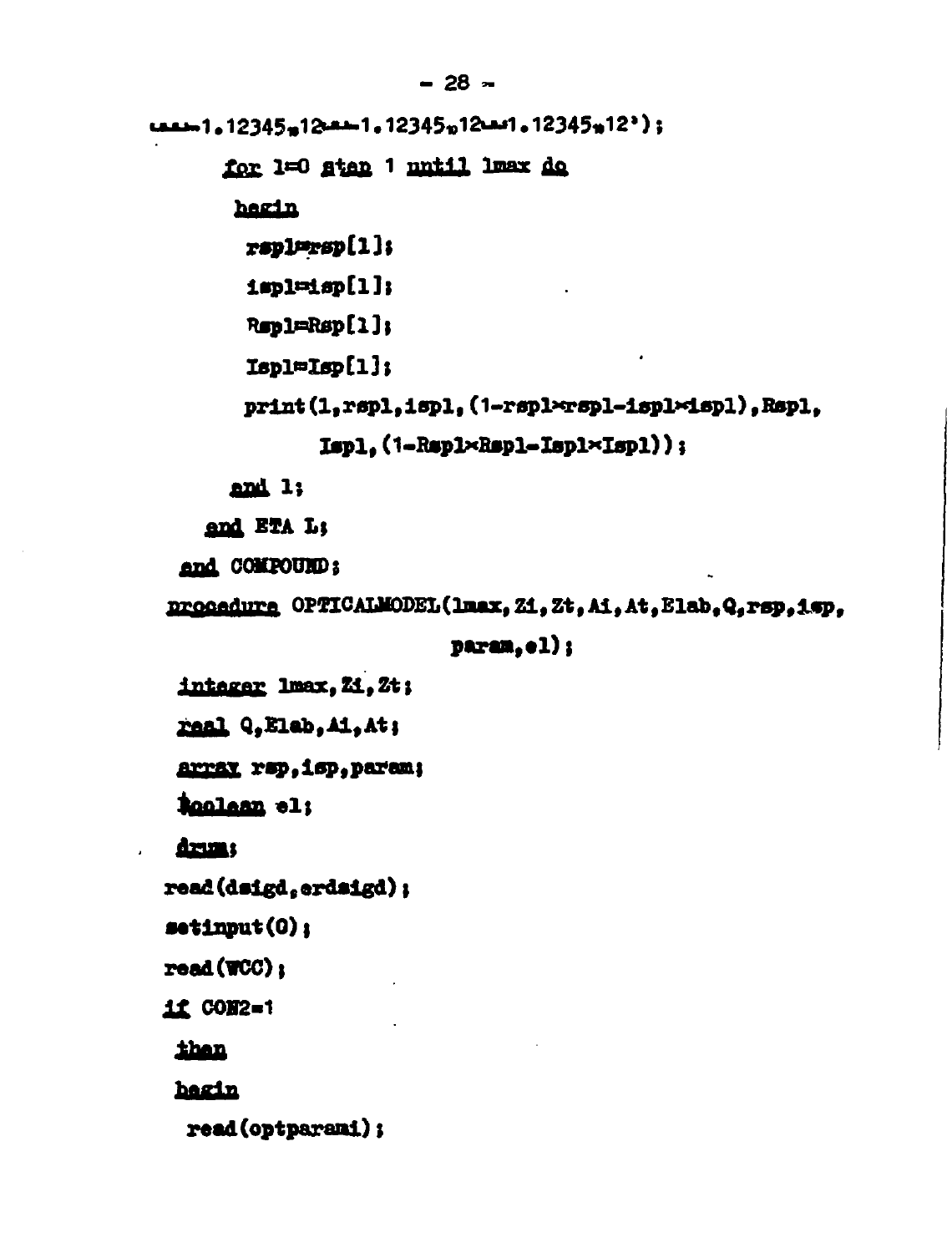```
␣␣␣␣1.12345₁₀12␣␣␣1.12345₁₀12␣␣␣1.12345₁₀12');
      for l=0 step 1 until lmax do
       begin
        rspl=rsp[l];
        ispl=isp[l];
        Rspl=Rsp[l];
        Ispl=Isp[l];
        print(l,rspl,ispl,(1-rspl×rspl-ispl×ispl),Rspl,
              Ispl,(1-Rspl×Rspl-Ispl×Ispl));
      end l;
    end ETA L;
  end COMPOUND;
 procedure OPTICALMODEL(lmax,Zi,Zt,Ai,At,Elab,Q,rsp,isp,
                        param,el);
  integer lmax,Zi,Zt;
  real Q,Elab,Ai,At;
  array rsp,isp,param;
  boolean el;
  drum;
 read(dsigd,erdsigd);
 setinput(0);
 read(WCC);
 if CON2=1
  then
  begin
   read(optparami);
```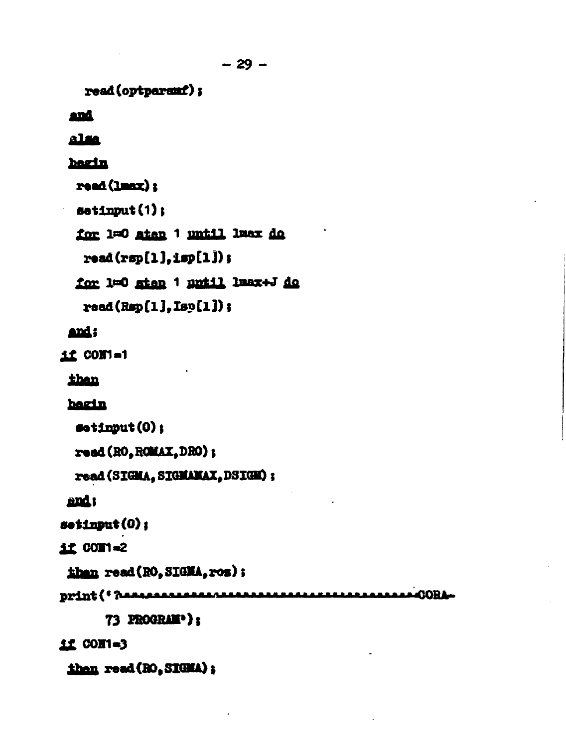```
   read(optparamf);
 end
 else
 begin
  read(lmax);
  setinput(1);
  for l:=0 step 1 until lmax do
   read(rsp[l],isp[l]);
  for l:=0 step 1 until lmax+J do
   read(Rsp[l],Isp[l]);
 end;
if CON1=1
 then
 begin
  setinput(0);
  read(RO,ROMAX,DRO);
  read(SIGMA,SIGMAMAX,DSIGM);
 end;
setinput(0);
if CON1=2
 then read(RO,SIGMA,ros);
print('?.........................................................CORA-
      73 PROGRAM');
if CON1=3
 then read(RO,SIGMA);
```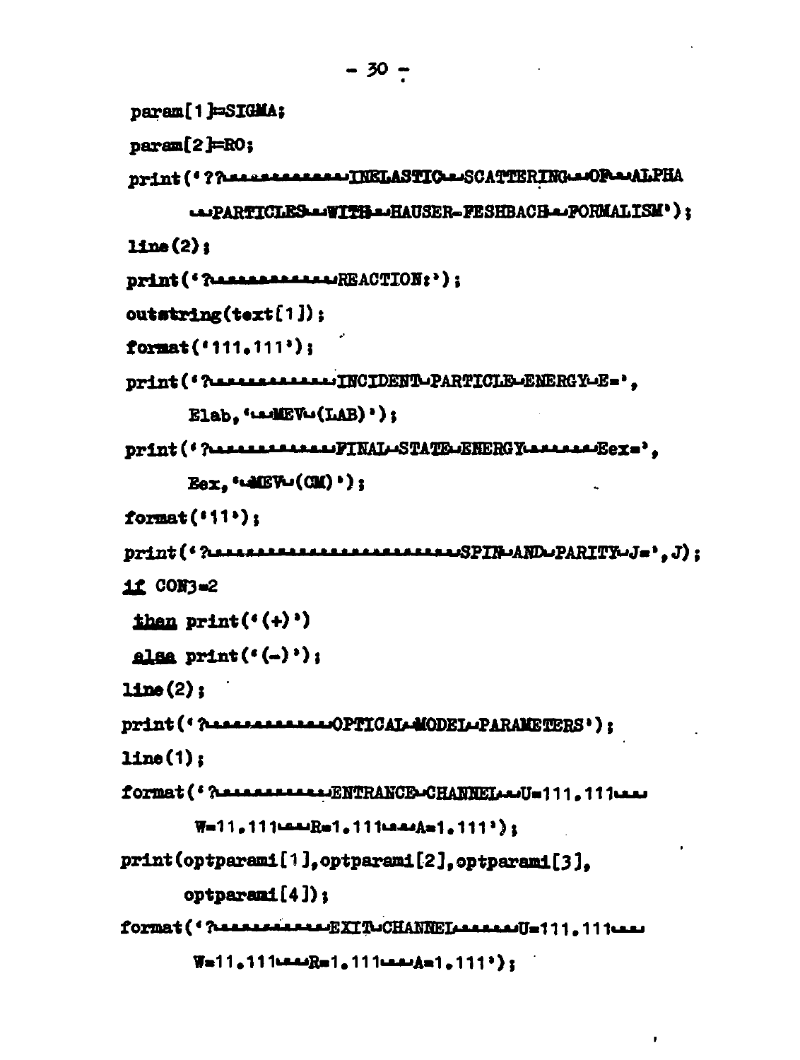```
param[1]:=SIGMA;
param[2]:=RO;
print('??␣␣␣␣␣␣␣␣␣␣␣␣INELASTIC␣␣SCATTERING␣␣OF␣␣ALPHA
      ␣␣PARTICLES␣␣WITH␣␣HAUSER-FESHBACH␣␣FORMALISM');
line(2);
print('?␣␣␣␣␣␣␣␣␣␣␣␣REACTION:');
outstring(text[1]);
format('111.111');
print('?␣␣␣␣␣␣␣␣␣␣␣␣INCIDENT␣PARTICLE␣ENERGY␣E=',
      Elab,'␣␣MEV␣(LAB)');
print('?␣␣␣␣␣␣␣␣␣␣␣␣FINAL␣STATE␣ENERGY␣␣␣␣␣␣Eex=',
      Eex,'␣MEV␣(CM)');
format('11');
print('?␣␣␣␣␣␣␣␣␣␣␣␣␣␣␣␣␣␣␣␣␣␣␣␣SPIN␣AND␣PARITY␣J=',J);
if CON3=2
 then print('(+)')
 else print('(-)');
line(2);
print('?␣␣␣␣␣␣␣␣␣␣␣␣OPTICAL␣MODEL␣PARAMETERS');
line(1);
format('?␣␣␣␣␣␣␣␣␣␣␣ENTRANCE␣CHANNEL␣␣U=111.111␣␣␣
       W=11.111␣␣␣R=1.111␣␣␣A=1.111');
print(optparami[1],optparami[2],optparami[3],
      optparami[4]);
format('?␣␣␣␣␣␣␣␣␣␣␣EXIT␣CHANNEL␣␣␣␣␣␣U=111.111␣␣␣
       W=11.111␣␣␣R=1.111␣␣␣A=1.111');
```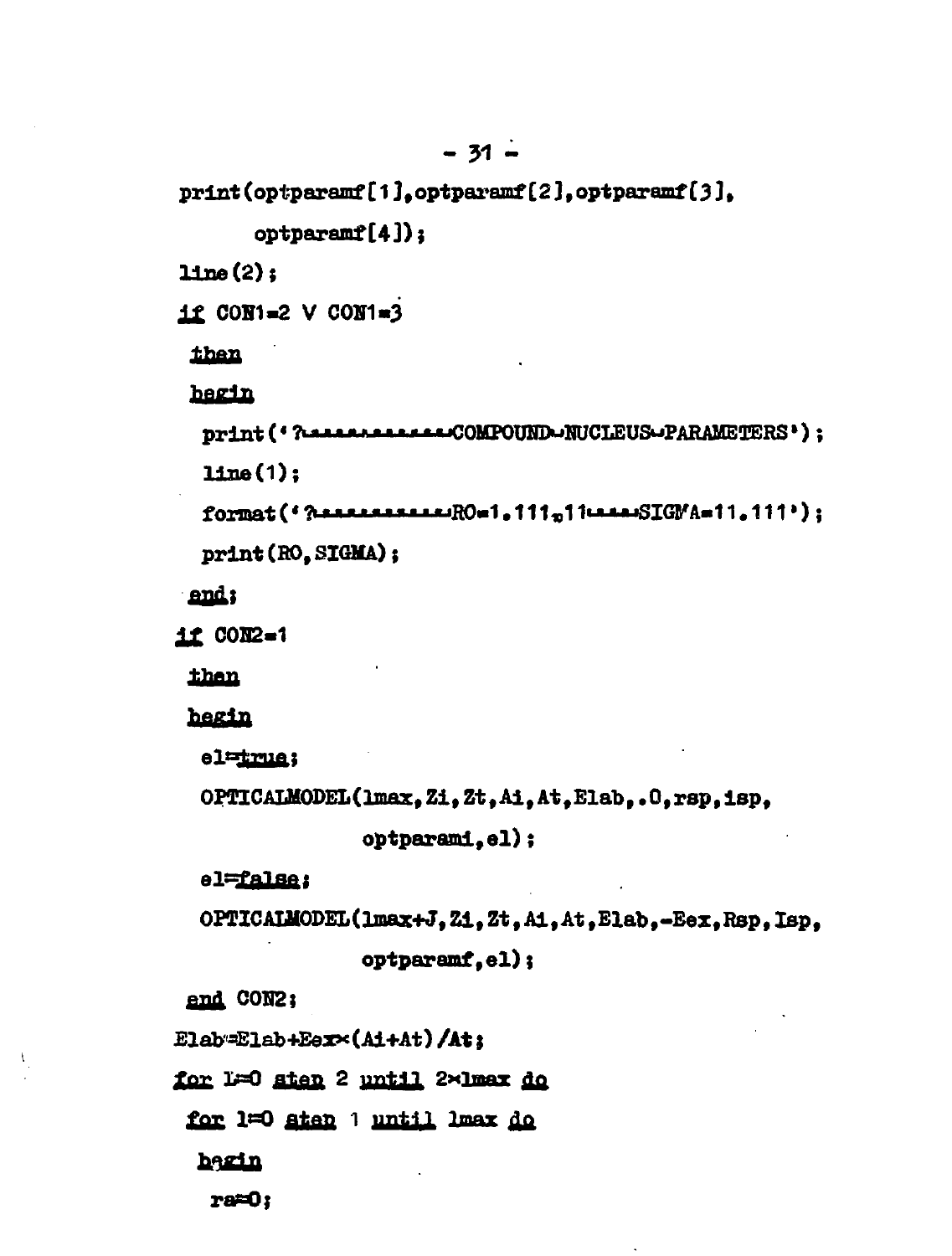```
print(optparamf[1],optparamf[2],optparamf[3],
      optparamf[4]);
line(2);
if CON1=2 V CON1=3
 then
 begin
  print('?␣␣␣␣␣␣␣␣␣␣␣␣COMPOUND␣NUCLEUS␣PARAMETERS');
  line(1);
  format('?␣␣␣␣␣␣␣␣␣␣␣RO=1.111₁₀11␣␣␣␣SIGMA=11.111');
  print(RO,SIGMA);
 end;
if CON2=1
 then
 begin
  el:=true;
  OPTICALMODEL(lmax,Zi,Zt,Ai,At,Elab,.0,rsp,isp,
               optparami,el);
  el:=false;
  OPTICALMODEL(lmax+J,Zi,Zt,Ai,At,Elab,-Eex,Rsp,Isp,
               optparamf,el);
 end CON2;
Elab:=Elab+Eex×(Ai+At)/At;
for L:=0 step 2 until 2×lmax do
 for l:=0 step 1 until lmax do
  begin
   ra:=0;
```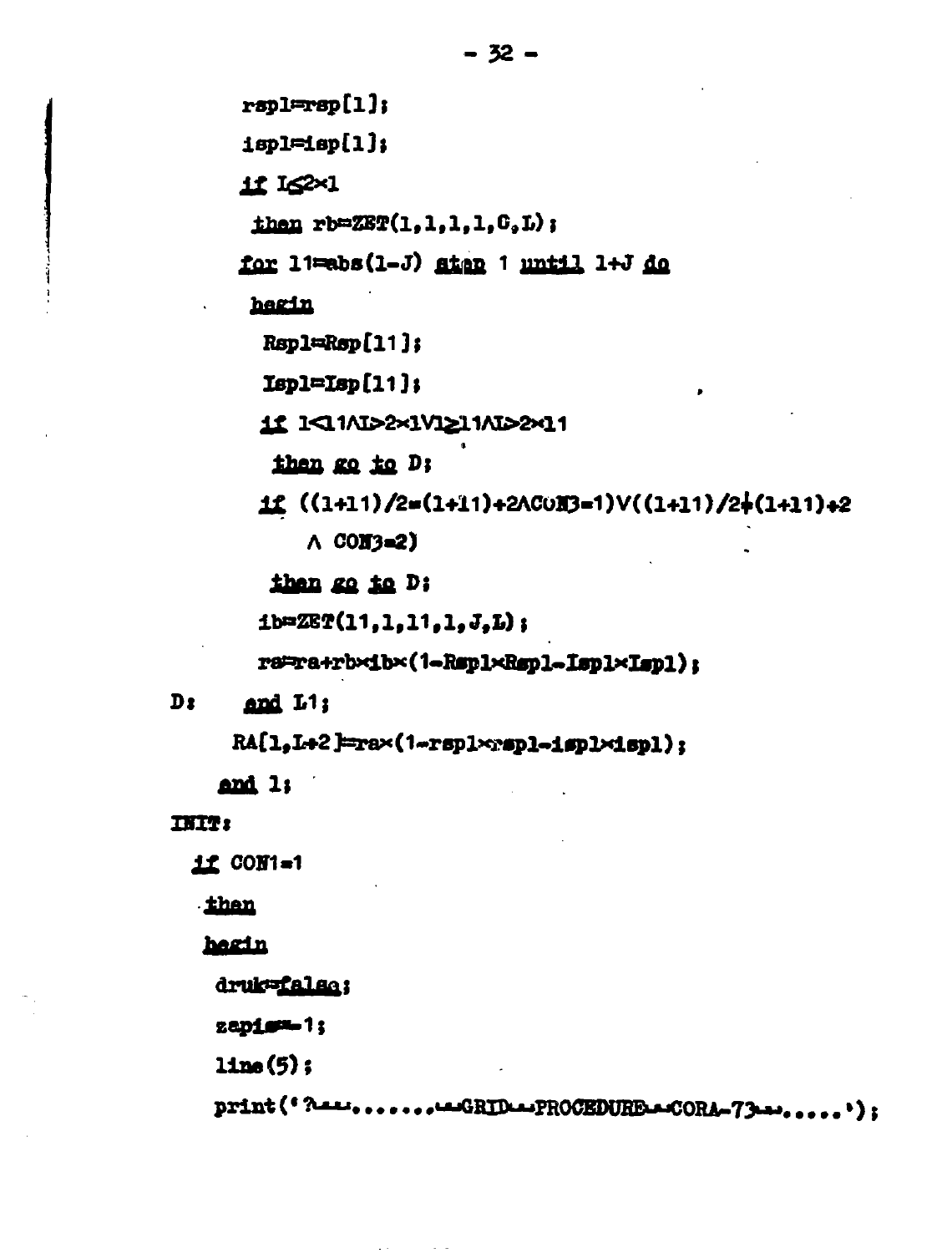```
        rspl=rsp[l];
        ispl=isp[l];
        if L≤2×l
         then rb=ZET(l,l,l,l,G,L);
        for l1=abs(l-J) step 1 until l+J do
         begin
          Rspl=Rsp[l1];
          Ispl=Isp[l1];
          if l<l1∧L>2×l∨l≥l1∧L>2×l1
           then go to D;
          if ((l+l1)/2=(l+l1)÷2∧CON3=1)∨((l+l1)/2≠(l+l1)÷2
              ∧ CON3=2)
           then go to D;
          ib=ZET(l1,l,l1,l,J,L);
          ra=ra+rb×ib×(1-Rspl×Rspl-Ispl×Ispl);
D:      end L1;
       RA[l,L÷2]=ra×(1-rspl×rspl-ispl×ispl);
     end l;
INIT:
   if CON1=1
    then
    begin
     druk=false;
     zapis=-1;
     line(5);
     print('?␣␣␣.......␣␣GRID␣␣PROCEDURE␣␣CORA-73␣␣␣.....');
```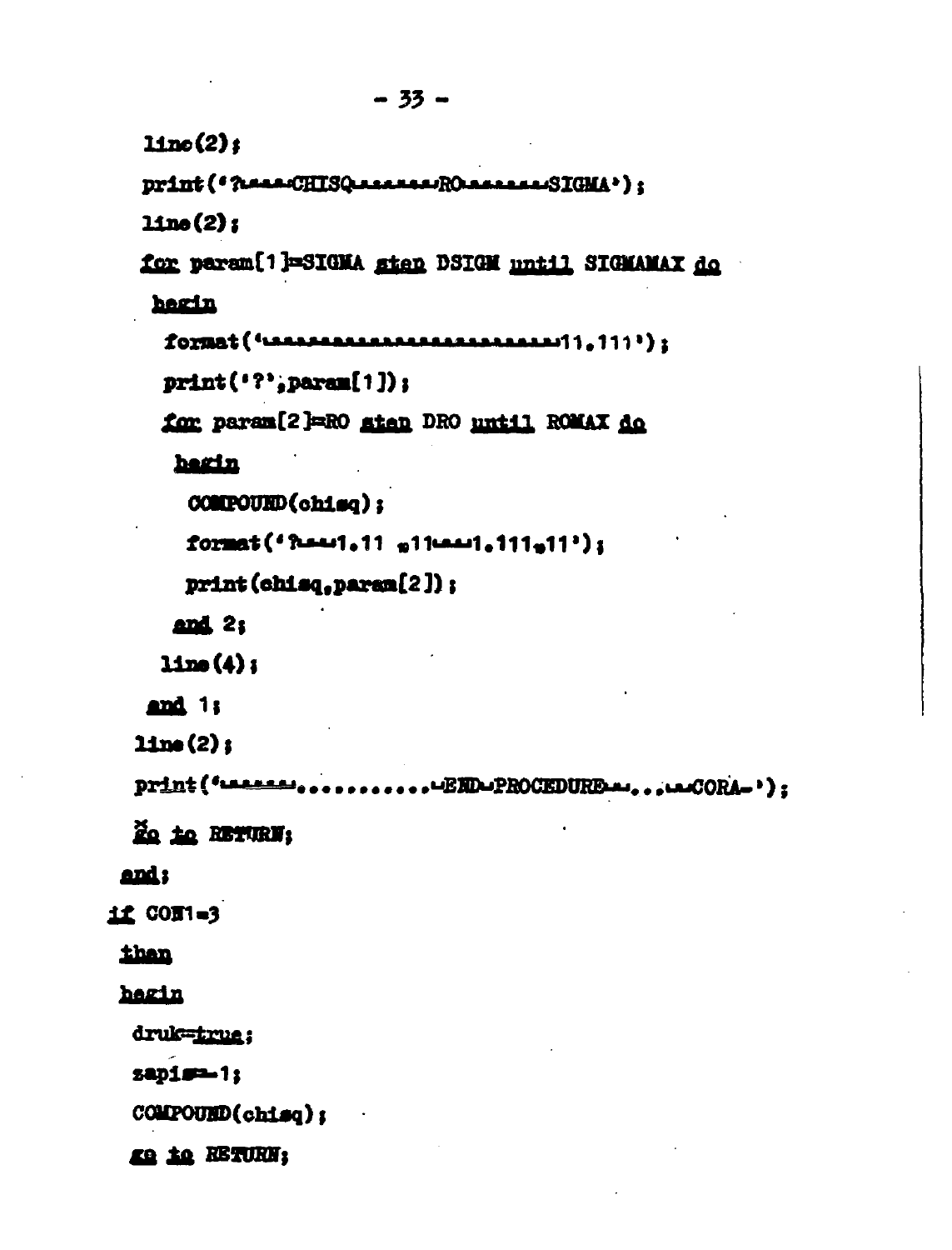```
  line(2);
  print('?␣␣␣␣CHISQ␣␣␣␣␣␣␣RO␣␣␣␣␣␣␣SIGMA');
  line(2);
  for param[1]=SIGMA step DSIGM until SIGMAMAX do
   begin
    format('␣␣␣␣␣␣␣␣␣␣␣␣␣␣␣␣␣␣␣␣␣␣␣␣␣11.111');
    print('?',param[1]);
    for param[2]=RO step DRO until ROMAX do
     begin
      COMPOUND(chisq);
      format('?␣␣␣1.11 ₁₀11␣␣␣1.111₁₀11');
      print(chisq,param[2]);
     end 2;
    line(4);
   end 1;
  line(2);
  print('␣␣␣␣␣␣............␣END␣PROCEDURE␣␣...␣␣CORA␣');
  go to RETURN;
 end;
if CON1=3
 then
 begin
  druk=true;
  zapis=-1;
  COMPOUND(chisq);
  go to RETURN;
```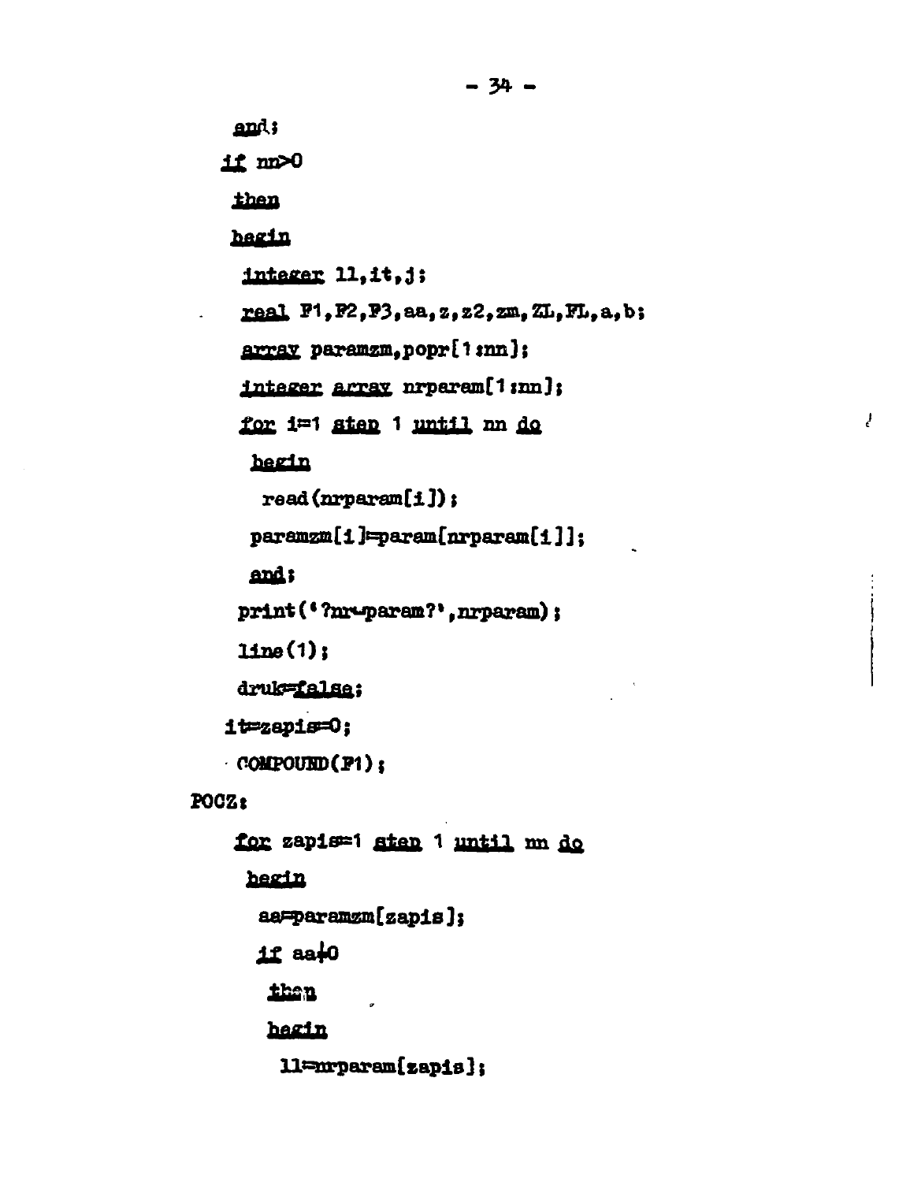```
   end;
  if nn>0
   then
   begin
    integer ll,it,j;
    real F1,F2,F3,aa,z,z2,zm,ZL,FL,a,b;
    array paramzm,popr[1:nn];
    integer array nrparam[1:nn];
    for i=1 step 1 until nn do
     begin
      read(nrparam[i]);
     paramzm[i]=param[nrparam[i]];
     end;
    print('?nr-param?',nrparam);
    line(1);
    druk=false;
   it=zapis=0;
   COMPOUND(F1);
POCZ:
    for zapis=1 step 1 until nn do
     begin
      aa=paramzm[zapis];
      if aa≠0
       then
       begin
        ll=nrparam[zapis];
```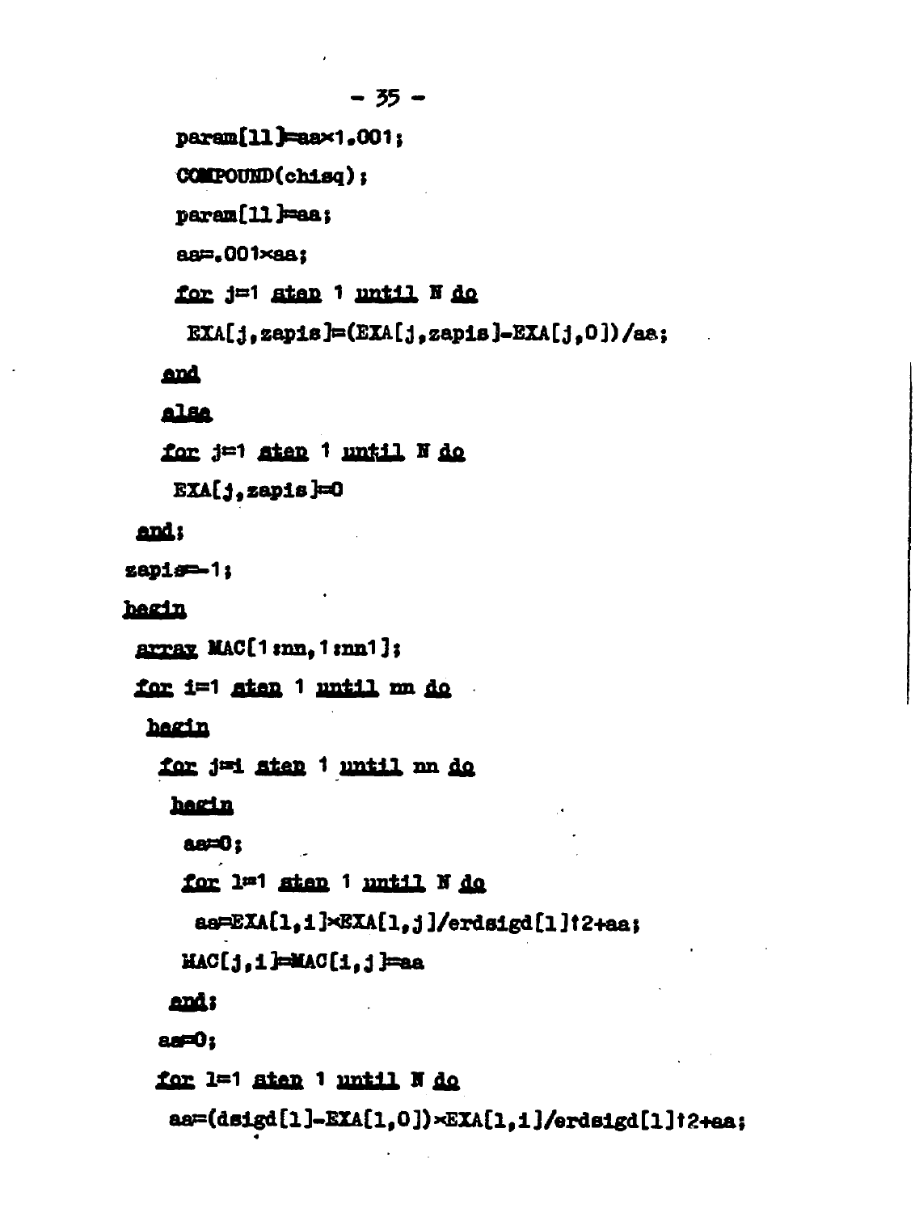```
    param[ll]=aa×1.001;
    COMPOUND(chisq);
    param[ll]=aa;
    aa=.001×aa;
    for j=1 step 1 until N do
     EXA[j,zapis]=(EXA[j,zapis]-EXA[j,0])/aa;
   end
   else
   for j=1 step 1 until N do
    EXA[j,zapis]=0
 end;
zapis=-1;
begin
 array MAC[1:nn,1:nn1];
 for i=1 step 1 until nn do
  begin
   for j=i step 1 until nn do
    begin
     aa=0;
     for l=1 step 1 until N do
      aa=EXA[l,i]×EXA[l,j]/erdsigd[l]↑2+aa;
     MAC[j,i]=MAC[i,j]=aa
    end;
   aa=0;
   for l=1 step 1 until N do
    aa=(dsigd[l]-EXA[l,0])×EXA[l,i]/erdsigd[l]↑2+aa;
```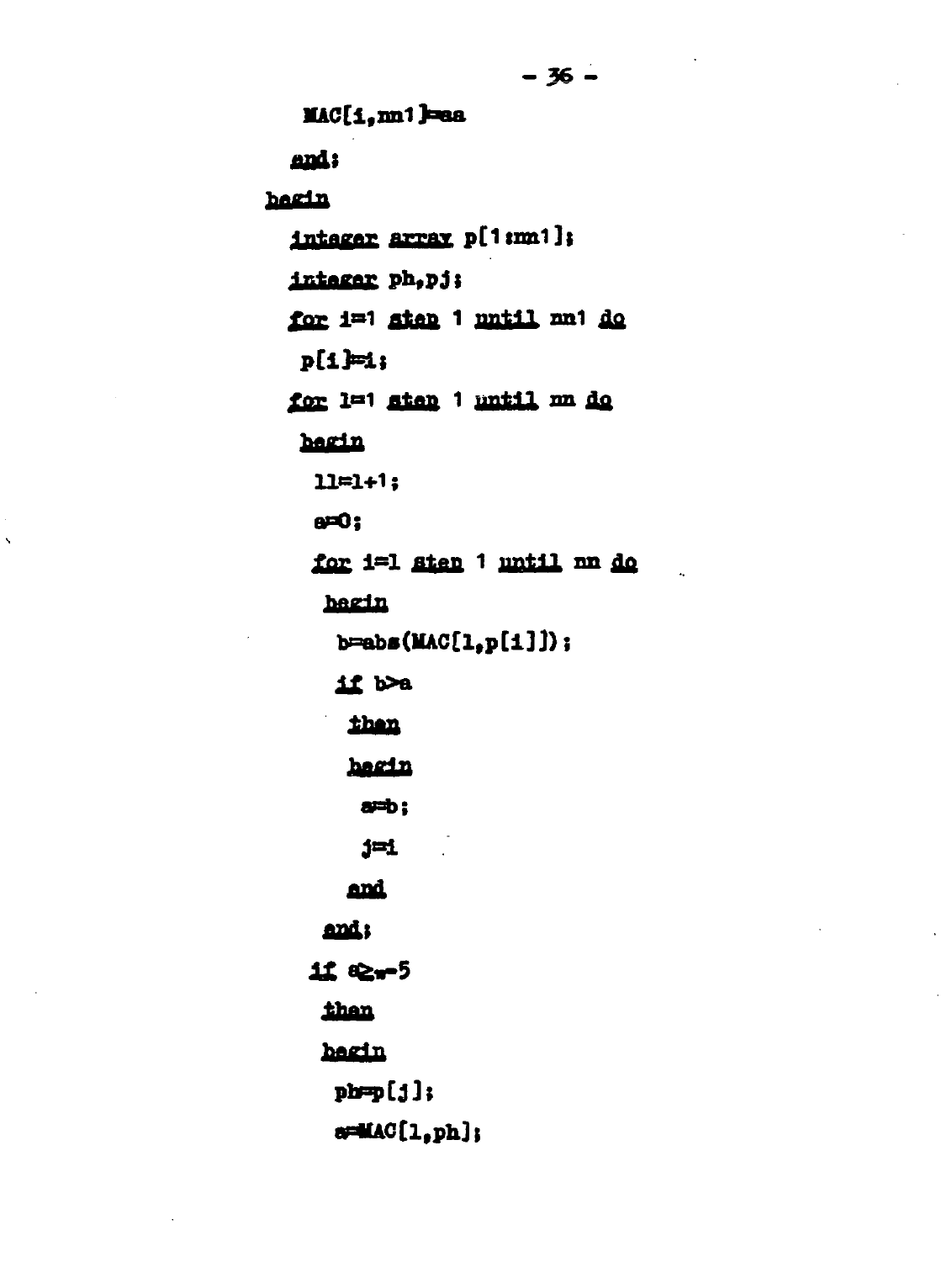```
 MAC[i,nn1]=aa
 end;
begin
 integer array p[1:nn1];
 integer ph,pj;
 for i=1 step 1 until nn1 do
  p[i]=i;
 for l=1 step 1 until nn do
  begin
   ll=l+1;
   a=0;
   for i=l step 1 until nn do
    begin
     b=abs(MAC[l,p[i]]);
     if b>a
      then
      begin
       a=b;
       j=i
      end
    end;
   if a≥₁₀-5
    then
    begin
     ph=p[j];
     a=MAC[l,ph];
```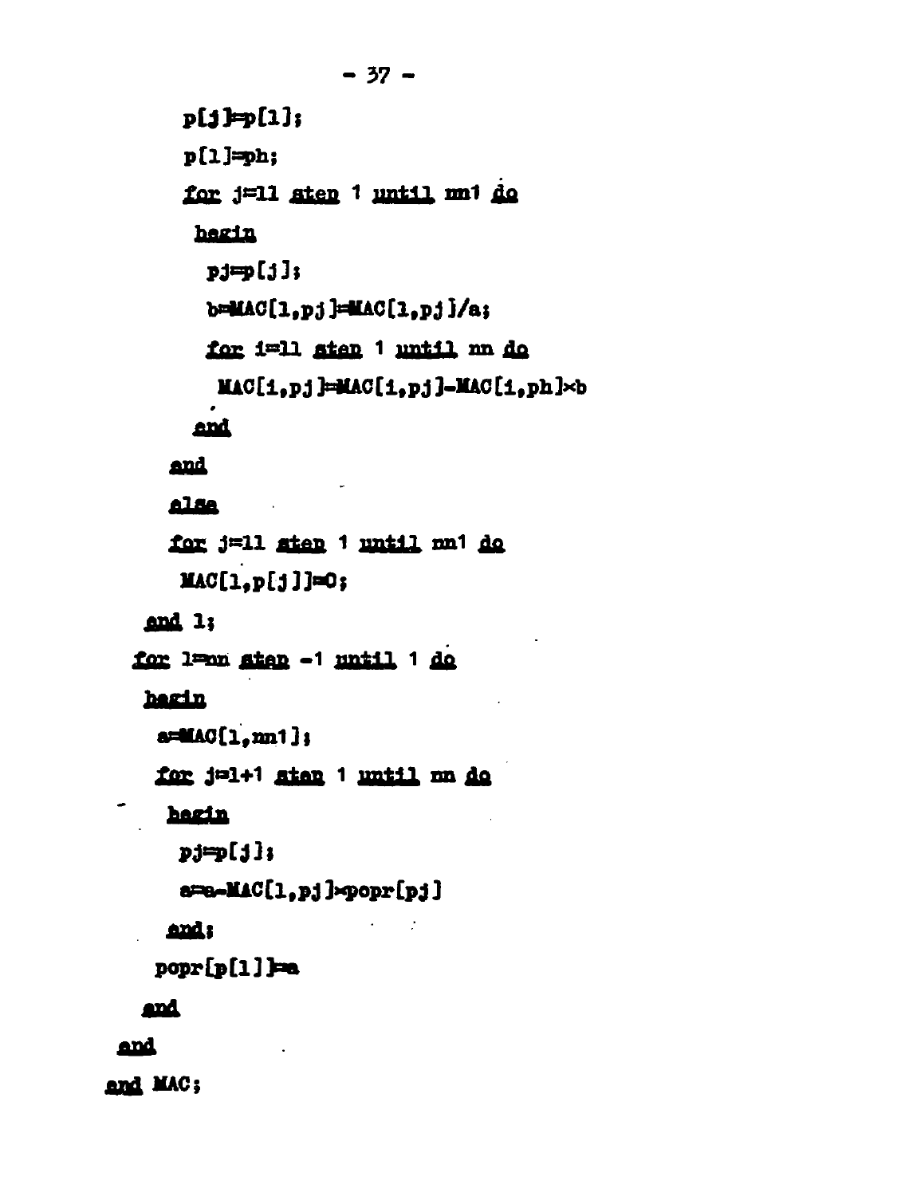```
      p[j]:=p[l];
      p[l]:=ph;
      for j:=l1 step 1 until nn1 do
       begin
        pj:=p[j];
        b:=MAC[l,pj]:=MAC[l,pj]/a;
        for i:=l1 step 1 until nn do
         MAC[i,pj]:=MAC[i,pj]-MAC[i,ph]×b
       end
     end
     else
     for j:=l1 step 1 until nn1 do
      MAC[l,p[j]]:=0;
   end l;
  for l:=nn step -1 until 1 do
   begin
    a:=MAC[l,nn1];
    for j:=l+1 step 1 until nn do
     begin
      pj:=p[j];
      a:=a-MAC[l,pj]×popr[pj]
     end;
    popr[p[l]]:=a
   end
 end
end MAC;
```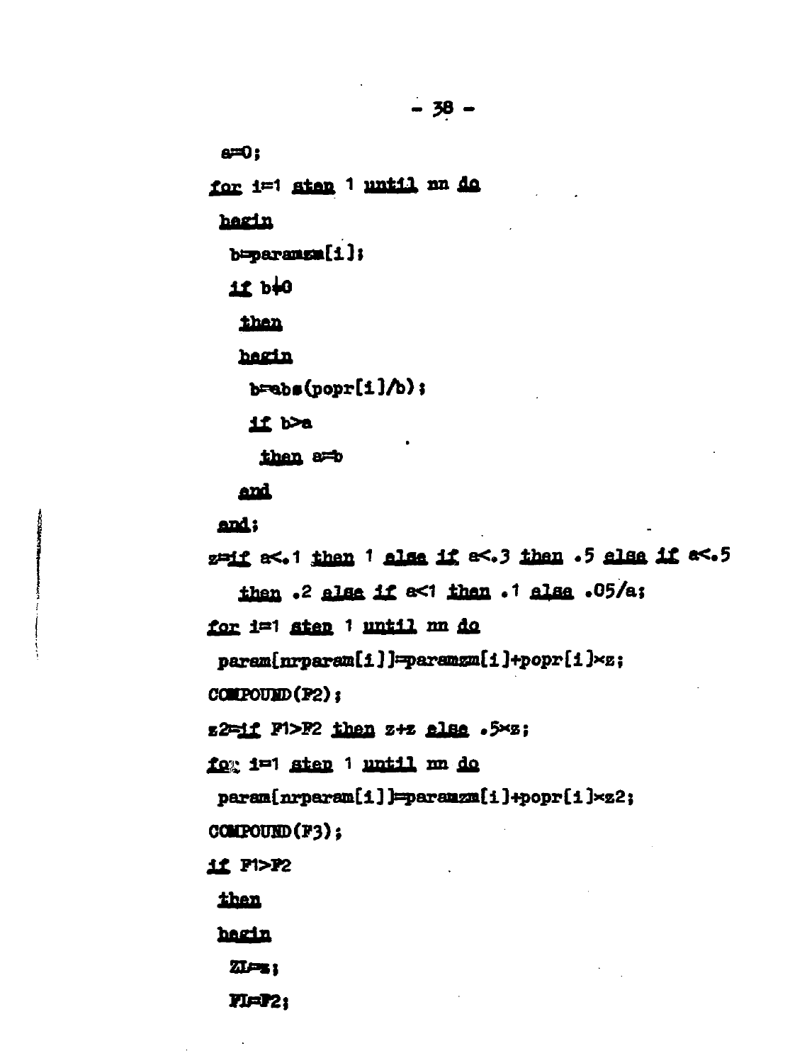```
a=0;
for i=1 step 1 until nn do
 begin
  b=paramzm[i];
  if b≠0
   then
   begin
    b=abs(popr[i]/b);
    if b>a
     then a=b
   end
 end;
z=if a<.1 then 1 else if a<.3 then .5 else if a<.5
   then .2 else if a<1 then .1 else .05/a;
for i=1 step 1 until nn do
 param[nrparam[i]]=paramzm[i]+popr[i]×z;
COMPOUND(F2);
z2=if F1>F2 then z+z else .5×z;
for i=1 step 1 until nn do
 param[nrparam[i]]=paramzm[i]+popr[i]×z2;
COMPOUND(F3);
if F1>F2
 then
 begin
  Z1=z;
  F1=F2;
```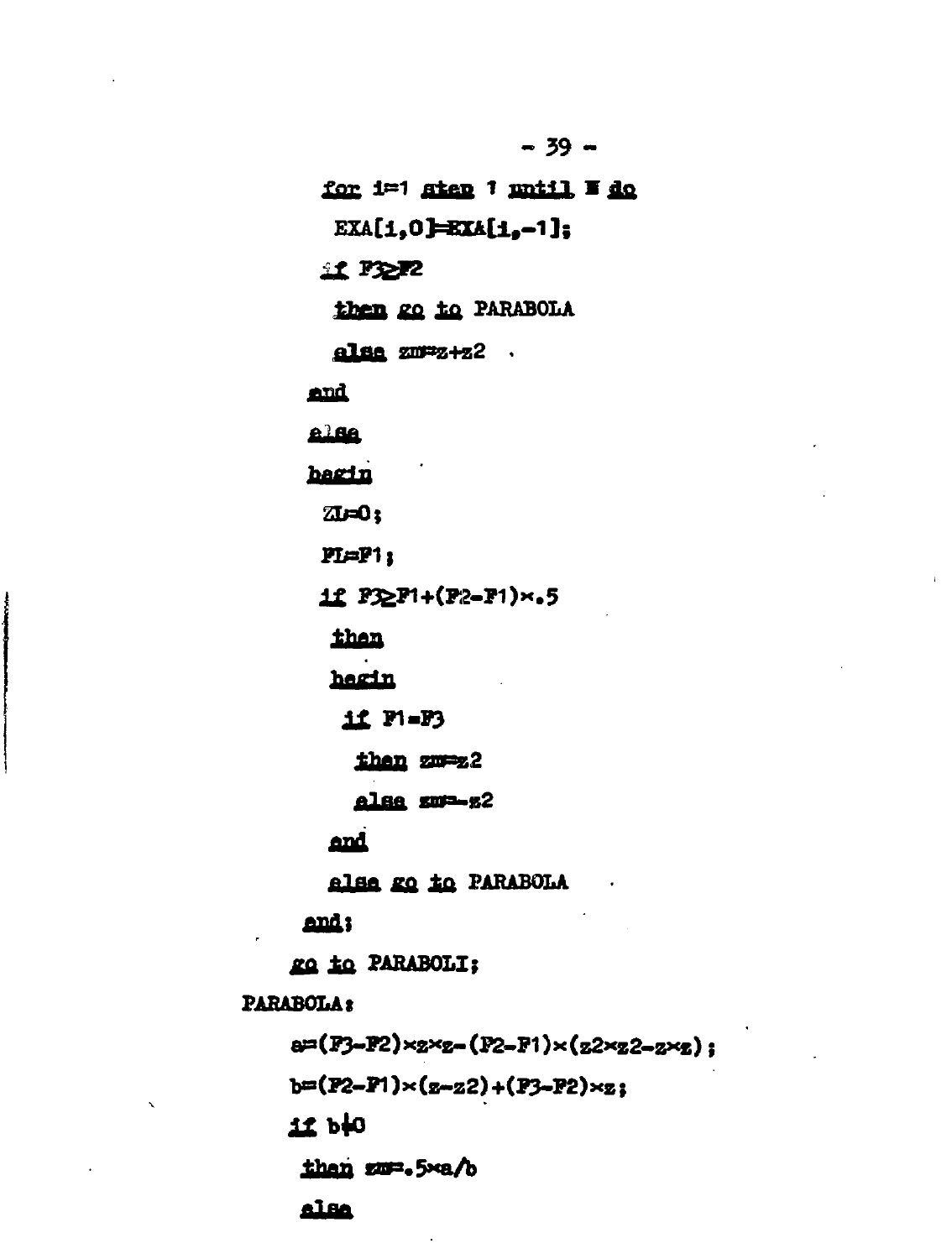```
  for i=1 step 1 until N do
   EXA[i,0]=EXA[i,-1];
  if F3≥F2
   then go to PARABOLA
   else zm=z+z2  .
 end
 else
 begin
  ZL=0;
  FL=F1;
  if F3≥F1+(F2-F1)×.5
   then
   begin
    if F1=F3
     then zm=z2
     else zm=-z2
   end
   else go to PARABOLA
 end;
 go to PARABOLI;
PARABOLA:
  a=(F3-F2)×z×z-(F2-F1)×(z2×z2-z×z);
  b=(F2-F1)×(z-z2)+(F3-F2)×z;
  if b≠0
   then zm=.5×a/b
   else
```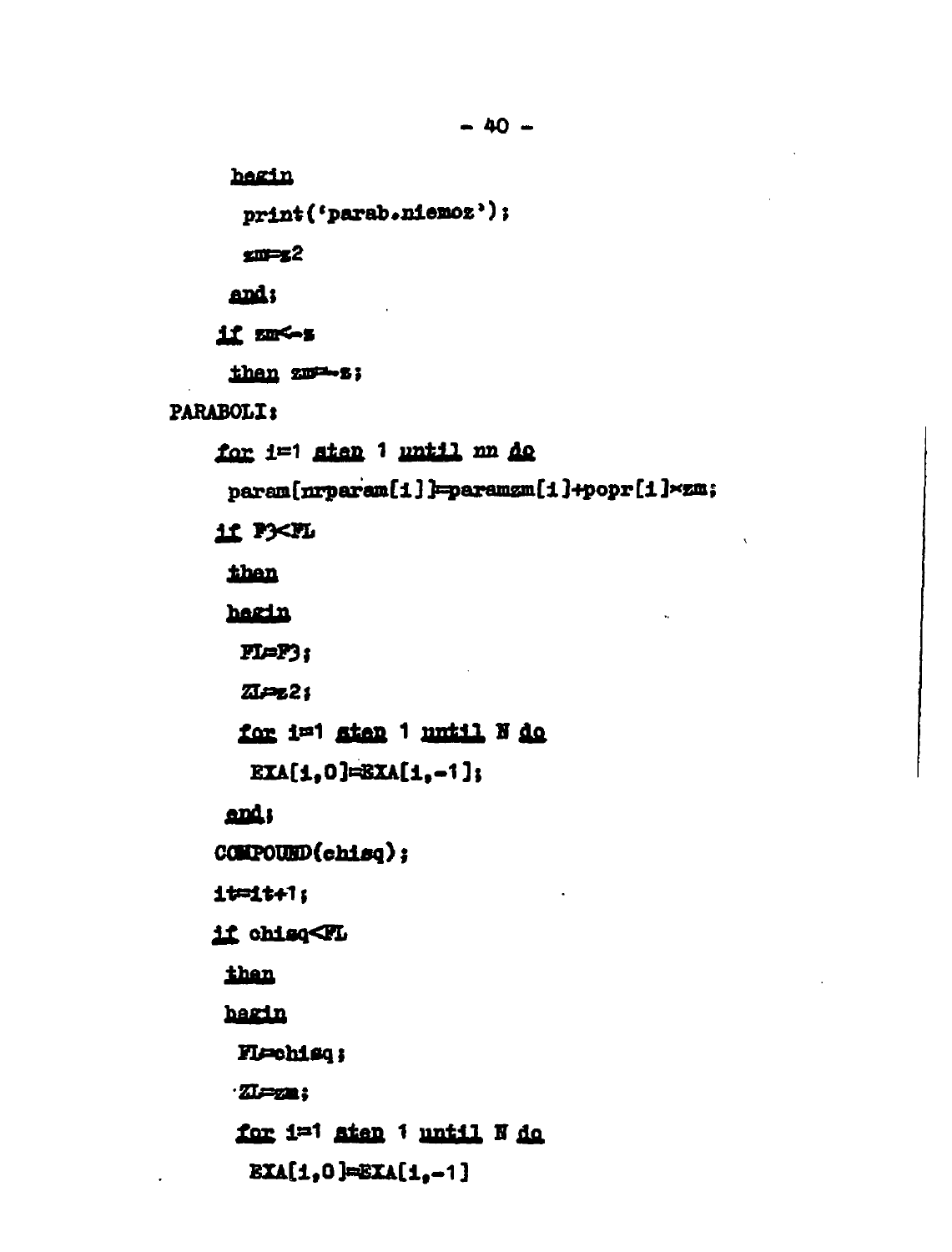```
begin
 print('parab.niemoz');
 zm:=z2
end;
if zm<-z
 then zm:=-z;
PARABOLI:
 for i:=1 step 1 until nn do
  param[nrparam[i]]:=paramzm[i]+popr[i]×zm;
 if F3<FL
  then
  begin
   FL:=F3;
   ZL:=z2;
   for i:=1 step 1 until N do
    EXA[i,0]:=EXA[i,-1];
  end;
 COMPOUND(chisq);
 it:=it+1;
 if chisq<FL
  then
  begin
   FL:=chisq;
   ZL:=zm;
   for i:=1 step 1 until N do
    EXA[i,0]:=EXA[i,-1]
```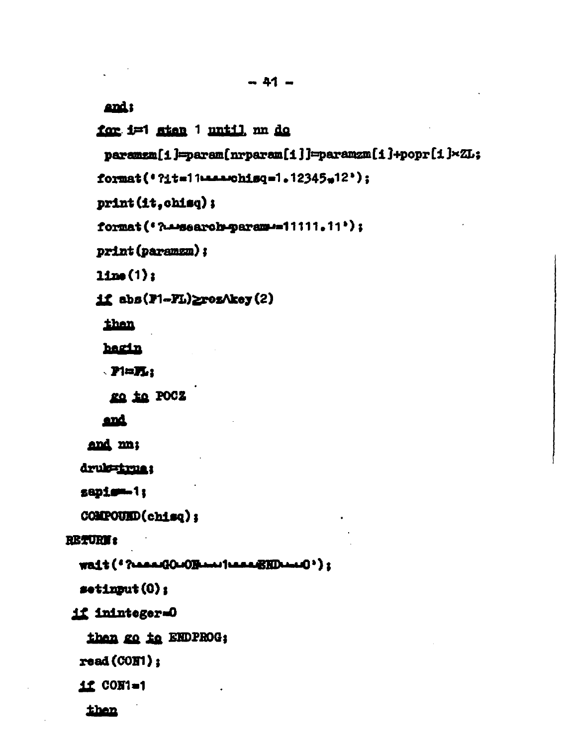```
      end;
    for i=1 step 1 until nn do
     paramzm[i]=param[nrparam[i]]=paramzm[i]+popr[i]×ZL;
    format('?it=11␣␣␣␣chisq=1.12345₁₀12');
    print(it,chisq);
    format('?␣␣search␣param␣=11111.11');
    print(paramzm);
    line(1);
    if abs(F1-FL)≥roz∧key(2)
     then
     begin
      F1=FL;
       go to POCZ
     end
   end nn;
  druk=true;
  zapis=-1;
  COMPOUND(chisq);
RETURN:
  wait('?␣␣␣␣GO␣ON␣␣␣1␣␣␣␣END␣␣␣0');
  setinput(0);
 if ininteger=0
   then go to ENDPROG;
  read(CON1);
  if CON1=1
   then
```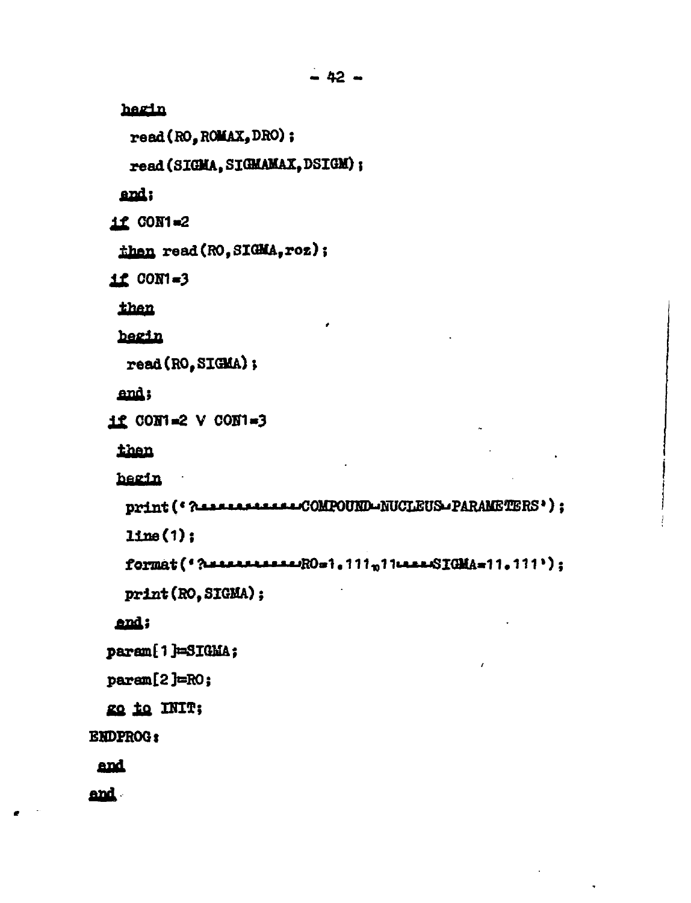```
    begin
     read(RO,ROMAX,DRO);
     read(SIGMA,SIGMAMAX,DSIGM);
    end;
   if CON1=2
    then read(RO,SIGMA,roz);
   if CON1=3
    then
    begin
     read(RO,SIGMA);
    end;
   if CON1=2 V CON1=3
    then
    begin
     print('?␣␣␣␣␣␣␣␣␣␣␣␣COMPOUND␣NUCLEUS␣PARAMETERS');
     line(1);
     format('?␣␣␣␣␣␣␣␣␣␣␣RO=1.111₁₀11␣␣␣␣SIGMA=11.111');
     print(RO,SIGMA);
    end;
  param[1]:=SIGMA;
  param[2]:=RO;
  go to INIT;
ENDPROG:
 end
end
```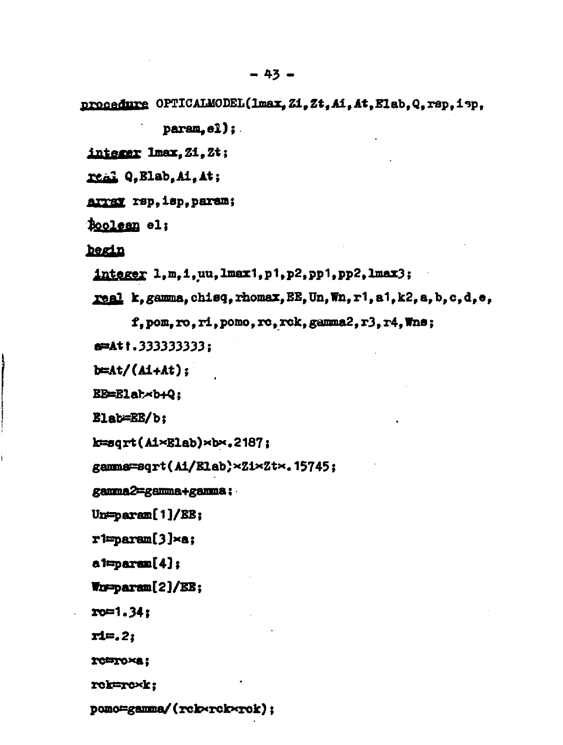```
procedure OPTICALMODEL(lmax,Zi,Zt,Ai,At,Elab,Q,rsp,isp,
          param,el);
integer lmax,Zi,Zt;
real Q,Elab,Ai,At;
array rsp,isp,param;
Boolean el;
begin
  integer l,m,i,uu,lmax1,p1,p2,pp1,pp2,lmax3;
  real k,gamma,chisq,rhomax,EE,Un,Wn,r1,a1,k2,a,b,c,d,e,
       f,pom,ro,ri,pomo,rc,rck,gamma2,r3,r4,Wns;
  a=At↑.333333333;
  b=At/(Ai+At);
  EE=Elab×b+Q;
  Elab=EE/b;
  k=sqrt(Ai×Elab)×b×.2187;
  gamma=sqrt(Ai/Elab)×Zi×Zt×.15745;
  gamma2=gamma+gamma;
  Un=param[1]/EE;
  r1=param[3]×a;
  a1=param[4];
  Wn=param[2]/EE;
  ro=1.34;
  ri=.2;
  rc=ro×a;
  rck=rc×k;
  pomo=gamma/(rck×rck×rck);
```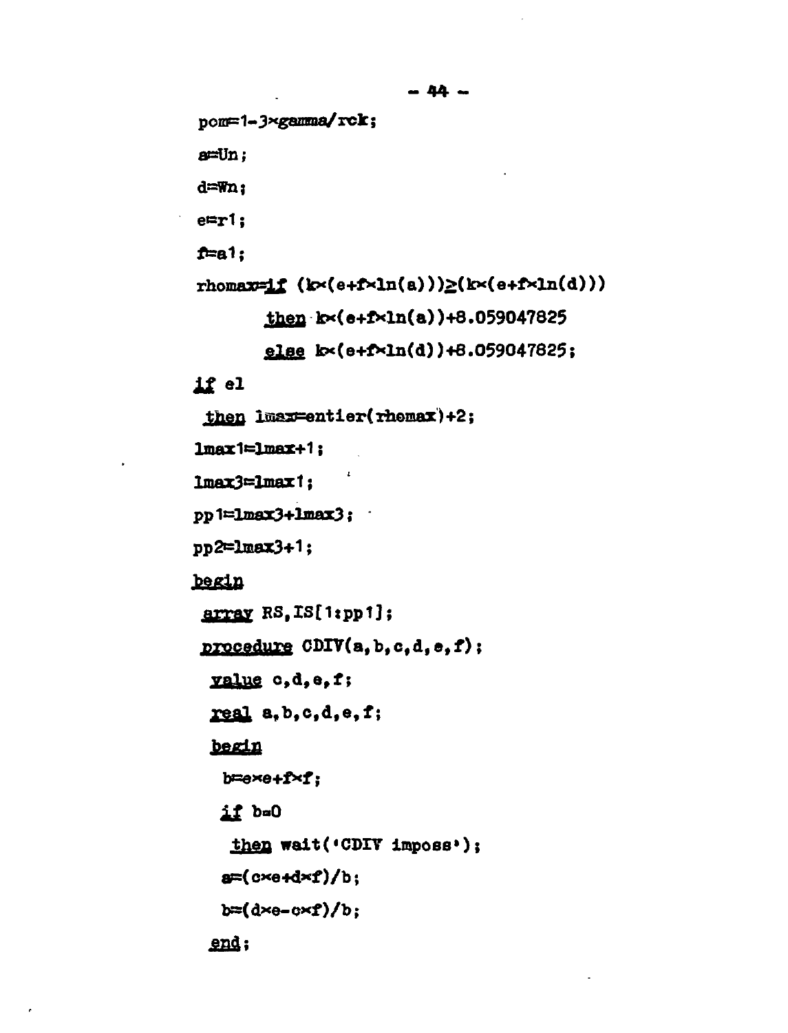```
pom=1-3×gamma/rck;
a=Un;
d=Wn;
e=r1;
f=a1;
rhomax=if (k×(e+f×ln(a)))≥(k×(e+f×ln(d)))
       then k×(e+f×ln(a))+8.059047825
       else k×(e+f×ln(d))+8.059047825;
if el
 then lmax=entier(rhomax)+2;
lmax1=lmax+1;
lmax3=lmax1;
pp1=lmax3+lmax3;
pp2=lmax3+1;
begin
 array RS,IS[1:pp1];
 procedure CDIV(a,b,c,d,e,f);
  value c,d,e,f;
  real a,b,c,d,e,f;
  begin
   b=e×e+f×f;
   if b=0
    then wait('CDIV imposs');
   a=(c×e+d×f)/b;
   b=(d×e-c×f)/b;
  end;
```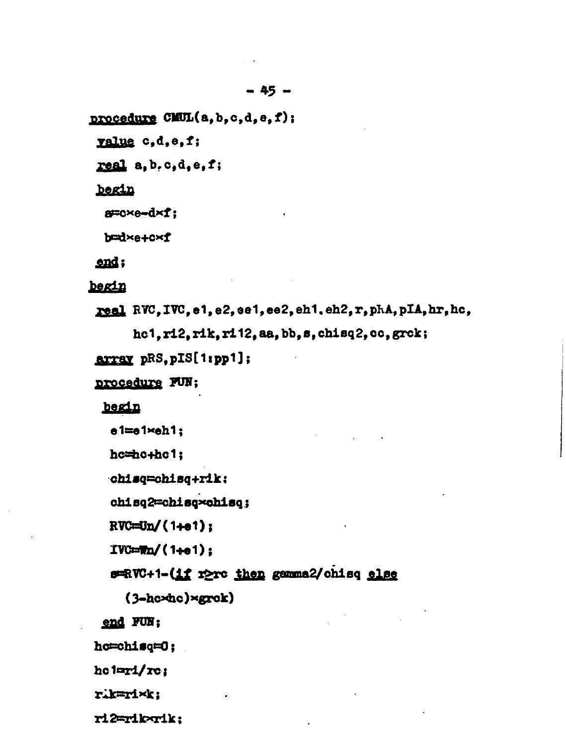```
procedure CMUL(a,b,c,d,e,f);
 value c,d,e,f;
 real a,b,c,d,e,f;
 begin
  a:=c×e-d×f;
  b:=d×e+c×f
 end;
begin
 real RVC,IVC,e1,e2,ee1,ee2,eh1.eh2,r,phA,pIA,hr,hc,
      hc1,ri2,rik,ri12,aa,bb,s,chisq2,cc,grck;
 array pRS,pIS[1:pp1];
 procedure FUN;
  begin
   e1:=e1×eh1;
   hc:=hc+hc1;
   chisq:=chisq+rik;
   chisq2:=chisq×chisq;
   RVC:=Un/(1+e1);
   IVC:=Wn/(1+e1);
   s:=RVC+1-(if r≥rc then gamma2/chisq else
     (3-hc×hc)×grck)
  end FUN;
 hc:=chisq:=0;
 hc1:=ri/rc;
 rik:=ri×k;
 ri2:=rik×rik;
```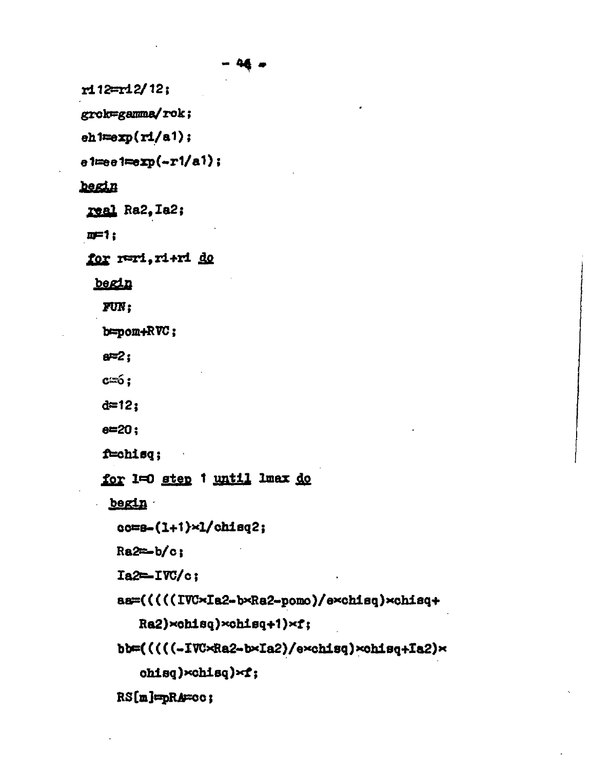```
ri12=ri2/12;
grok=gamma/rok;
eh1=exp(ri/a1);
e1=ee1=exp(-r1/a1);
begin
 real Ra2,Ia2;
 m=1;
 for r=ri,ri+ri do
  begin
   FUN;
   b=pom+RVC;
   a=2;
   c=6;
   d=12;
   e=20;
   f=chisq;
   for l=0 step 1 until lmax do
    begin
     cc=s-(l+1)×l/chisq2;
     Ra2=-b/c;
     Ia2=-IVC/c;
     aa=(((((IVC×Ia2-b×Ra2-pomo)/e×chisq)×chisq+
        Ra2)×chisq)×chisq+1)×f;
     bb=(((((-IVC×Ra2-b×Ia2)/e×chisq)×chisq+Ia2)×
        chisq)×chisq)×f;
     RS[m]=pRA=cc;
```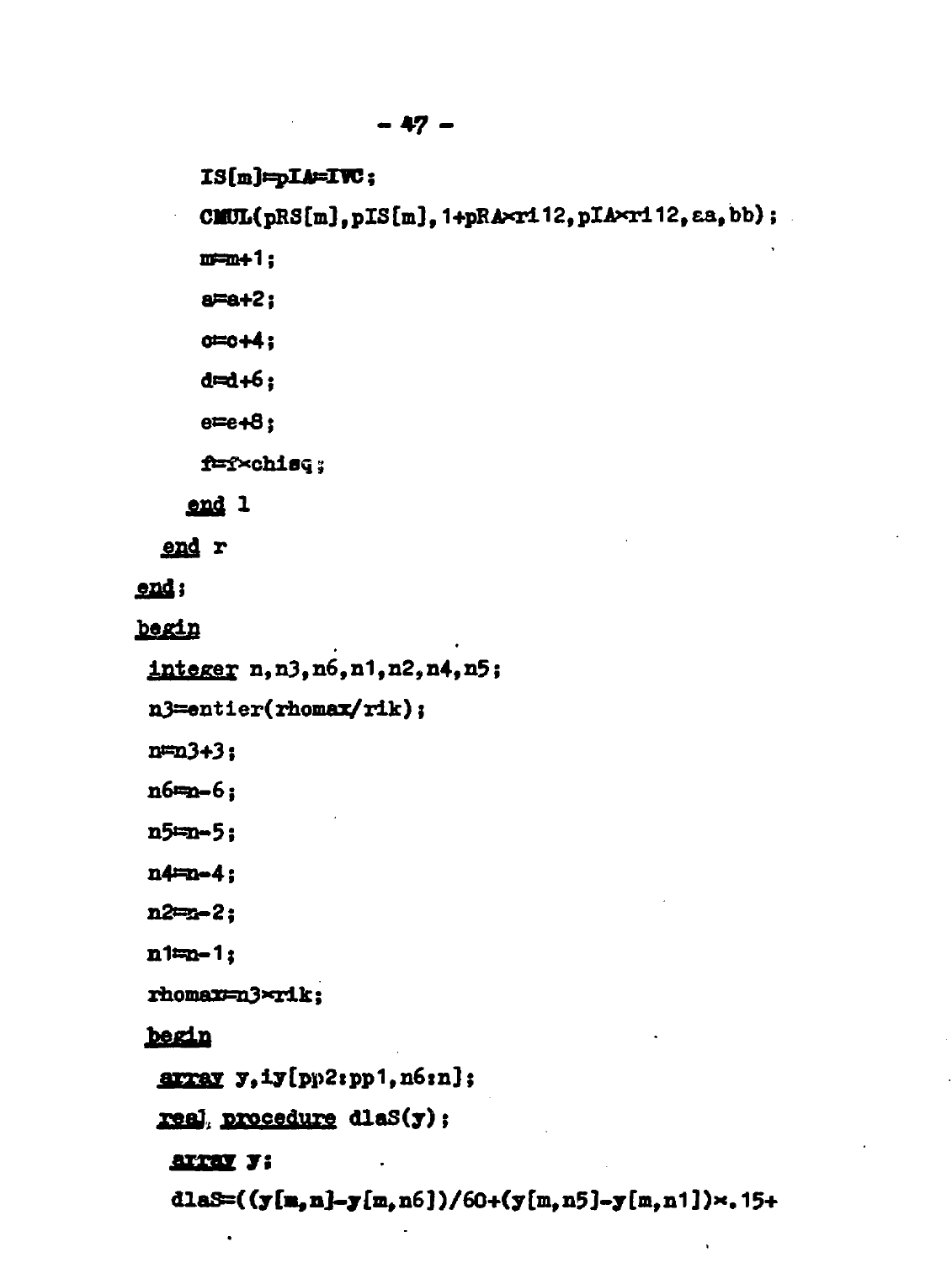```
      IS[m]:=pIA:=IWC;
      CMUL(pRS[m],pIS[m],1+pRA×ri12,pIA×ri12,aa,bb);
      m:=m+1;
      a:=a+2;
      c:=c+4;
      d:=d+6;
      e:=e+8;
      f:=f×chisq;
    end l
  end r
end;
begin
 integer n,n3,n6,n1,n2,n4,n5;
 n3:=entier(rhomax/rik);
 n:=n3+3;
 n6:=n-6;
 n5:=n-5;
 n4:=n-4;
 n2:=n-2;
 n1:=n-1;
 rhomax:=n3×rik;
 begin
  array y,iy[pp2:pp1,n6:n];
  real procedure dlaS(y);
   array y;
   dlaS:=((y[m,n]-y[m,n6])/60+(y[m,n5]-y[m,n1])×.15+
```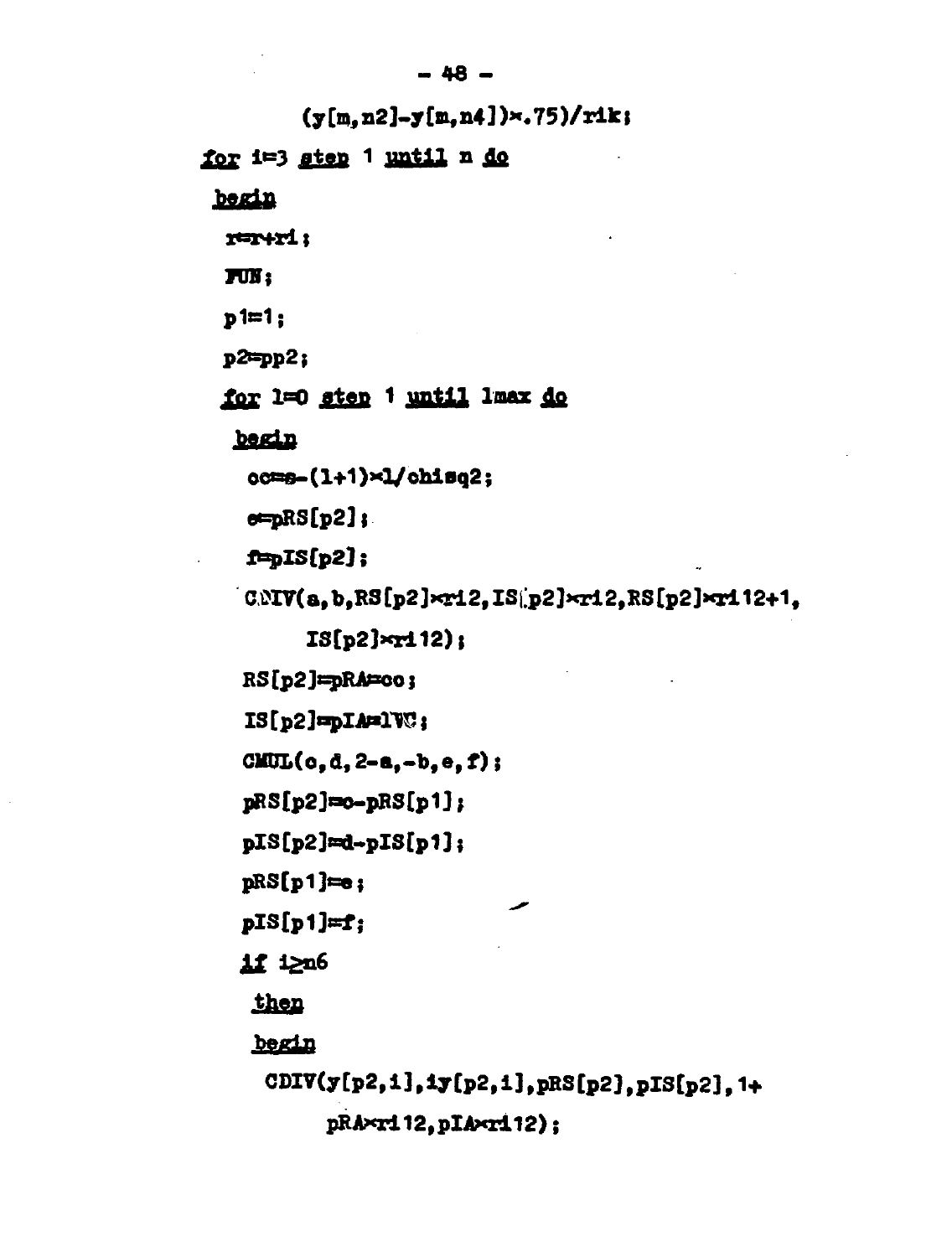```
        (y[m,n2]-y[m,n4])×.75)/rik;
for i=3 step 1 until n do
 begin
  r=r+ri;
  FUN;
  p1=1;
  p2=pp2;
  for l=0 step 1 until lmax do
   begin
    oc=s-(l+1)×l/chisq2;
    e=pRS[p2];
    f=pIS[p2];
    CDIV(a,b,RS[p2]×ri2,IS[p2]×ri2,RS[p2]×ri12+1,
         IS[p2]×ri12);
    RS[p2]=pRA=oc;
    IS[p2]=pIA=IVC;
    CMUL(c,d,2-a,-b,e,f);
    pRS[p2]=c-pRS[p1];
    pIS[p2]=d-pIS[p1];
    pRS[p1]=e;
    pIS[p1]=f;
    if i≥n6
     then
     begin
      CDIV(y[p2,i],iy[p2,i],pRS[p2],pIS[p2],1+
          pRA×ri12,pIA×ri12);
```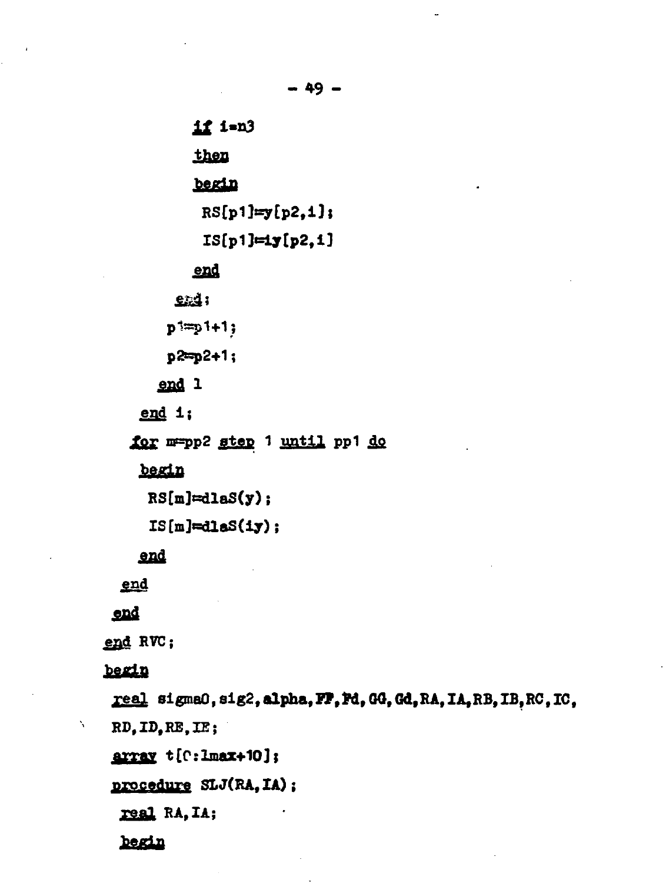```
          if i=n3
          then
          begin
           RS[p1]:=y[p2,i];
           IS[p1]:=iy[p2,i]
          end
        end;
       p1:=p1+1;
       p2:=p2+1;
      end l
    end i;
   for m:=pp2 step 1 until pp1 do
    begin
     RS[m]:=dlaS(y);
     IS[m]:=dlaS(iy);
    end
  end
 end
end RVC;
begin
 real sigma0,sig2,alpha,FF,Fd,GG,Gd,RA,IA,RB,IB,RC,IC,
 RD,ID,RE,IE;
 array t[0:lmax+10];
 procedure SLJ(RA,IA);
  real RA,IA;
  begin
```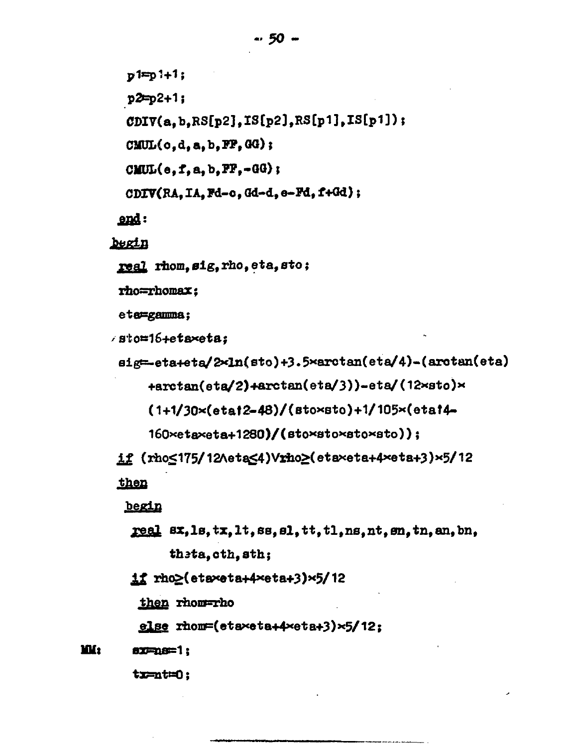```
        p1:=p1+1;
        p2:=p2+1;
        CDIV(a,b,RS[p2],IS[p2],RS[p1],IS[p1]);
        CMUL(c,d,a,b,FF,GG);
        CMUL(e,f,a,b,FF,-GG);
        CDIV(RA,IA,Fd-c,Gd-d,e-Fd,f+Gd);
     end:
    begin
      real rhom,sig,rho,eta,sto;
      rho:=rhomax;
      eta:=gamma;
      sto:=16+eta×eta;
      sig:=-eta+eta/2×ln(sto)+3.5×arctan(eta/4)-(arctan(eta)
          +arctan(eta/2)+arctan(eta/3))-eta/(12×sto)×
          (1+1/30×(eta↑2-48)/(sto×sto)+1/105×(eta↑4-
          160×eta×eta+1280)/(sto×sto×sto×sto));
      if (rho≤175/12∧eta≤4)∨rho≥(eta×eta+4×eta+3)×5/12
      then
       begin
        real sx,ls,tx,lt,ss,sl,tt,tl,ns,nt,sn,tn,an,bn,
             theta,cth,sth;
        if rho≥(eta×eta+4×eta+3)×5/12
         then rhom:=rho
         else rhom:=(eta×eta+4×eta+3)×5/12;
MM:     sx:=ns:=1;
        tx:=nt:=0;
```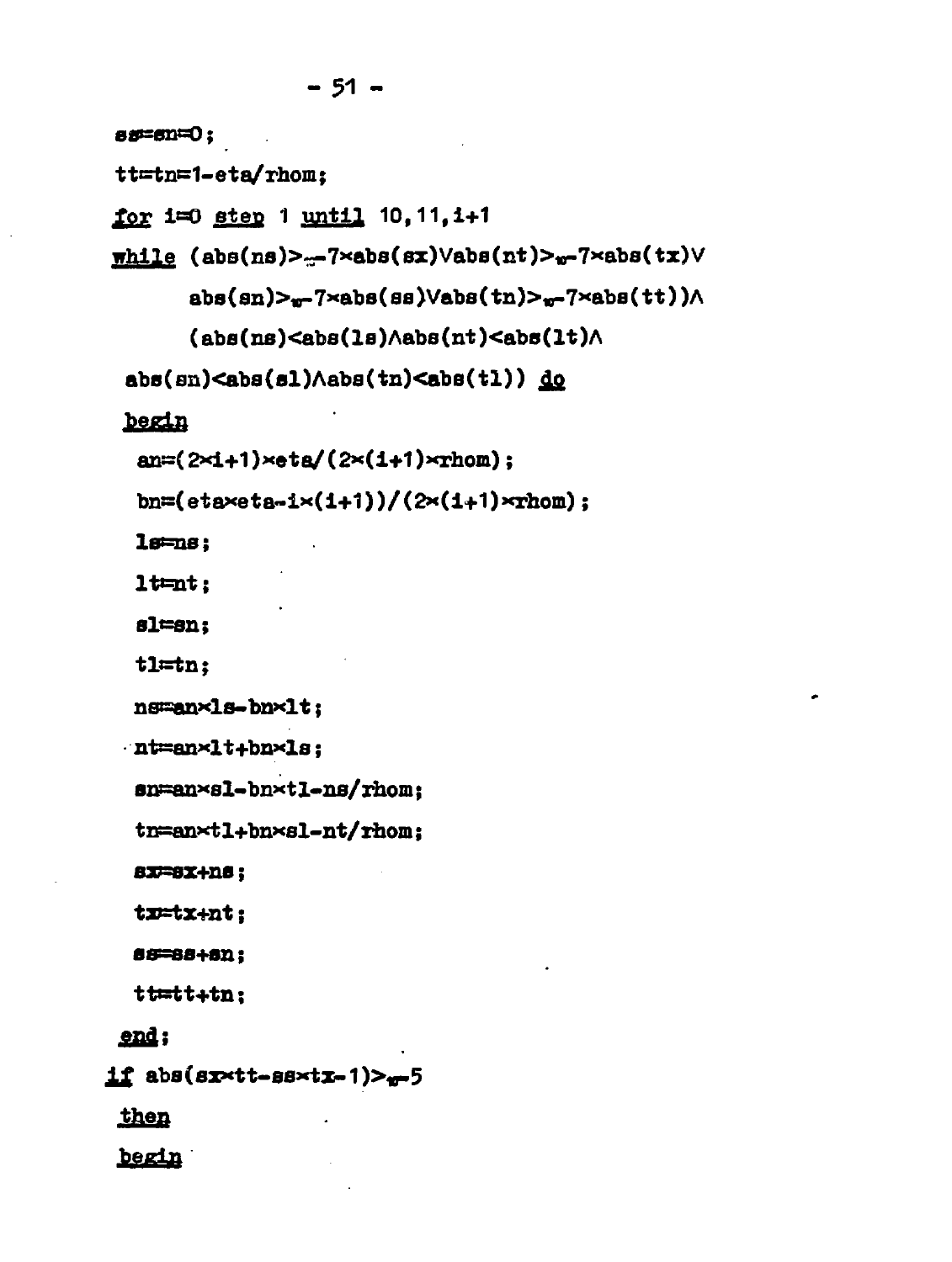```
ss=sn=0;
tt=tn=1-eta/rhom;
for i=0 step 1 until 10,11,i+1
while (abs(ns)>₁₀-7×abs(sx)∨abs(nt)>₁₀-7×abs(tx)∨
       abs(sn)>₁₀-7×abs(ss)∨abs(tn)>₁₀-7×abs(tt))∧
       (abs(ns)<abs(ls)∧abs(nt)<abs(lt)∧
 abs(sn)<abs(sl)∧abs(tn)<abs(tl)) do
 begin
  an=(2×i+1)×eta/(2×(i+1)×rhom);
  bn=(eta×eta-i×(i+1))/(2×(i+1)×rhom);
  ls=ns;
  lt=nt;
  sl=sn;
  tl=tn;
  ns=an×ls-bn×lt;
  nt=an×lt+bn×ls;
  sn=an×sl-bn×tl-ns/rhom;
  tn=an×tl+bn×sl-nt/rhom;
  sx=sx+ns;
  tx=tx+nt;
  ss=ss+sn;
  tt=tt+tn;
 end;
if abs(sx×tt-ss×tx-1)>₁₀-5
 then
 begin
```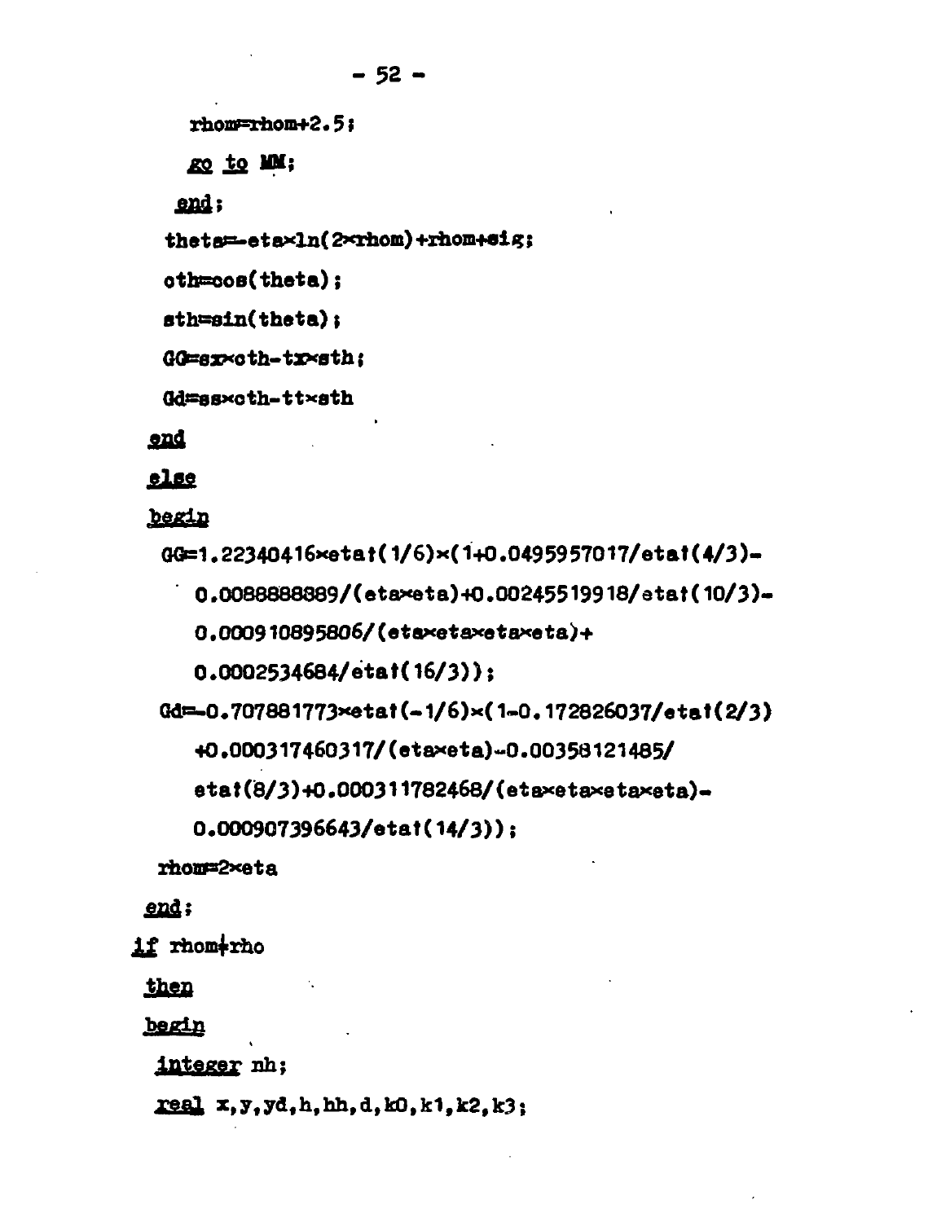```
    rhom=rhom+2.5;
    go to MM;
   end;
  theta=-eta×ln(2×rhom)+rhom+sig;
  cth=cos(theta);
  sth=sin(theta);
  GG=sr×cth-tr×sth;
  Gd=ss×cth-tt×sth
 end
 else
 begin
  GG=1.22340416×eta↑(1/6)×(1+0.0495957017/eta↑(4/3)-
     0.0088888889/(eta×eta)+0.00245519918/eta↑(10/3)-
     0.00091089580б/(eta×eta×eta×eta)+
     0.0002534684/eta↑(16/3));
  Gd=-0.707881773×eta↑(-1/6)×(1-0.172826037/eta↑(2/3)
     +0.000317460317/(eta×eta)-0.00358121485/
     eta↑(8/3)+0.000311782468/(eta×eta×eta×eta)-
     0.000907396643/eta↑(14/3));
  rhom=2×eta
 end;
if rhom≠rho
 then
 begin
  integer nh;
  real x,y,yd,h,hh,d,k0,k1,k2,k3;
```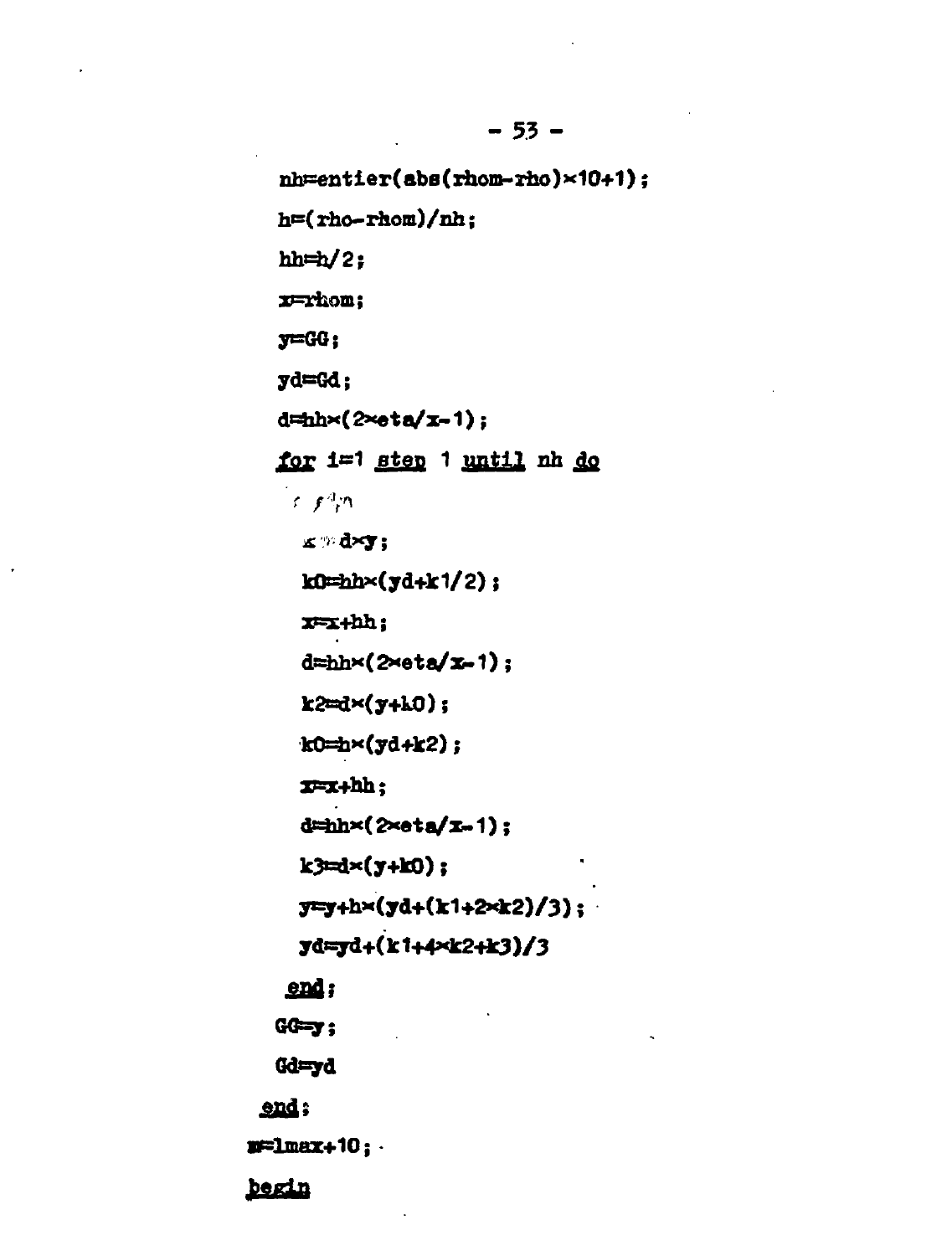```
nh=entier(abs(rhom-rho)×10+1);
h=(rho-rhom)/nh;
hh=h/2;
x=rhom;
y=GG;
yd=Gd;
d=hh×(2×eta/x-1);
for i=1 step 1 until nh do
  begin
    k1=d×y;
    k0=hh×(yd+k1/2);
    x=x+hh;
    d=hh×(2×eta/x-1);
    k2=d×(y+k0);
    k0=h×(yd+k2);
    x=x+hh;
    d=hh×(2×eta/x-1);
    k3=d×(y+k0);
    y=y+h×(yd+(k1+2×k2)/3);
    yd=yd+(k1+4×k2+k3)/3
  end;
  GG=y;
  Gd=yd
end;
m=lmax+10;
begin
```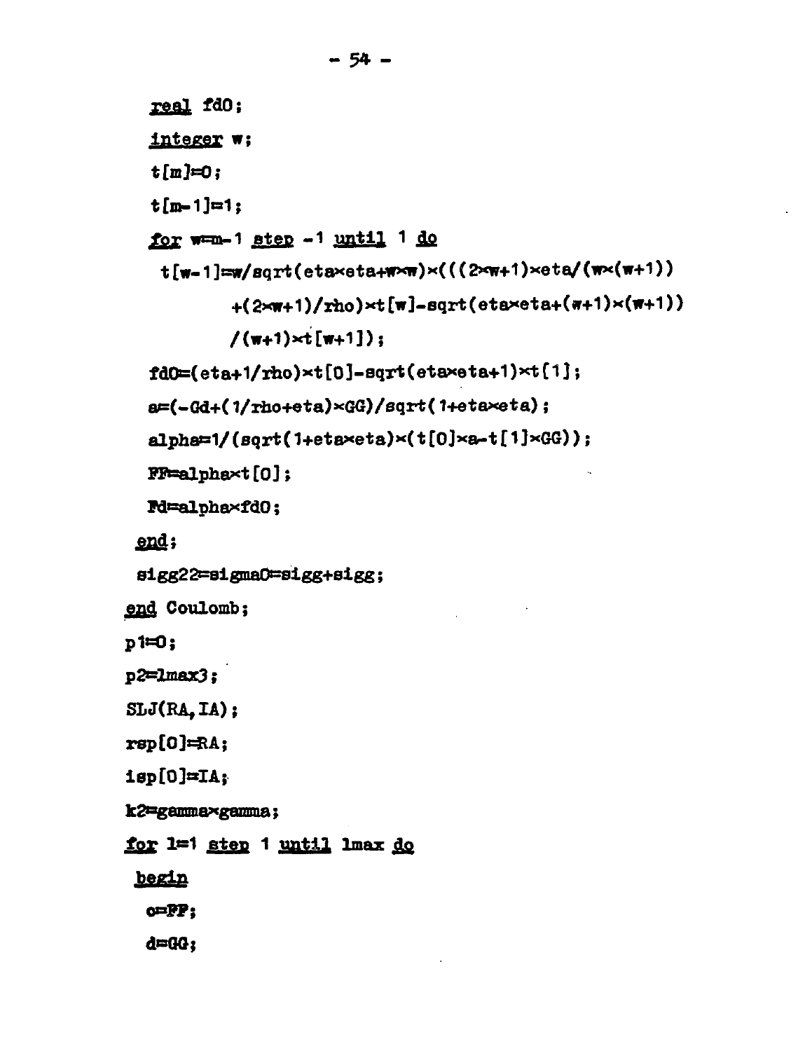```
   real fd0;
   integer w;
   t[m]=0;
   t[m-1]=1;
   for w=m-1 step -1 until 1 do
    t[w-1]=w/sqrt(eta×eta+w×w)×(((2×w+1)×eta/(w×(w+1))
          +(2×w+1)/rho)×t[w]-sqrt(eta×eta+(w+1)×(w+1))
          /(w+1)×t[w+1]);
   fd0=(eta+1/rho)×t[0]-sqrt(eta×eta+1)×t[1];
   a=(-Gd+(1/rho+eta)×GG)/sqrt(1+eta×eta);
   alpha=1/(sqrt(1+eta×eta)×(t[0]×a-t[1]×GG));
   FF=alpha×t[0];
   Fd=alpha×fd0;
  end;
  sigg22=sigma0=sigg+sigg;
 end Coulomb;
 p1=0;
 p2=lmax3;
 SLJ(RA,IA);
 rsp[0]=RA;
 isp[0]=IA;
 k2=gamma×gamma;
 for l=1 step 1 until lmax do
  begin
   c=FF;
   d=GG;
```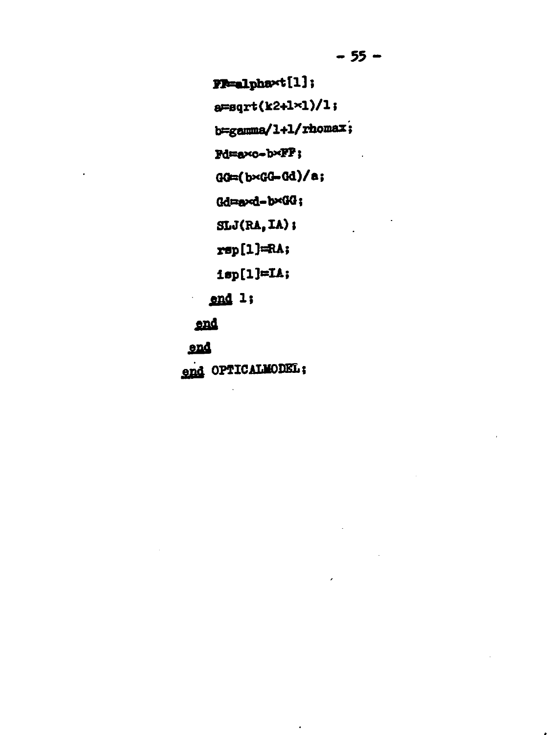```
        FF=alpha×t[1];
        a=sqrt(k2+1×1)/1;
        b=gamma/1+1/rhomax;
        Fd=a×c-b×FF;
        GG=(b×GG-Gd)/a;
        Gd=a×d-b×GG;
        SLJ(RA,IA);
        rsp[1]=RA;
        isp[1]=IA;
      end 1;
    end
  end
end OPTICALMODEL;
```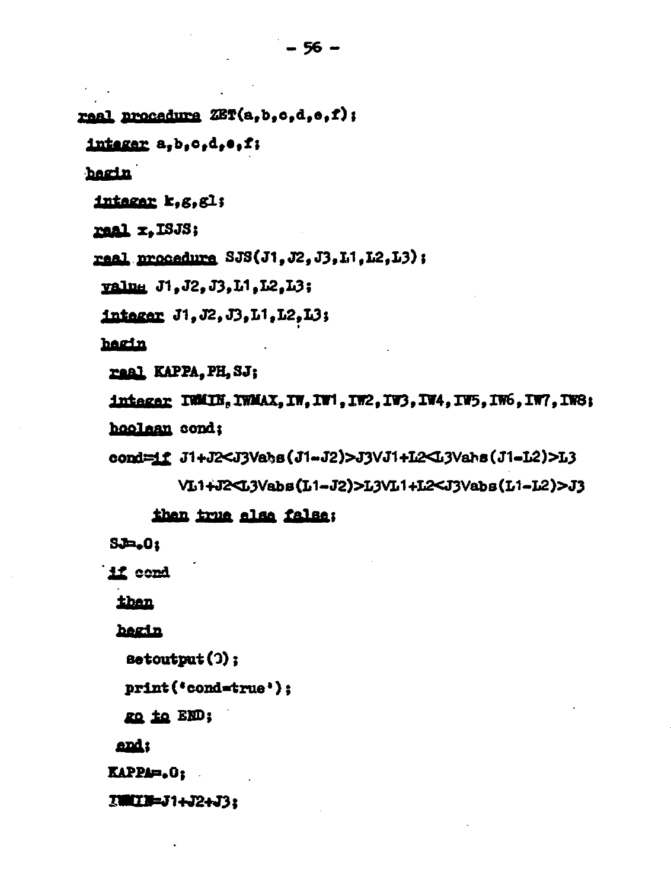```
real procedure ZET(a,b,c,d,e,f);
 integer a,b,c,d,e,f;
 begin
  integer k,g,g1;
  real x,ISJS;
  real procedure SJS(J1,J2,J3,L1,L2,L3);
   value J1,J2,J3,L1,L2,L3;
   integer J1,J2,J3,L1,L2,L3;
   begin
    real KAPPA,PH,SJ;
    integer IWMIN,IWMAX,IW,IW1,IW2,IW3,IW4,IW5,IW6,IW7,IW8;
    boolean cond;
    cond:=if J1+J2<J3Vabs(J1-J2)>J3VJ1+L2<L3Vabs(J1-L2)>L3
           VL1+J2<L3Vabs(L1-J2)>L3VL1+L2<J3Vabs(L1-L2)>J3
        then true else false;
    SJ:=.0;
    if cond
     then
     begin
      setoutput(0);
      print('cond=true');
      go to END;
     end;
    KAPPA:=.0;
    IWMIN:=J1+J2+J3;
```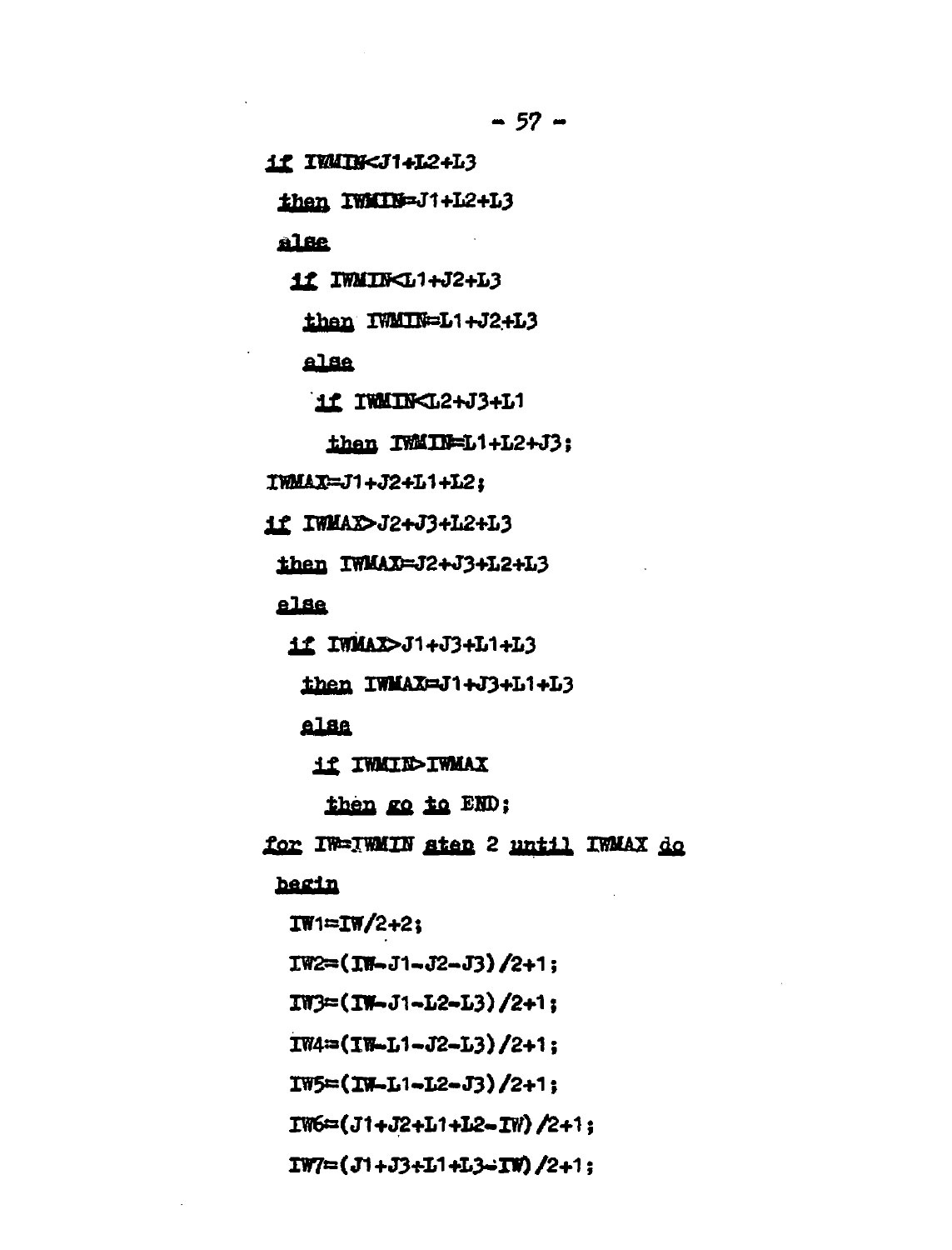```
if IWMIN<J1+L2+L3
 then IWMIN=J1+L2+L3
 else
  if IWMIN<L1+J2+L3
   then IWMIN=L1+J2+L3
   else
    if IWMIN<L2+J3+L1
     then IWMIN=L1+L2+J3;
IWMAX=J1+J2+L1+L2;
if IWMAX>J2+J3+L2+L3
 then IWMAX=J2+J3+L2+L3
 else
  if IWMAX>J1+J3+L1+L3
   then IWMAX=J1+J3+L1+L3
   else
    if IWMIN>IWMAX
     then go to END;
for IW=IWMIN step 2 until IWMAX do
 begin
  IW1=IW/2+2;
  IW2=(IW-J1-J2-J3)/2+1;
  IW3=(IW-J1-L2-L3)/2+1;
  IW4=(IW-L1-J2-L3)/2+1;
  IW5=(IW-L1-L2-J3)/2+1;
  IW6=(J1+J2+L1+L2-IW)/2+1;
  IW7=(J1+J3+L1+L3-IW)/2+1;
```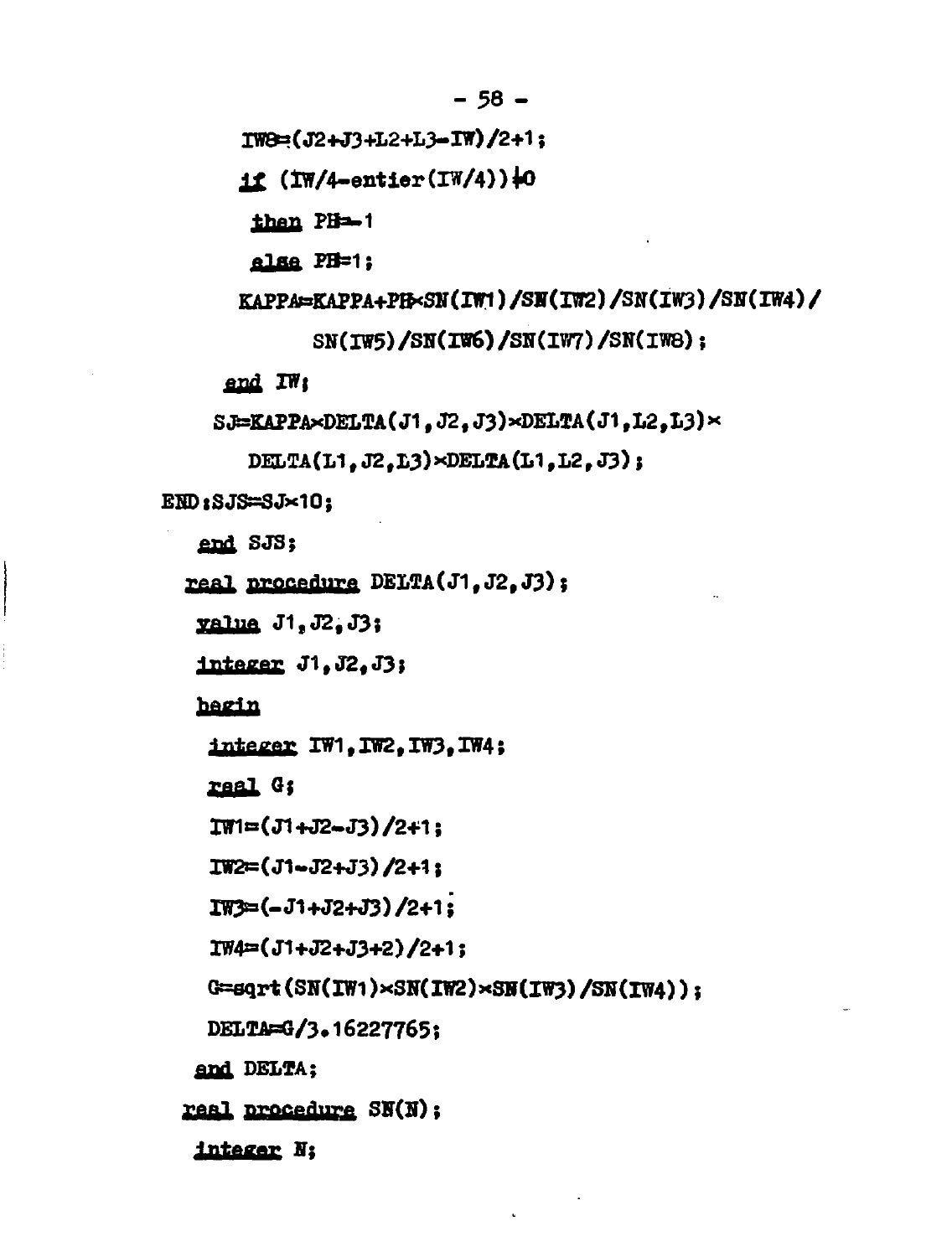```
IW8=(J2+J3+L2+L3-IW)/2+1;
if (IW/4-entier(IW/4))≠0
 then PH=-1
 else PH=1;
KAPPA=KAPPA+PH×SN(IW1)/SN(IW2)/SN(IW3)/SN(IW4)/
      SN(IW5)/SN(IW6)/SN(IW7)/SN(IW8);
end IW;
SJ=KAPPA×DELTA(J1,J2,J3)×DELTA(J1,L2,L3)×
   DELTA(L1,J2,L3)×DELTA(L1,L2,J3);
END:SJS=SJ×10;
end SJS;
real procedure DELTA(J1,J2,J3);
value J1,J2,J3;
integer J1,J2,J3;
begin
 integer IW1,IW2,IW3,IW4;
 real G;
 IW1=(J1+J2-J3)/2+1;
 IW2=(J1-J2+J3)/2+1;
 IW3=(-J1+J2+J3)/2+1;
 IW4=(J1+J2+J3+2)/2+1;
 G=sqrt(SN(IW1)×SN(IW2)×SN(IW3)/SN(IW4));
 DELTA=G/3.16227765;
end DELTA;
real procedure SN(N);
integer N;
```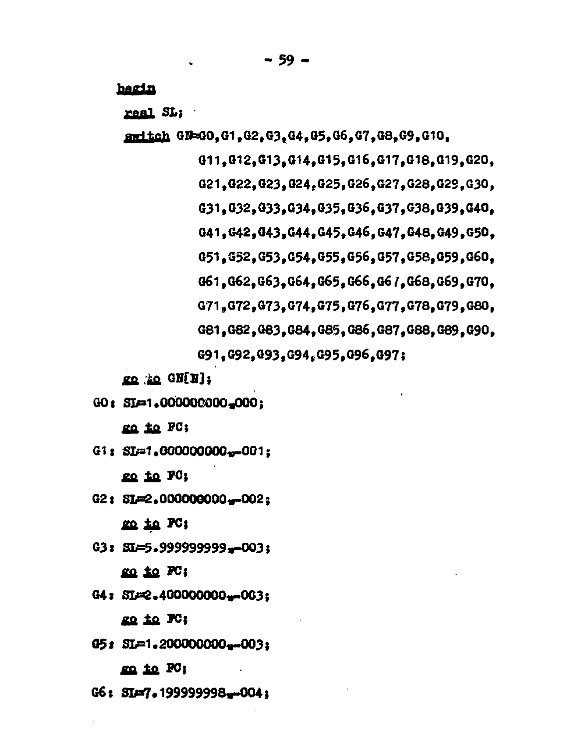```
begin
  real SL;
  switch GN=G0,G1,G2,G3,G4,G5,G6,G7,G8,G9,G10,
            G11,G12,G13,G14,G15,G16,G17,G18,G19,G20,
            G21,G22,G23,G24,G25,G26,G27,G28,G29,G30,
            G31,G32,G33,G34,G35,G36,G37,G38,G39,G40,
            G41,G42,G43,G44,G45,G46,G47,G48,G49,G50,
            G51,G52,G53,G54,G55,G56,G57,G58,G59,G60,
            G61,G62,G63,G64,G65,G66,G67,G68,G69,G70,
            G71,G72,G73,G74,G75,G76,G77,G78,G79,G80,
            G81,G82,G83,G84,G85,G86,G87,G88,G89,G90,
            G91,G92,G93,G94,G95,G96,G97;
  go to GN[N];
G0: SL=1.000000000⏨000;
  go to FC;
G1: SL=1.000000000⏨-001;
  go to FC;
G2: SL=2.000000000⏨-002;
  go to FC;
G3: SL=5.999999999⏨-003;
  go to FC;
G4: SL=2.400000000⏨-003;
  go to FC;
G5: SL=1.200000000⏨-003;
  go to FC;
G6: SL=7.199999998⏨-004;
```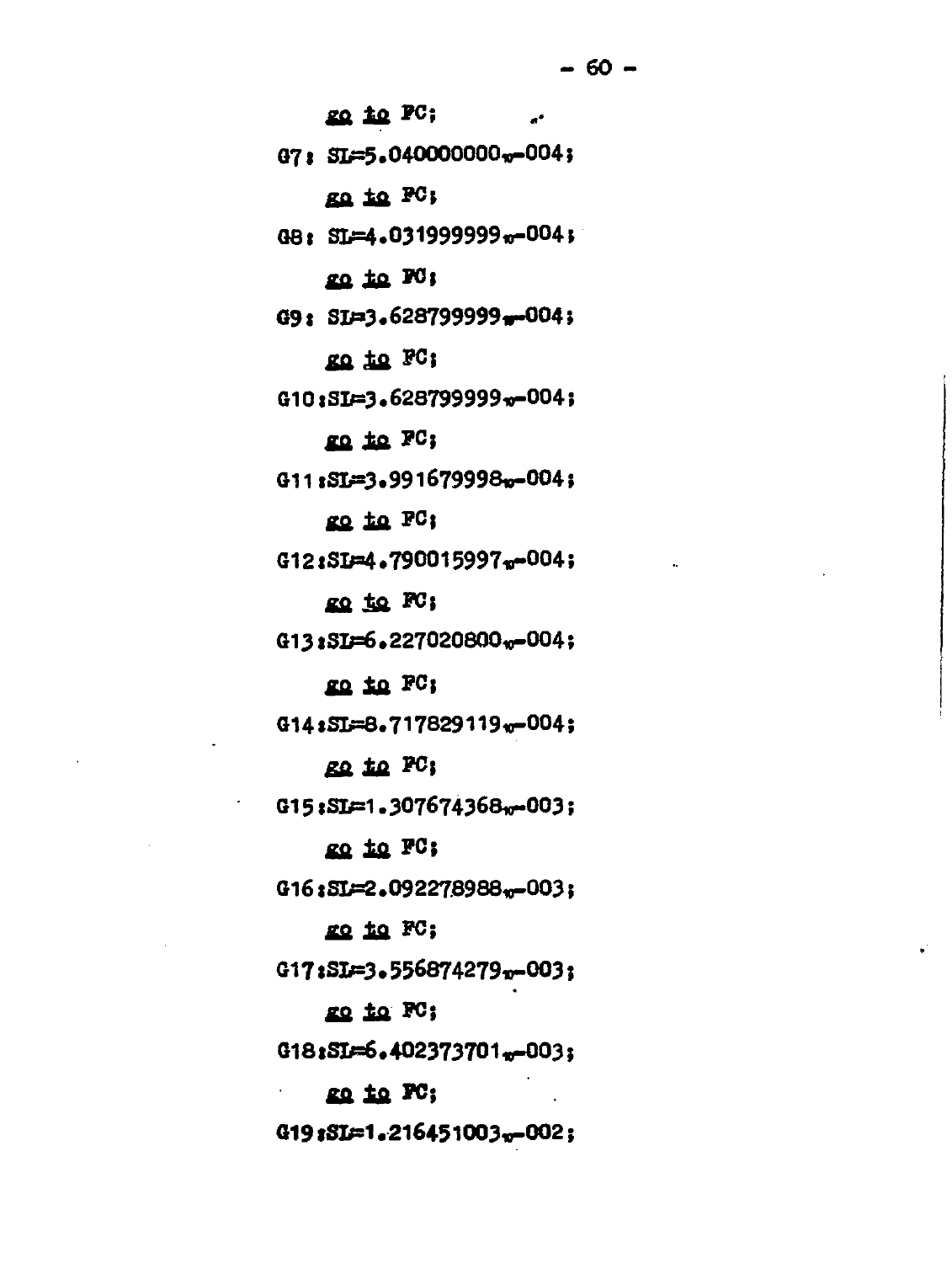```
    go to FC;
G7: SL=5.040000000₁₀-004;
    go to FC;
G8: SL=4.031999999₁₀-004;
    go to FC;
G9: SL=3.628799999₁₀-004;
    go to FC;
G10:SL=3.628799999₁₀-004;
    go to FC;
G11:SL=3.991679998₁₀-004;
    go to FC;
G12:SL=4.790015997₁₀-004;
    go to FC;
G13:SL=6.227020800₁₀-004;
    go to FC;
G14:SL=8.717829119₁₀-004;
    go to FC;
G15:SL=1.307674368₁₀-003;
    go to FC;
G16:SL=2.092278988₁₀-003;
    go to FC;
G17:SL=3.556874279₁₀-003;
    go to FC;
G18:SL=6.402373701₁₀-003;
    go to FC;
G19:SL=1.216451003₁₀-002;
```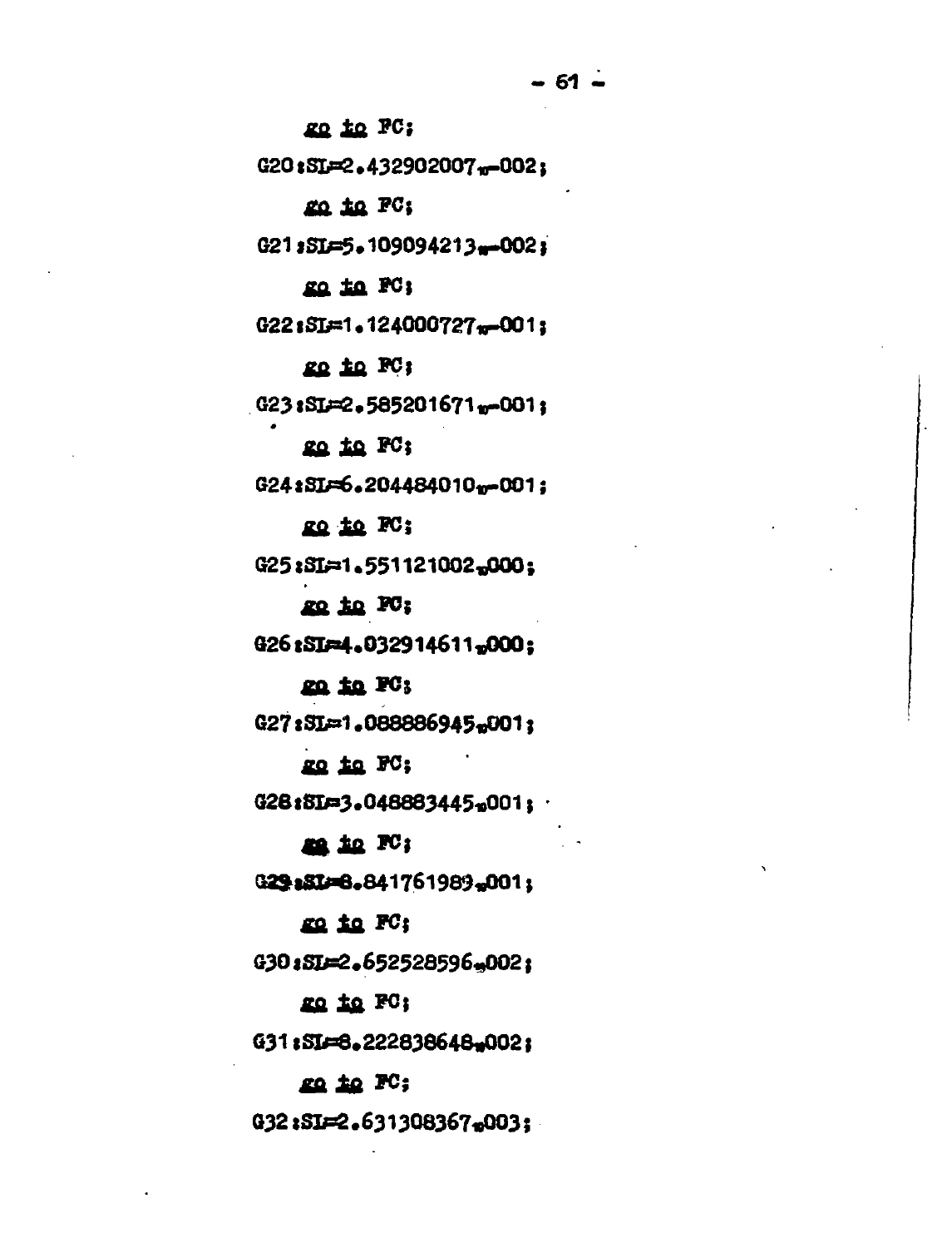```
    go to FC;
G20:SL=2.432902007₁₀-002;
    go to FC;
G21:SL=5.109094213₁₀-002;
    go to FC;
G22:SL=1.124000727₁₀-001;
    go to FC;
G23:SL=2.585201671₁₀-001;
    go to FC;
G24:SL=6.204484010₁₀-001;
    go to FC;
G25:SL=1.551121002₁₀000;
    go to FC;
G26:SL=4.032914611₁₀000;
    go to FC;
G27:SL=1.088886945₁₀001;
    go to FC;
G28:SL=3.048883445₁₀001;
    go to FC;
G29:SL=8.841761989₁₀001;
    go to FC;
G30:SL=2.652528596₁₀002;
    go to FC;
G31:SL=8.222838648₁₀002;
    go to FC;
G32:SL=2.631308367₁₀003;
```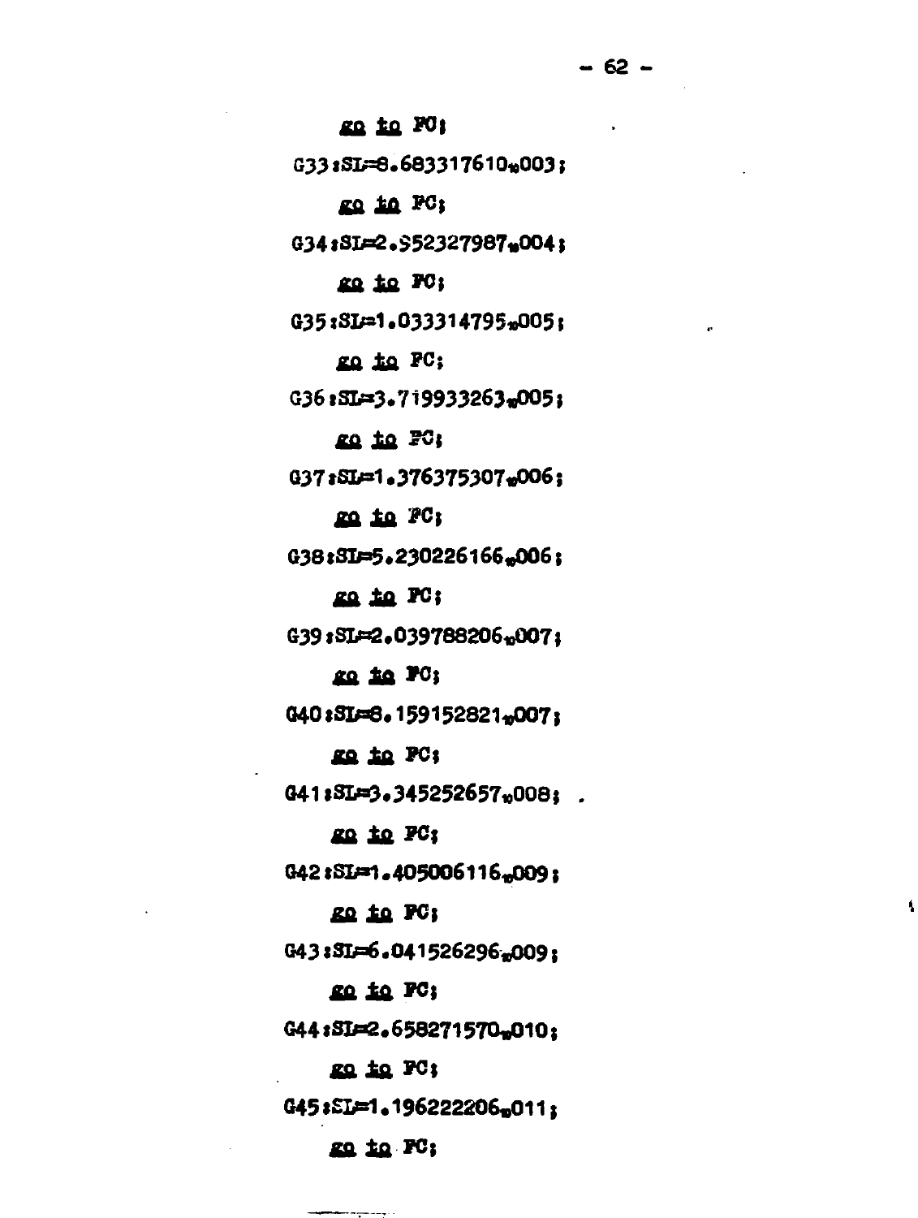```
    go to PC;
G33:SL=8.683317610₁₀003;
    go to PC;
G34:SL=2.952327987₁₀004;
    go to PC;
G35:SL=1.033314795₁₀005;
    go to PC;
G36:SL=3.719933263₁₀005;
    go to PC;
G37:SL=1.376375307₁₀006;
    go to PC;
G38:SL=5.230226166₁₀006;
    go to PC;
G39:SL=2.039788206₁₀007;
    go to PC;
G40:SL=8.159152821₁₀007;
    go to PC;
G41:SL=3.345252657₁₀008;
    go to PC;
G42:SL=1.405006116₁₀009;
    go to PC;
G43:SL=6.041526296₁₀009;
    go to PC;
G44:SL=2.658271570₁₀010;
    go to PC;
G45:SL=1.196222206₁₀011;
    go to PC;
```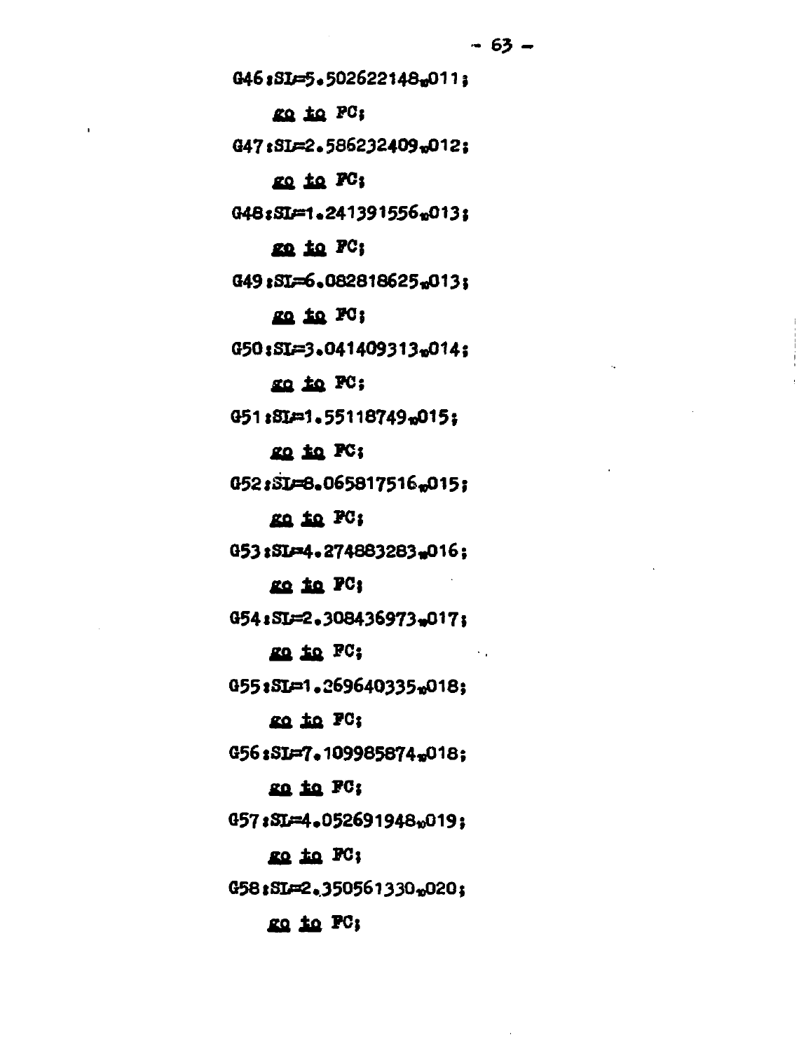```
G46:SL=5.502622148₁₀011;
    go to FC;
G47:SL=2.586232409₁₀012;
    go to FC;
G48:SL=1.241391556₁₀013;
    go to FC;
G49:SL=6.082818625₁₀013;
    go to FC;
G50:SL=3.041409313₁₀014;
    go to FC;
G51:SL=1.55118749₁₀015;
    go to FC;
G52:SL=8.065817516₁₀015;
    go to FC;
G53:SL=4.274883283₁₀016;
    go to FC;
G54:SL=2.308436973₁₀017;
    go to FC;
G55:SL=1.269640335₁₀018;
    go to FC;
G56:SL=7.109985874₁₀018;
    go to FC;
G57:SL=4.052691948₁₀019;
    go to FC;
G58:SL=2.350561330₁₀020;
    go to FC;
```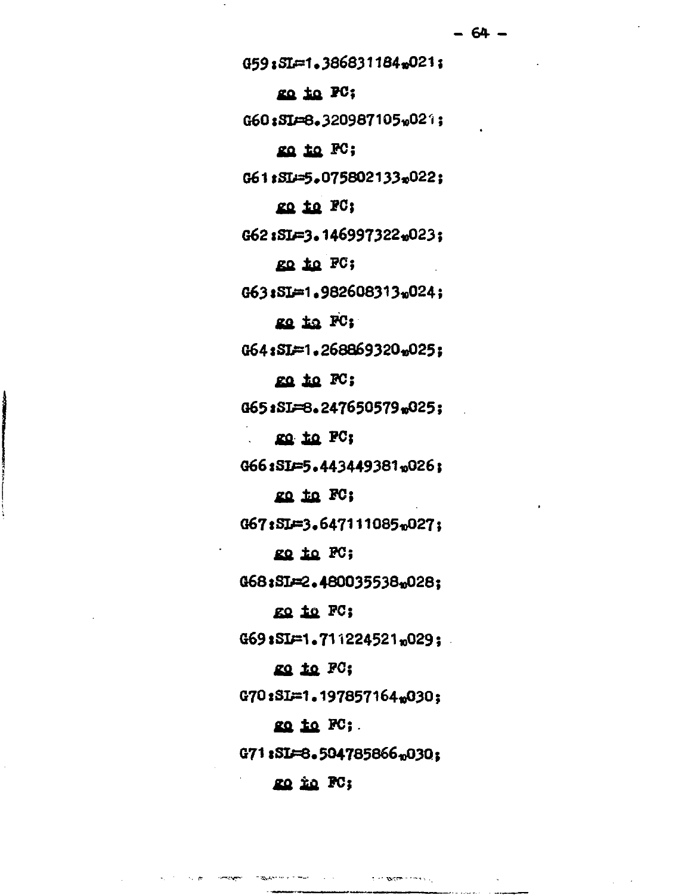```
G59:SI:=1.386831184₁₀021;
    go to FC;
G60:SI:=8.320987105₁₀021;
    go to FC;
G61:SI:=5.075802133₁₀022;
    go to FC;
G62:SI:=3.146997322₁₀023;
    go to FC;
G63:SI:=1.982608313₁₀024;
    go to FC;
G64:SI:=1.268869320₁₀025;
    go to FC;
G65:SI:=8.247650579₁₀025;
    go to FC;
G66:SI:=5.443449381₁₀026;
    go to FC;
G67:SI:=3.647111085₁₀027;
    go to FC;
G68:SI:=2.480035538₁₀028;
    go to FC;
G69:SI:=1.711224521₁₀029;
    go to FC;
G70:SI:=1.197857164₁₀030;
    go to FC;
G71:SI:=8.504785866₁₀030;
    go to FC;
```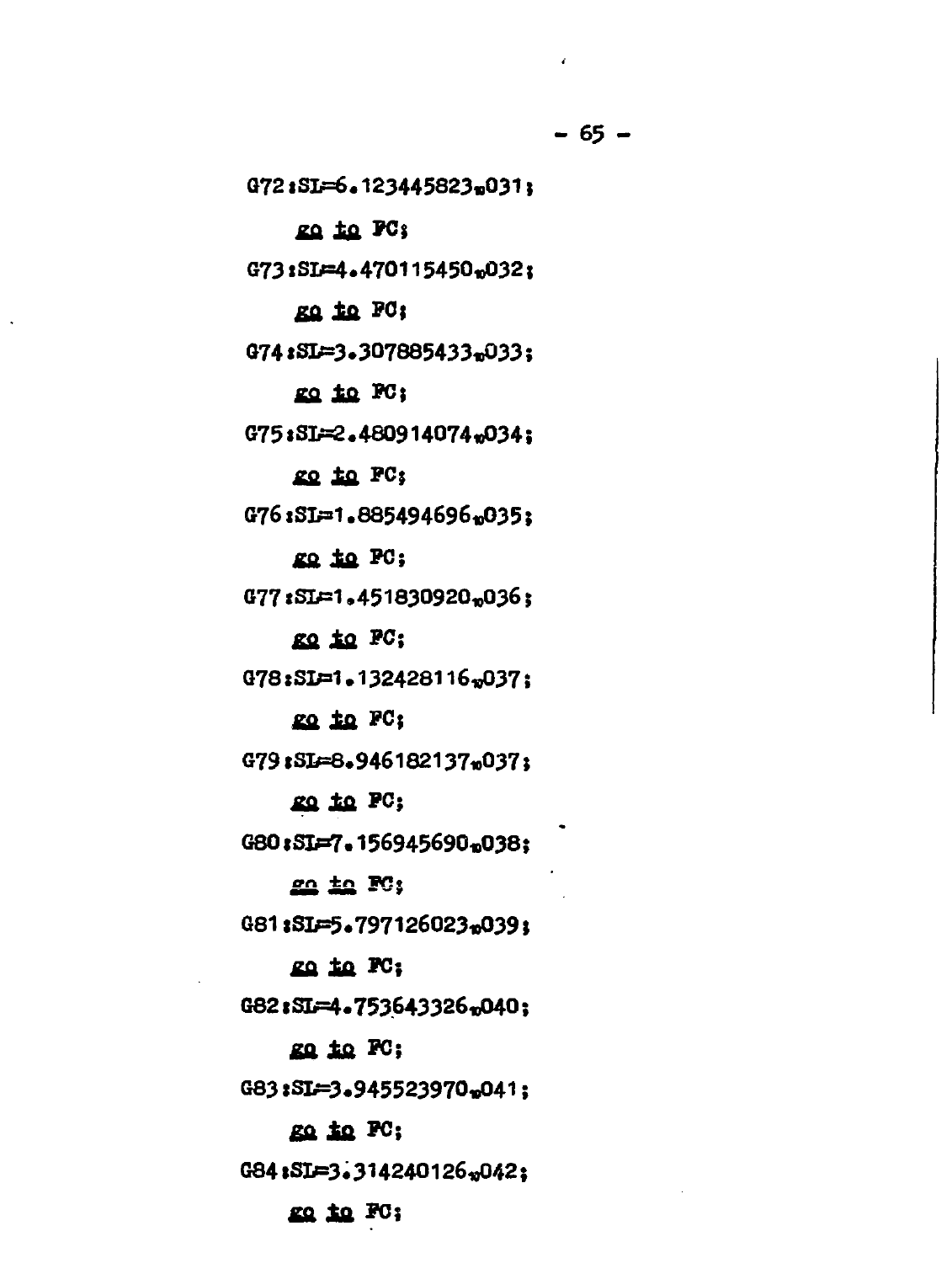```
G72:SL=6.123445823₁₀031;
    go to FC;
G73:SL=4.470115450₁₀032;
    go to FC;
G74:SL=3.307885433₁₀033;
    go to FC;
G75:SL=2.480914074₁₀034;
    go to FC;
G76:SL=1.885494696₁₀035;
    go to FC;
G77:SL=1.451830920₁₀036;
    go to FC;
G78:SL=1.132428116₁₀037;
    go to FC;
G79:SL=8.946182137₁₀037;
    go to FC;
G80:SL=7.156945690₁₀038;
    go to FC;
G81:SL=5.797126023₁₀039;
    go to FC;
G82:SL=4.753643326₁₀040;
    go to FC;
G83:SL=3.945523970₁₀041;
    go to FC;
G84:SL=3.314240126₁₀042;
    go to FC;
```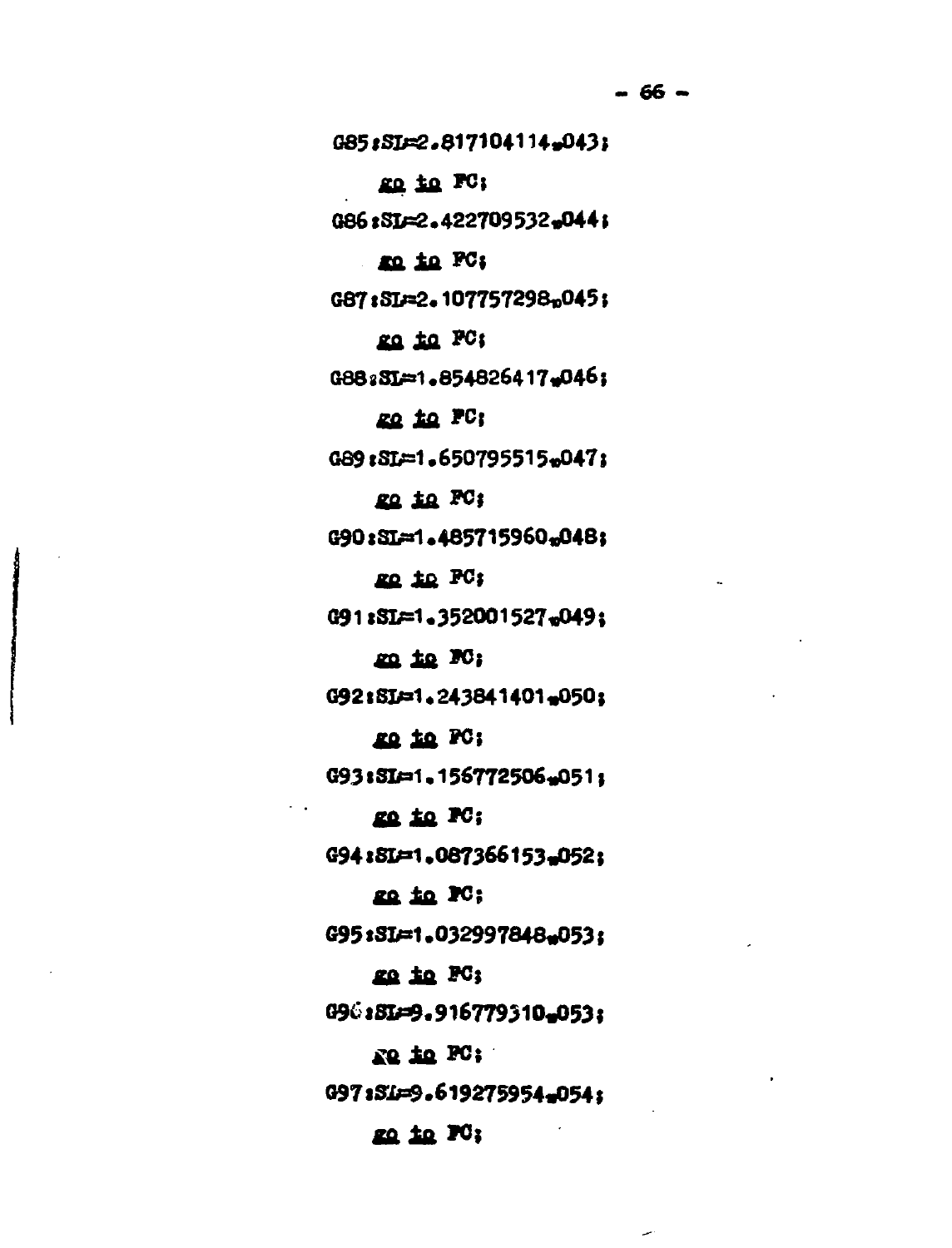```
G85:SL:=2.817104114₁₀043;
    go to FC;
G86:SL:=2.422709532₁₀044;
    go to FC;
G87:SL:=2.107757298₁₀045;
    go to FC;
G88:SL:=1.854826417₁₀046;
    go to FC;
G89:SL:=1.650795515₁₀047;
    go to FC;
G90:SL:=1.485715960₁₀048;
    go to FC;
G91:SL:=1.352001527₁₀049;
    go to FC;
G92:SL:=1.243841401₁₀050;
    go to FC;
G93:SL:=1.156772506₁₀051;
    go to FC;
G94:SL:=1.087366153₁₀052;
    go to FC;
G95:SL:=1.032997848₁₀053;
    go to FC;
G96:SL:=9.916779310₁₀053;
    go to FC;
G97:SL:=9.619275954₁₀054;
    go to FC;
```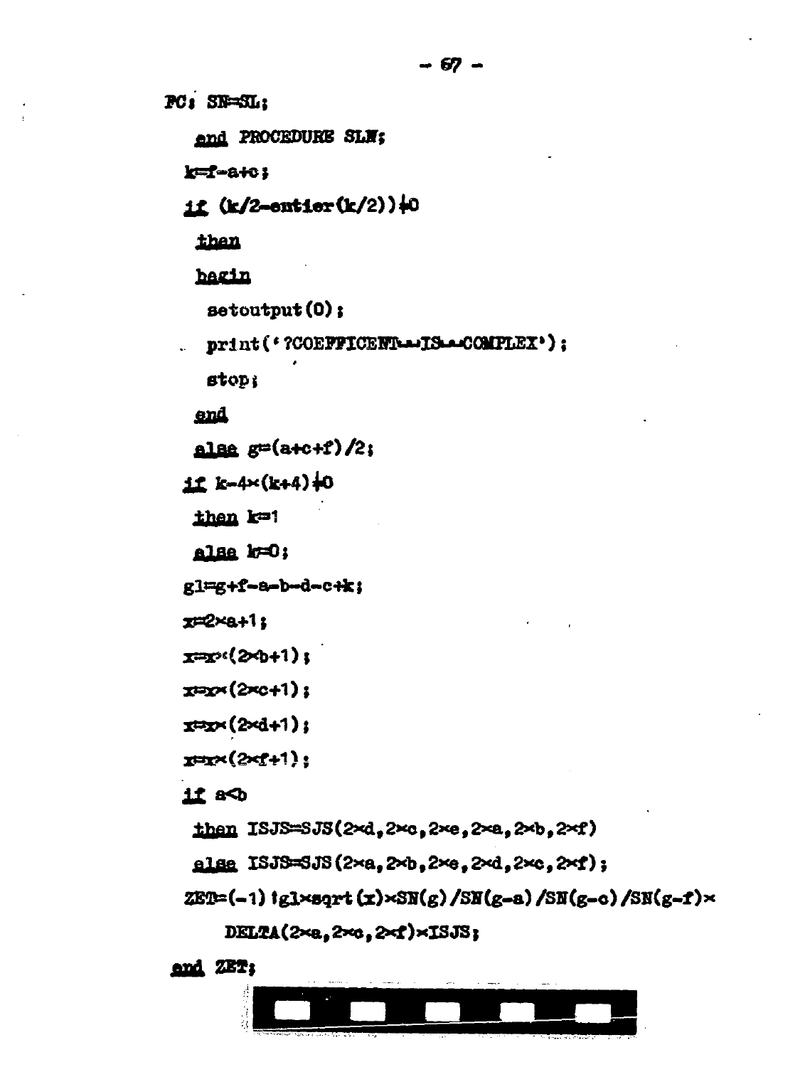```
FC: SN=SL;
  end PROCEDURE SLN;
  k=f-a+c;
  if (k/2-entier(k/2))≠0
    then
    begin
      setoutput(0);
      print('?COEFFICENT␣IS␣COMPLEX');
      stop;
    end
    else g=(a+c+f)/2;
  if k-4×(k+4)≠0
    then k=1
    else k=0;
  g1=g+f-a-b-d-c+k;
  x=2×a+1;
  x=x×(2×b+1);
  x=x×(2×c+1);
  x=x×(2×d+1);
  x=x×(2×f+1);
  if a<b
    then ISJS=SJS(2×d,2×c,2×e,2×a,2×b,2×f)
    else ISJS=SJS(2×a,2×b,2×e,2×d,2×c,2×f);
  ZET=(-1)↑g1×sqrt(x)×SN(g)/SN(g-a)/SN(g-c)/SN(g-f)×
      DELTA(2×a,2×c,2×f)×ISJS;
 end ZET;
```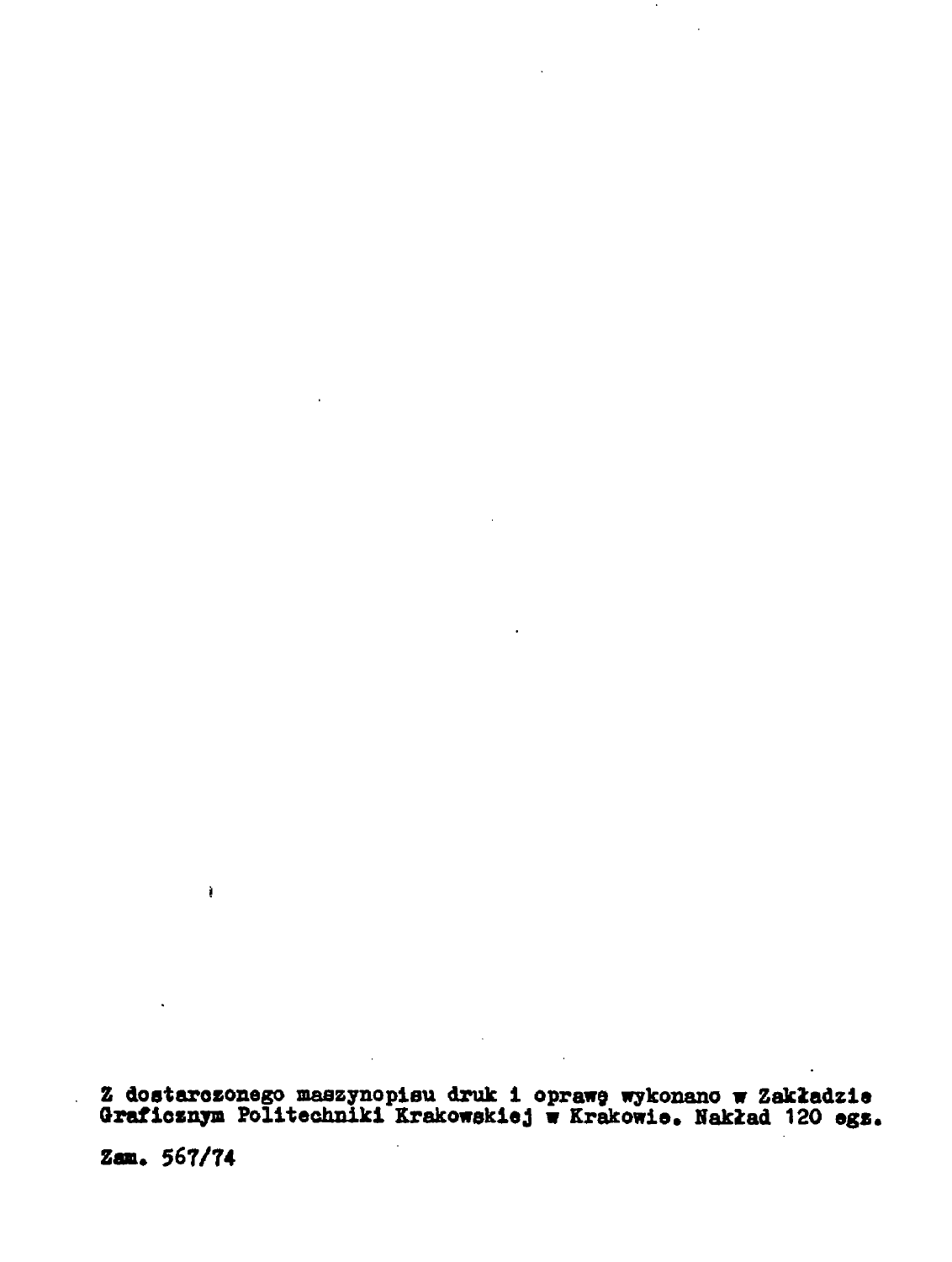Z dostarczonego maszynopisu druk i oprawę wykonano w Zakładzie Graficznym Politechniki Krakowskiej w Krakowie. Nakład 120 egz.

Zam. 567/74